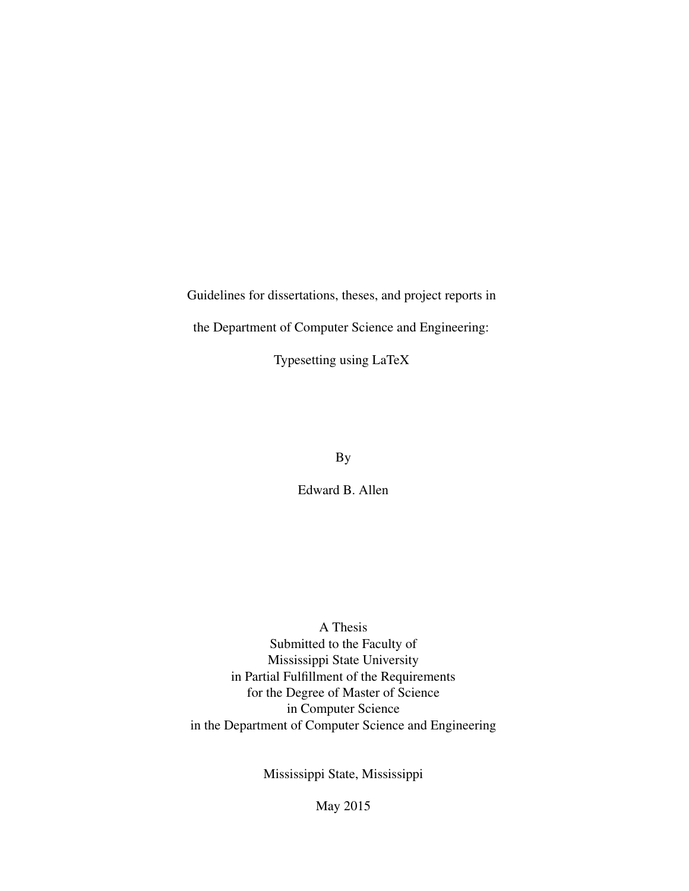# Guidelines for dissertations, theses, and project reports in the Department of Computer Science and Engineering: Typesetting using LaTeX

By

Edward B. Allen

A Thesis
Submitted to the Faculty of
Mississippi State University
in Partial Fulfillment of the Requirements
for the Degree of Master of Science
in Computer Science
in the Department of Computer Science and Engineering

Mississippi State, Mississippi

May 2015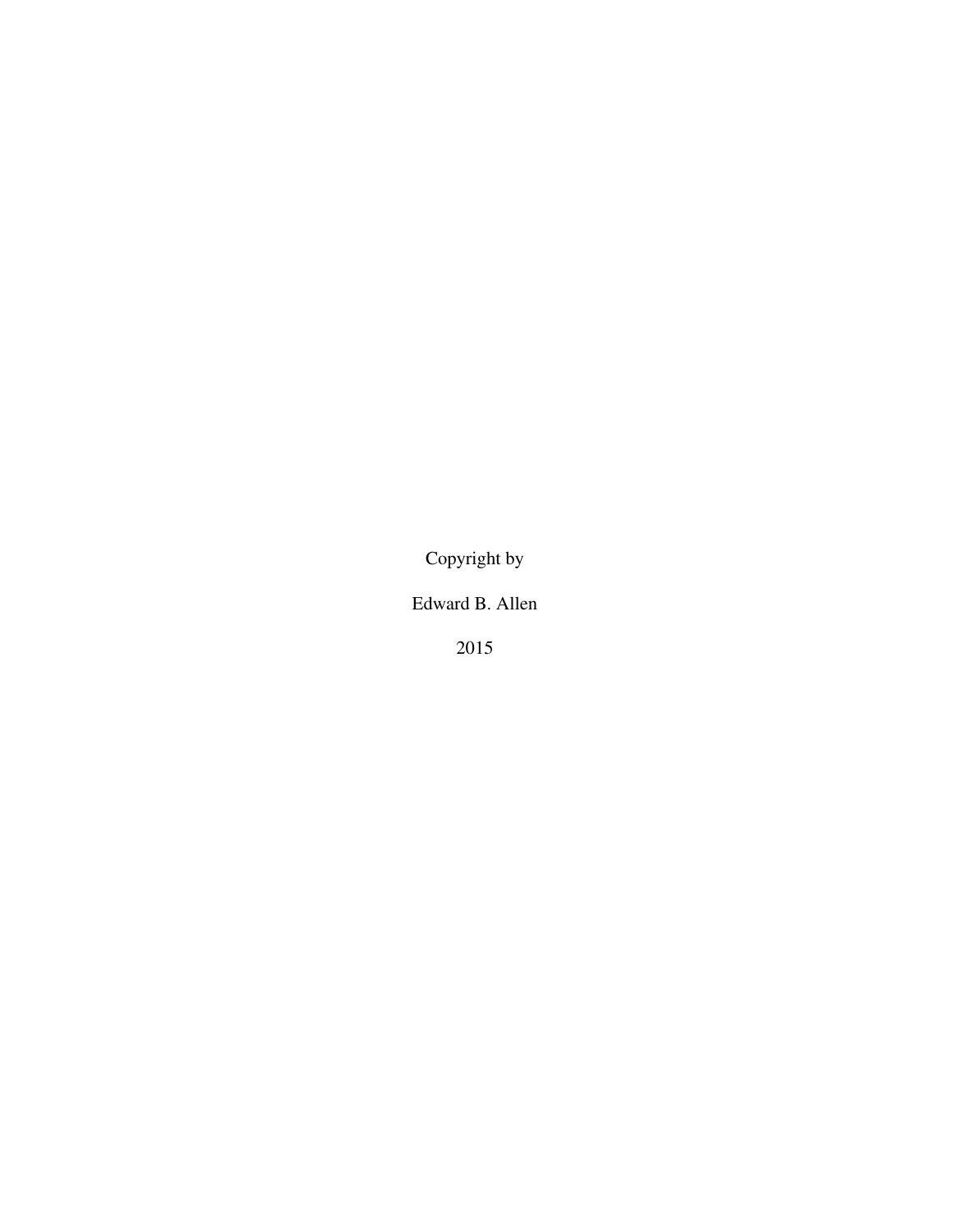Copyright by

Edward B. Allen

2015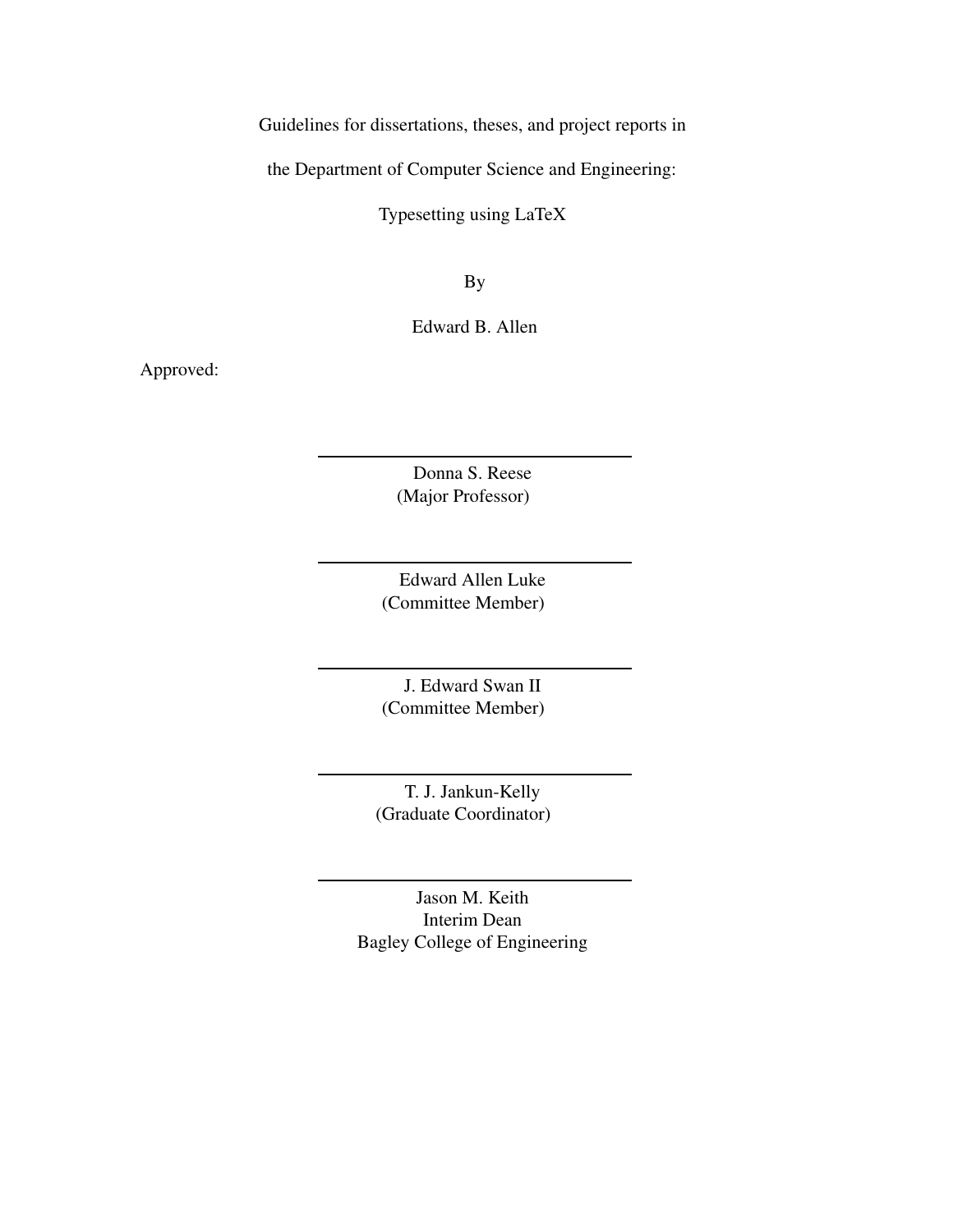Guidelines for dissertations, theses, and project reports in

the Department of Computer Science and Engineering:

Typesetting using LaTeX

By

Edward B. Allen

Approved:

\_\_\_\_\_\_\_\_\_\_\_\_\_\_\_\_\_\_\_\_\_\_\_\_\_\_\_\_\_\_\_\_

Donna S. Reese
(Major Professor)

\_\_\_\_\_\_\_\_\_\_\_\_\_\_\_\_\_\_\_\_\_\_\_\_\_\_\_\_\_\_\_\_

Edward Allen Luke
(Committee Member)

\_\_\_\_\_\_\_\_\_\_\_\_\_\_\_\_\_\_\_\_\_\_\_\_\_\_\_\_\_\_\_\_

J. Edward Swan II
(Committee Member)

\_\_\_\_\_\_\_\_\_\_\_\_\_\_\_\_\_\_\_\_\_\_\_\_\_\_\_\_\_\_\_\_

T. J. Jankun-Kelly
(Graduate Coordinator)

\_\_\_\_\_\_\_\_\_\_\_\_\_\_\_\_\_\_\_\_\_\_\_\_\_\_\_\_\_\_\_\_

Jason M. Keith
Interim Dean
Bagley College of Engineering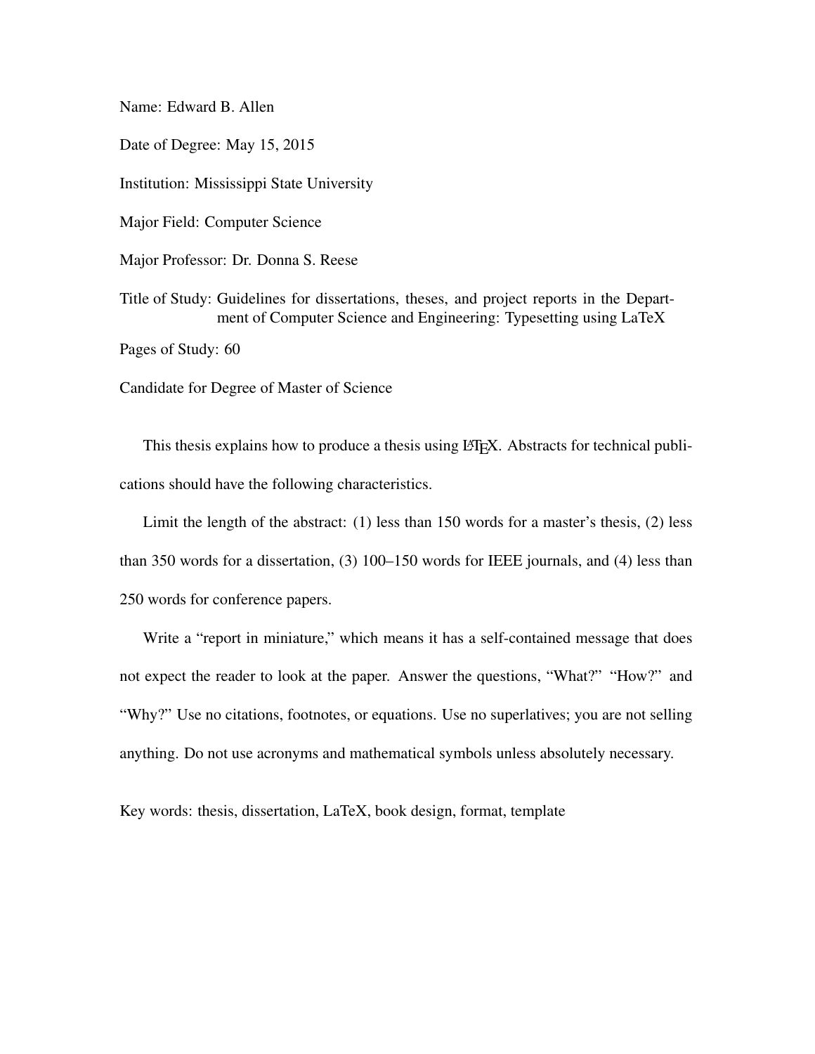Name: Edward B. Allen

Date of Degree: May 15, 2015

Institution: Mississippi State University

Major Field: Computer Science

Major Professor: Dr. Donna S. Reese

Title of Study: Guidelines for dissertations, theses, and project reports in the Department of Computer Science and Engineering: Typesetting using LaTeX

Pages of Study: 60

Candidate for Degree of Master of Science

This thesis explains how to produce a thesis using LaTeX. Abstracts for technical publications should have the following characteristics.

Limit the length of the abstract: (1) less than 150 words for a master's thesis, (2) less than 350 words for a dissertation, (3) 100–150 words for IEEE journals, and (4) less than 250 words for conference papers.

Write a "report in miniature," which means it has a self-contained message that does not expect the reader to look at the paper. Answer the questions, "What?" "How?" and "Why?" Use no citations, footnotes, or equations. Use no superlatives; you are not selling anything. Do not use acronyms and mathematical symbols unless absolutely necessary.

Key words: thesis, dissertation, LaTeX, book design, format, template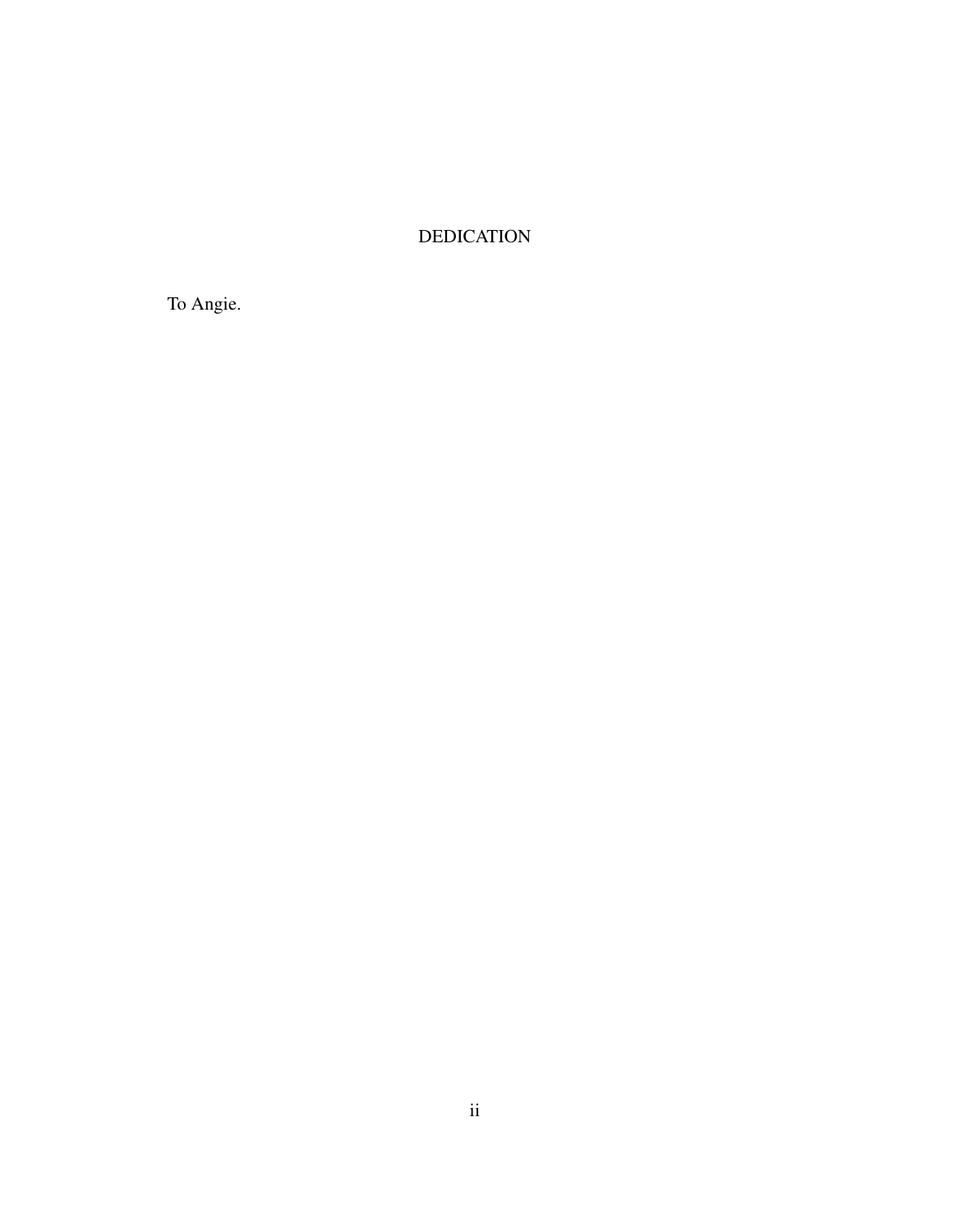# DEDICATION

To Angie.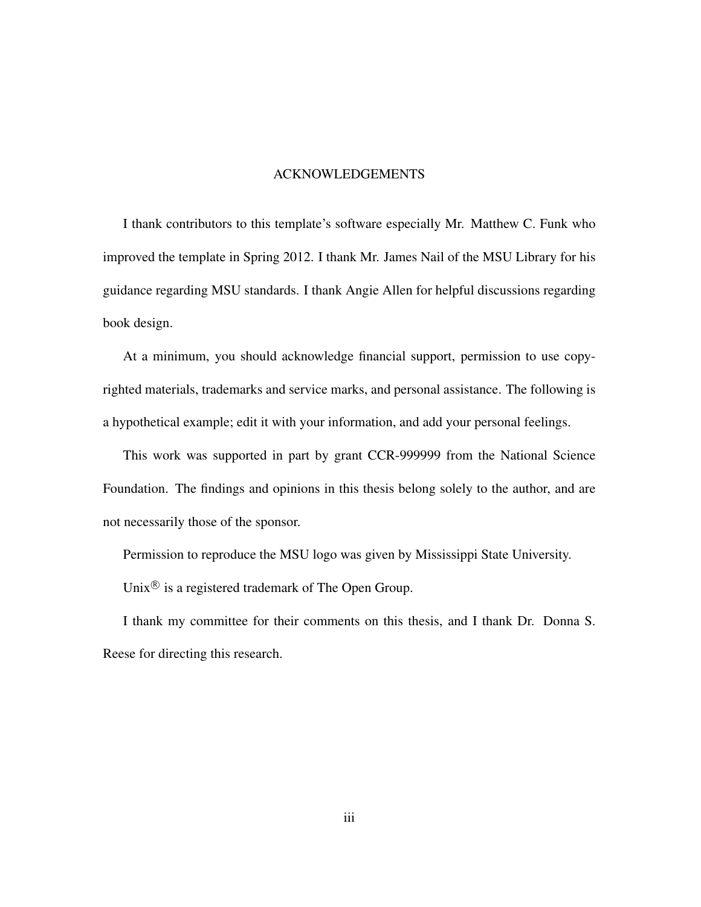# ACKNOWLEDGEMENTS

I thank contributors to this template's software especially Mr. Matthew C. Funk who improved the template in Spring 2012. I thank Mr. James Nail of the MSU Library for his guidance regarding MSU standards. I thank Angie Allen for helpful discussions regarding book design.

At a minimum, you should acknowledge financial support, permission to use copyrighted materials, trademarks and service marks, and personal assistance. The following is a hypothetical example; edit it with your information, and add your personal feelings.

This work was supported in part by grant CCR-999999 from the National Science Foundation. The findings and opinions in this thesis belong solely to the author, and are not necessarily those of the sponsor.

Permission to reproduce the MSU logo was given by Mississippi State University.

Unix® is a registered trademark of The Open Group.

I thank my committee for their comments on this thesis, and I thank Dr. Donna S. Reese for directing this research.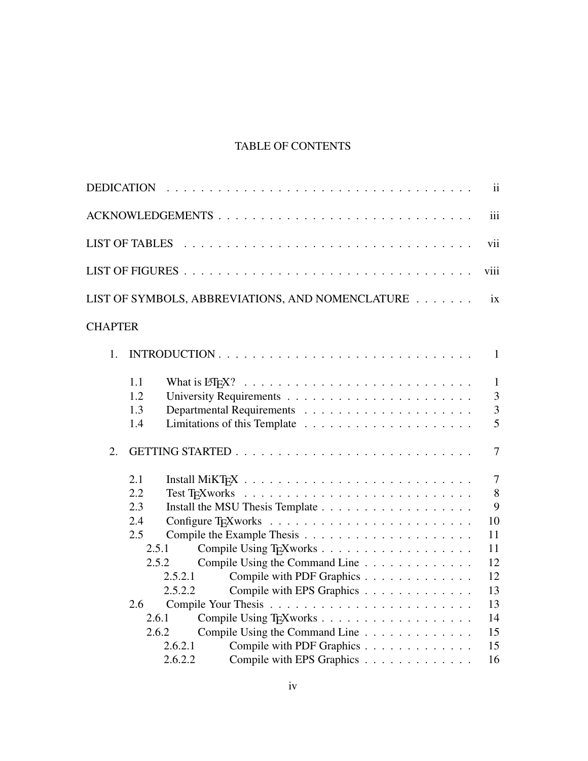# TABLE OF CONTENTS

DEDICATION . . . . . . . . . . . . . . . . . . . . . . . . . . . . . . . . . . . . ii

ACKNOWLEDGEMENTS . . . . . . . . . . . . . . . . . . . . . . . . . . . . . . iii

LIST OF TABLES . . . . . . . . . . . . . . . . . . . . . . . . . . . . . . . . . vii

LIST OF FIGURES . . . . . . . . . . . . . . . . . . . . . . . . . . . . . . . . viii

LIST OF SYMBOLS, ABBREVIATIONS, AND NOMENCLATURE . . . . . . . ix

CHAPTER

1. INTRODUCTION . . . . . . . . . . . . . . . . . . . . . . . . . . . . . . 1

   1.1 What is LaTeX? . . . . . . . . . . . . . . . . . . . . . . . . . . . 1
   1.2 University Requirements . . . . . . . . . . . . . . . . . . . . . . 3
   1.3 Departmental Requirements . . . . . . . . . . . . . . . . . . . . . 3
   1.4 Limitations of this Template . . . . . . . . . . . . . . . . . . . . 5

2. GETTING STARTED . . . . . . . . . . . . . . . . . . . . . . . . . . . . 7

   2.1 Install MiKTeX . . . . . . . . . . . . . . . . . . . . . . . . . . . 7
   2.2 Test TeXworks . . . . . . . . . . . . . . . . . . . . . . . . . . . 8
   2.3 Install the MSU Thesis Template . . . . . . . . . . . . . . . . . . 9
   2.4 Configure TeXworks . . . . . . . . . . . . . . . . . . . . . . . . 10
   2.5 Compile the Example Thesis . . . . . . . . . . . . . . . . . . . . 11
      2.5.1 Compile Using TeXworks . . . . . . . . . . . . . . . . . . 11
      2.5.2 Compile Using the Command Line . . . . . . . . . . . . . 12
         2.5.2.1 Compile with PDF Graphics . . . . . . . . . . . . . 12
         2.5.2.2 Compile with EPS Graphics . . . . . . . . . . . . . 13
   2.6 Compile Your Thesis . . . . . . . . . . . . . . . . . . . . . . . . 13
      2.6.1 Compile Using TeXworks . . . . . . . . . . . . . . . . . . 14
      2.6.2 Compile Using the Command Line . . . . . . . . . . . . . 15
         2.6.2.1 Compile with PDF Graphics . . . . . . . . . . . . . 15
         2.6.2.2 Compile with EPS Graphics . . . . . . . . . . . . . 16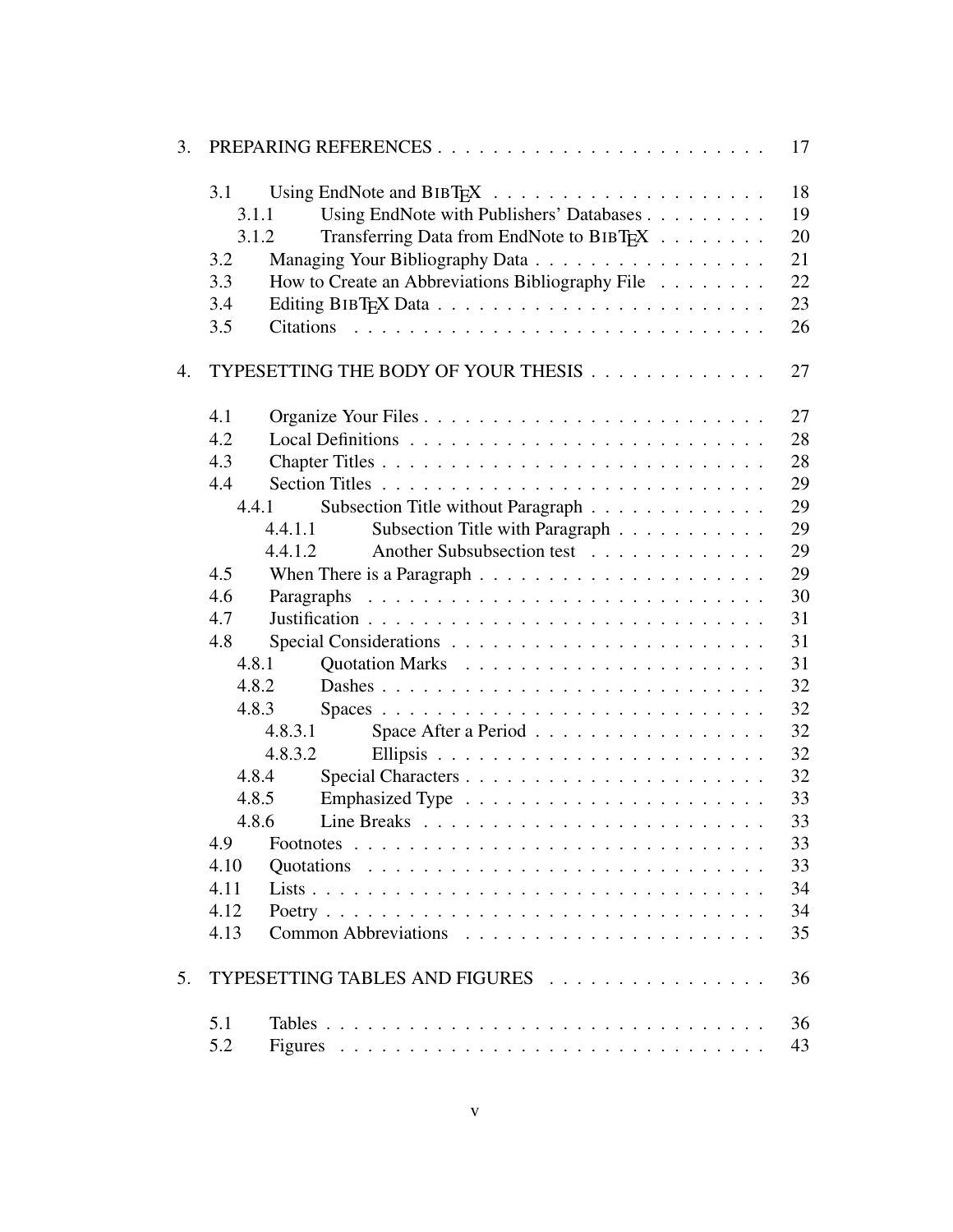3. PREPARING REFERENCES . . . . . . . . . . . . . . . . . . . . . . . . 17

- 3.1 Using EndNote and BibTeX . . . . . . . . . . . . . . . . . . . . 18
  - 3.1.1 Using EndNote with Publishers' Databases . . . . . . . . . 19
  - 3.1.2 Transferring Data from EndNote to BibTeX . . . . . . . . 20
- 3.2 Managing Your Bibliography Data . . . . . . . . . . . . . . . . . 21
- 3.3 How to Create an Abbreviations Bibliography File . . . . . . . . 22
- 3.4 Editing BibTeX Data . . . . . . . . . . . . . . . . . . . . . . . 23
- 3.5 Citations . . . . . . . . . . . . . . . . . . . . . . . . . . . . . 26

4. TYPESETTING THE BODY OF YOUR THESIS . . . . . . . . . . . . . 27

- 4.1 Organize Your Files . . . . . . . . . . . . . . . . . . . . . . . . 27
- 4.2 Local Definitions . . . . . . . . . . . . . . . . . . . . . . . . . 28
- 4.3 Chapter Titles . . . . . . . . . . . . . . . . . . . . . . . . . . . 28
- 4.4 Section Titles . . . . . . . . . . . . . . . . . . . . . . . . . . . 29
  - 4.4.1 Subsection Title without Paragraph . . . . . . . . . . . . . 29
    - 4.4.1.1 Subsection Title with Paragraph . . . . . . . . . . . 29
    - 4.4.1.2 Another Subsubsection test . . . . . . . . . . . . . 29
- 4.5 When There is a Paragraph . . . . . . . . . . . . . . . . . . . . 29
- 4.6 Paragraphs . . . . . . . . . . . . . . . . . . . . . . . . . . . . 30
- 4.7 Justification . . . . . . . . . . . . . . . . . . . . . . . . . . . 31
- 4.8 Special Considerations . . . . . . . . . . . . . . . . . . . . . . 31
  - 4.8.1 Quotation Marks . . . . . . . . . . . . . . . . . . . . . . 31
  - 4.8.2 Dashes . . . . . . . . . . . . . . . . . . . . . . . . . . . 32
  - 4.8.3 Spaces . . . . . . . . . . . . . . . . . . . . . . . . . . . 32
    - 4.8.3.1 Space After a Period . . . . . . . . . . . . . . . . . 32
    - 4.8.3.2 Ellipsis . . . . . . . . . . . . . . . . . . . . . . . . 32
  - 4.8.4 Special Characters . . . . . . . . . . . . . . . . . . . . . . 32
  - 4.8.5 Emphasized Type . . . . . . . . . . . . . . . . . . . . . . 33
  - 4.8.6 Line Breaks . . . . . . . . . . . . . . . . . . . . . . . . . 33
- 4.9 Footnotes . . . . . . . . . . . . . . . . . . . . . . . . . . . . . 33
- 4.10 Quotations . . . . . . . . . . . . . . . . . . . . . . . . . . . . 33
- 4.11 Lists . . . . . . . . . . . . . . . . . . . . . . . . . . . . . . . 34
- 4.12 Poetry . . . . . . . . . . . . . . . . . . . . . . . . . . . . . . 34
- 4.13 Common Abbreviations . . . . . . . . . . . . . . . . . . . . . . 35

5. TYPESETTING TABLES AND FIGURES . . . . . . . . . . . . . . . . 36

- 5.1 Tables . . . . . . . . . . . . . . . . . . . . . . . . . . . . . . . 36
- 5.2 Figures . . . . . . . . . . . . . . . . . . . . . . . . . . . . . . 43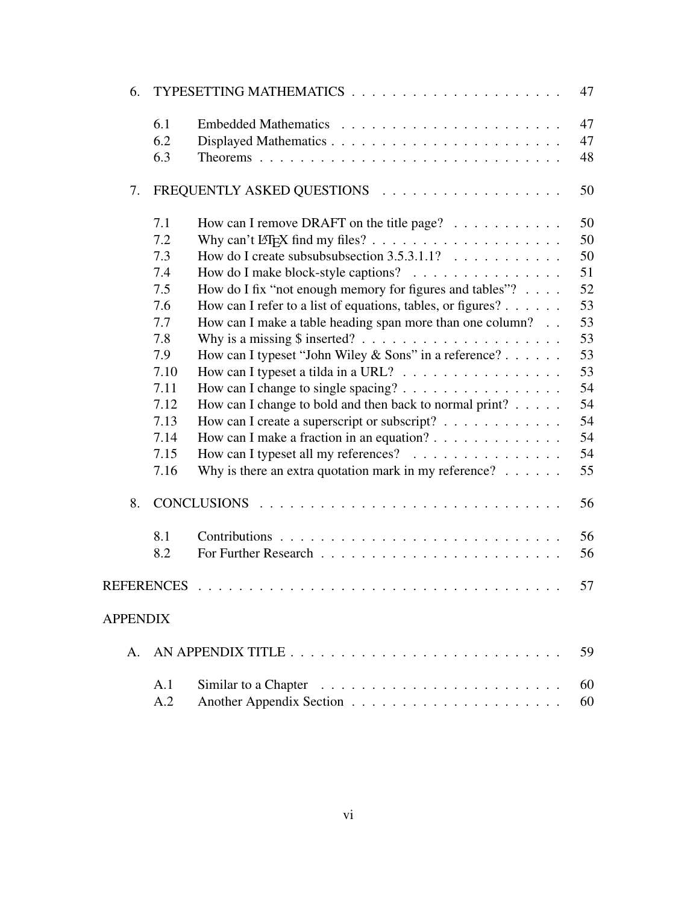| | | | |
|---|---|---|---|
| 6. | TYPESETTING MATHEMATICS | | 47 |
| | 6.1 | Embedded Mathematics | 47 |
| | 6.2 | Displayed Mathematics | 47 |
| | 6.3 | Theorems | 48 |
| 7. | FREQUENTLY ASKED QUESTIONS | | 50 |
| | 7.1 | How can I remove DRAFT on the title page? | 50 |
| | 7.2 | Why can't LaTeX find my files? | 50 |
| | 7.3 | How do I create subsubsubsection 3.5.3.1.1? | 50 |
| | 7.4 | How do I make block-style captions? | 51 |
| | 7.5 | How do I fix "not enough memory for figures and tables"? | 52 |
| | 7.6 | How can I refer to a list of equations, tables, or figures? | 53 |
| | 7.7 | How can I make a table heading span more than one column? | 53 |
| | 7.8 | Why is a missing $ inserted? | 53 |
| | 7.9 | How can I typeset "John Wiley & Sons" in a reference? | 53 |
| | 7.10 | How can I typeset a tilda in a URL? | 53 |
| | 7.11 | How can I change to single spacing? | 54 |
| | 7.12 | How can I change to bold and then back to normal print? | 54 |
| | 7.13 | How can I create a superscript or subscript? | 54 |
| | 7.14 | How can I make a fraction in an equation? | 54 |
| | 7.15 | How can I typeset all my references? | 54 |
| | 7.16 | Why is there an extra quotation mark in my reference? | 55 |
| 8. | CONCLUSIONS | | 56 |
| | 8.1 | Contributions | 56 |
| | 8.2 | For Further Research | 56 |
| REFERENCES | | | 57 |
| APPENDIX | | | |
| A. | AN APPENDIX TITLE | | 59 |
| | A.1 | Similar to a Chapter | 60 |
| | A.2 | Another Appendix Section | 60 |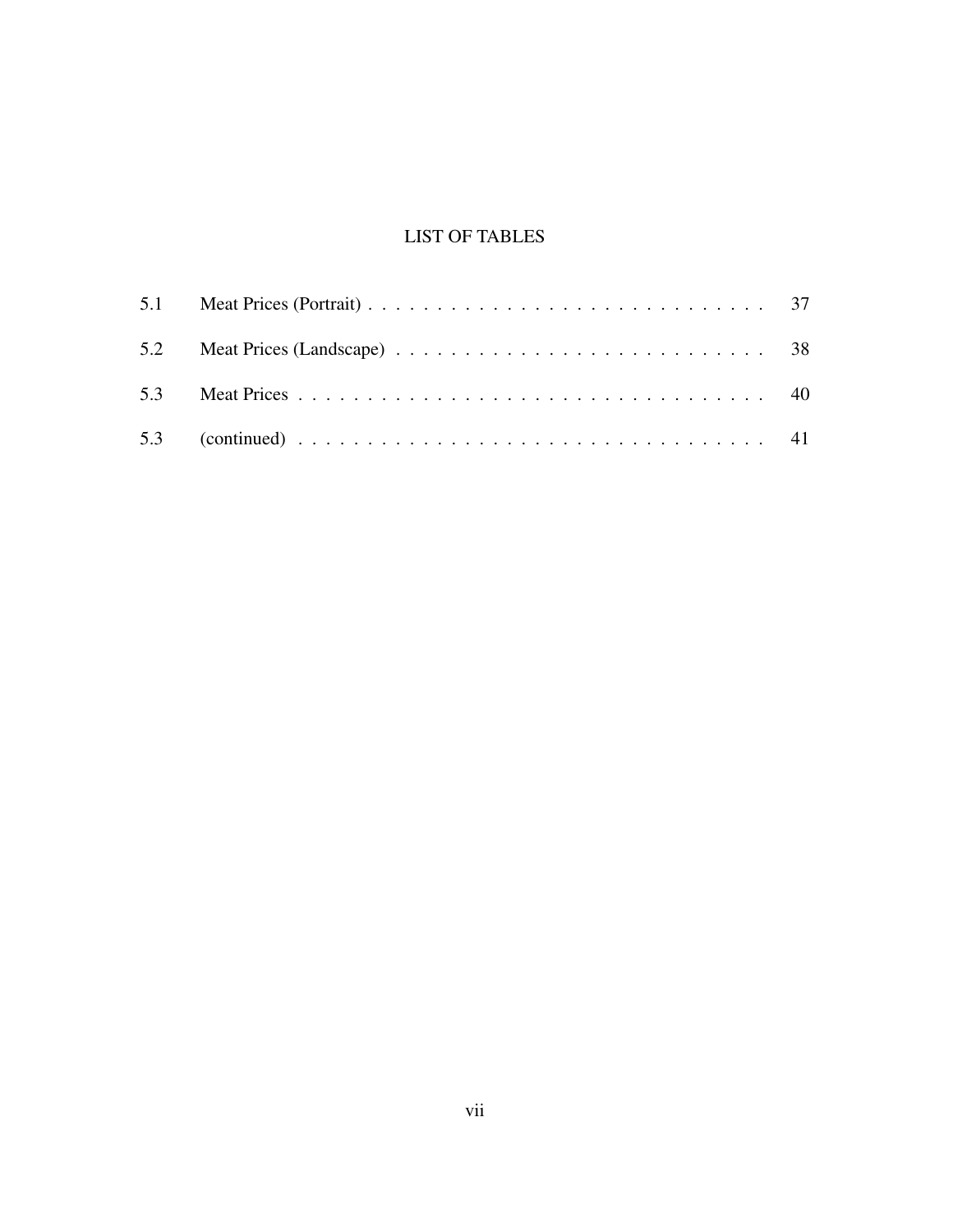# LIST OF TABLES

| | | |
|---|---|---|
| 5.1 | Meat Prices (Portrait) | 37 |
| 5.2 | Meat Prices (Landscape) | 38 |
| 5.3 | Meat Prices | 40 |
| 5.3 | (continued) | 41 |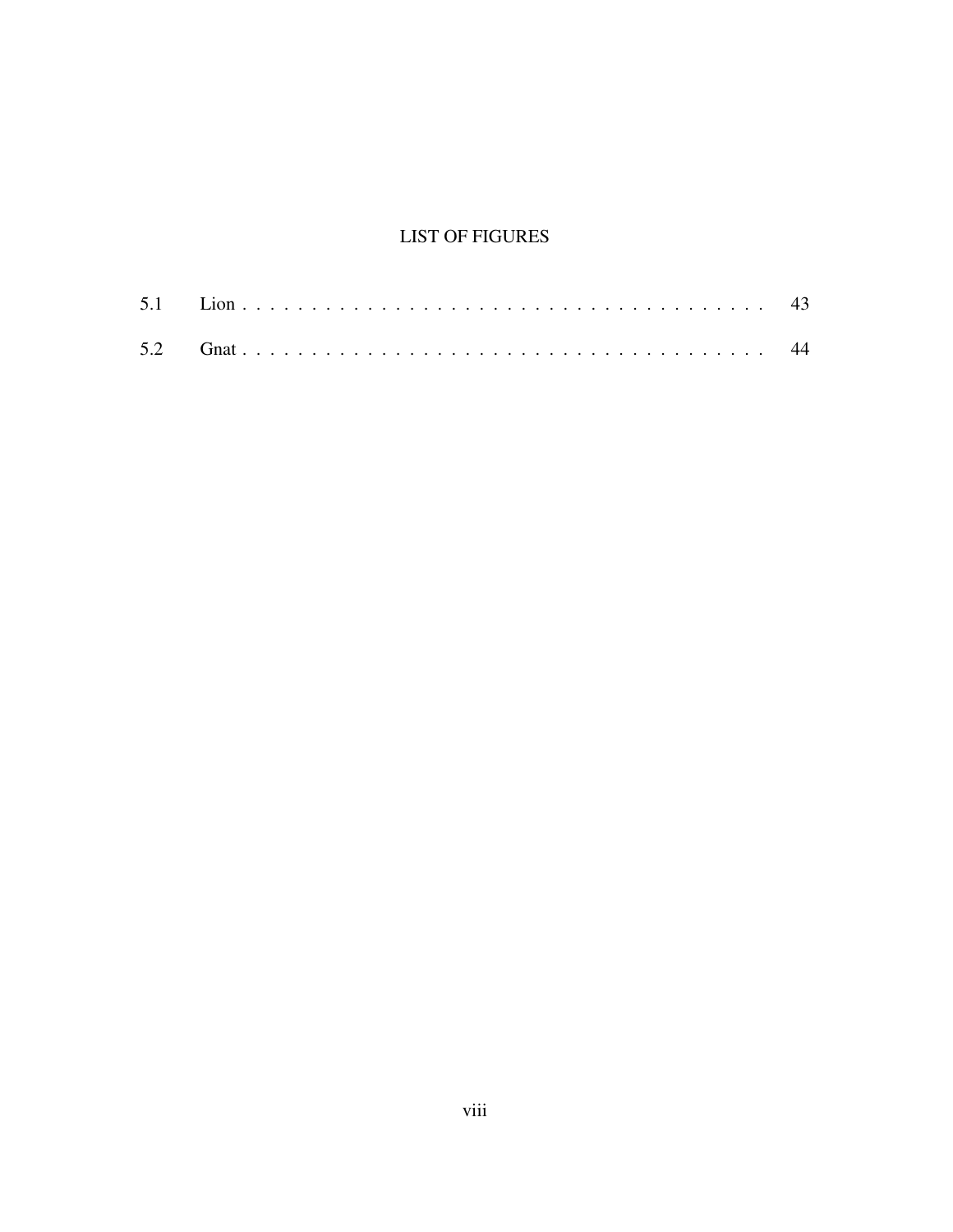# LIST OF FIGURES

5.1 Lion . . . . . . . . . . . . . . . . . . . . . . . . . . . . . . . . . . . . . 43

5.2 Gnat . . . . . . . . . . . . . . . . . . . . . . . . . . . . . . . . . . . . . 44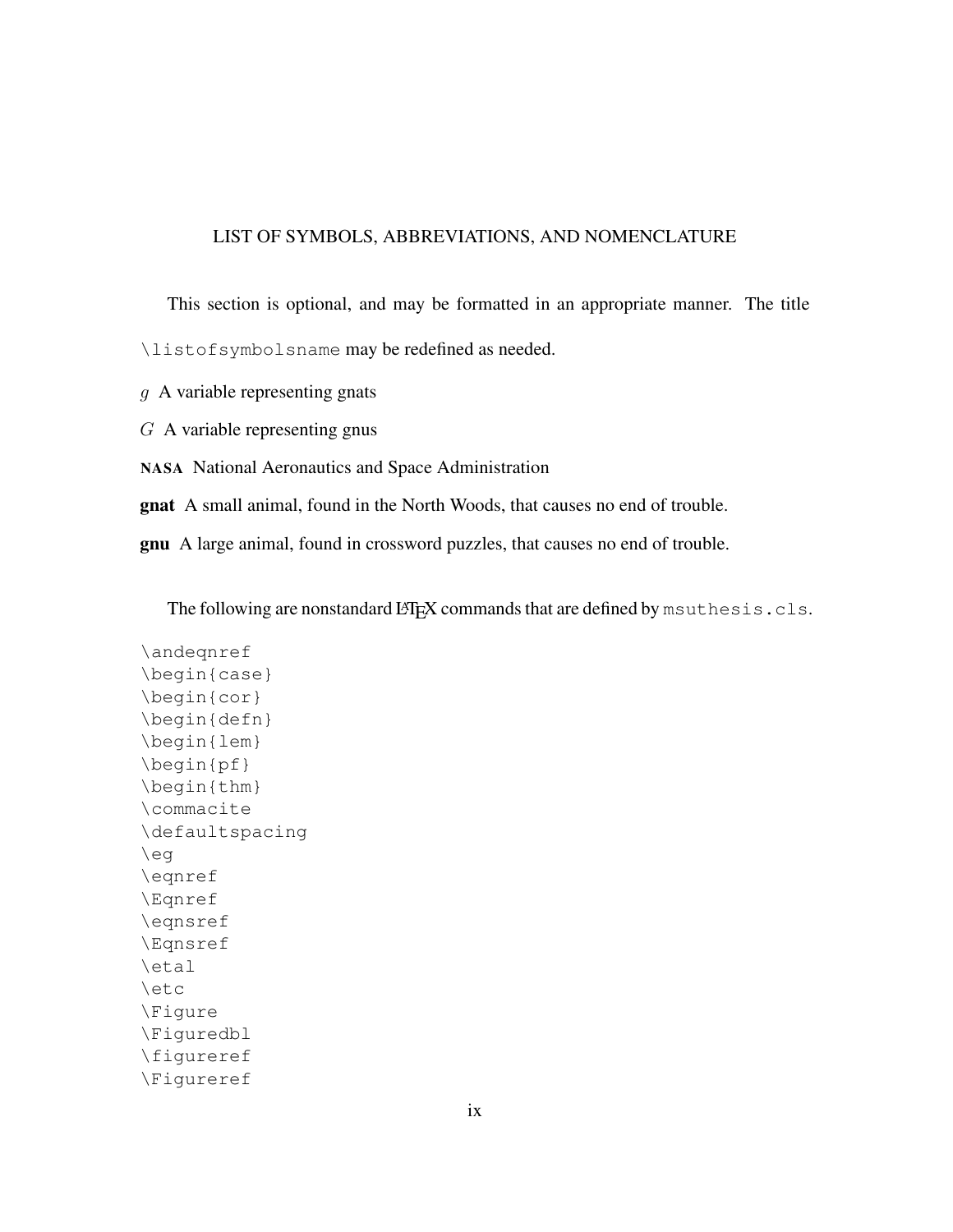# LIST OF SYMBOLS, ABBREVIATIONS, AND NOMENCLATURE

This section is optional, and may be formatted in an appropriate manner. The title `\listofsymbolsname` may be redefined as needed.

$g$ A variable representing gnats

$G$ A variable representing gnus

**NASA** National Aeronautics and Space Administration

**gnat** A small animal, found in the North Woods, that causes no end of trouble.

**gnu** A large animal, found in crossword puzzles, that causes no end of trouble.

The following are nonstandard LaTeX commands that are defined by `msuthesis.cls`.

```
\andeqnref
\begin{case}
\begin{cor}
\begin{defn}
\begin{lem}
\begin{pf}
\begin{thm}
\commacite
\defaultspacing
\eg
\eqnref
\Eqnref
\eqnsref
\Eqnsref
\etal
\etc
\Figure
\Figuredbl
\figureref
\Figureref
```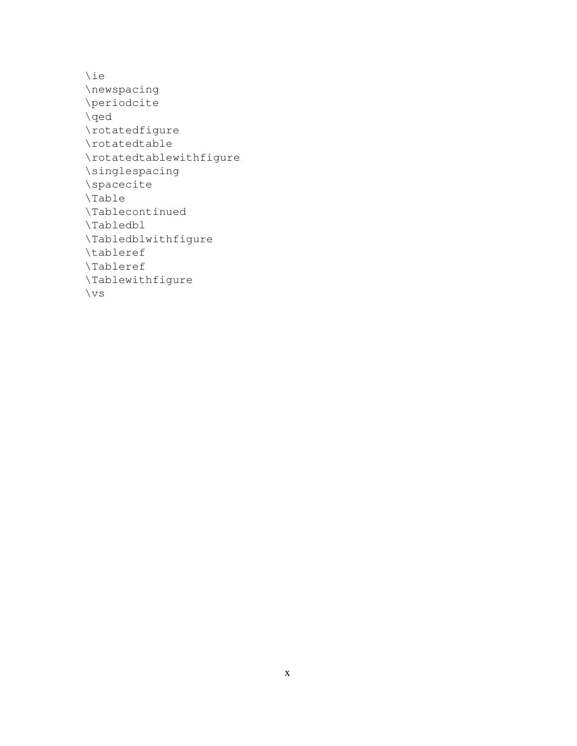\ie  
\newspacing  
\periodcite  
\qed  
\rotatedfigure  
\rotatedtable  
\rotatedtablewithfigure  
\singlespacing  
\spacecite  
\Table  
\Tablecontinued  
\Tabledbl  
\Tabledblwithfigure  
\tableref  
\Tableref  
\Tablewithfigure  
\vs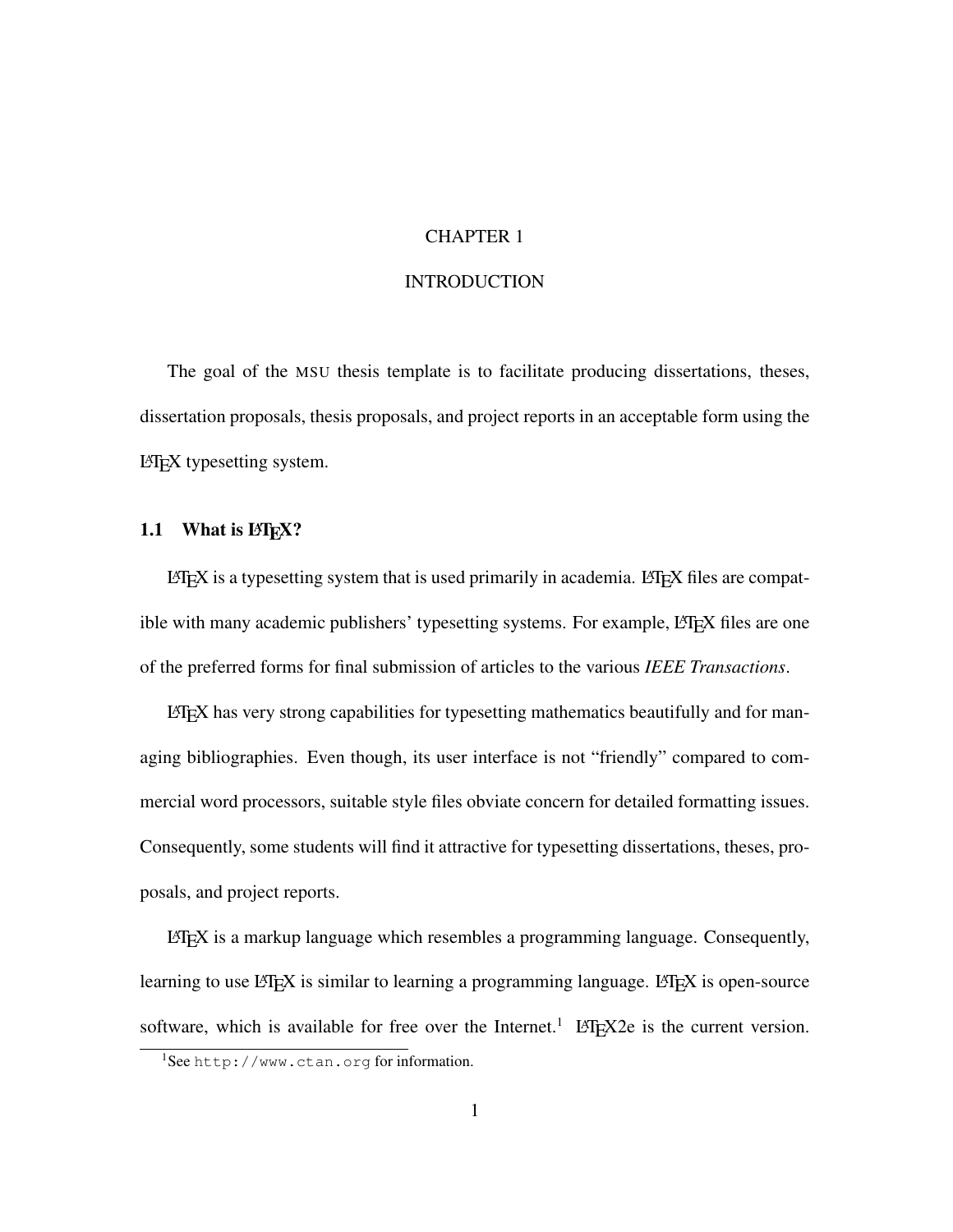# CHAPTER 1

# INTRODUCTION

The goal of the MSU thesis template is to facilitate producing dissertations, theses, dissertation proposals, thesis proposals, and project reports in an acceptable form using the LaTeX typesetting system.

## 1.1 What is LaTeX?

LaTeX is a typesetting system that is used primarily in academia. LaTeX files are compatible with many academic publishers' typesetting systems. For example, LaTeX files are one of the preferred forms for final submission of articles to the various *IEEE Transactions*.

LaTeX has very strong capabilities for typesetting mathematics beautifully and for managing bibliographies. Even though, its user interface is not "friendly" compared to commercial word processors, suitable style files obviate concern for detailed formatting issues. Consequently, some students will find it attractive for typesetting dissertations, theses, proposals, and project reports.

LaTeX is a markup language which resembles a programming language. Consequently, learning to use LaTeX is similar to learning a programming language. LaTeX is open-source software, which is available for free over the Internet.[1] LaTeX2e is the current version.

[1] See `http://www.ctan.org` for information.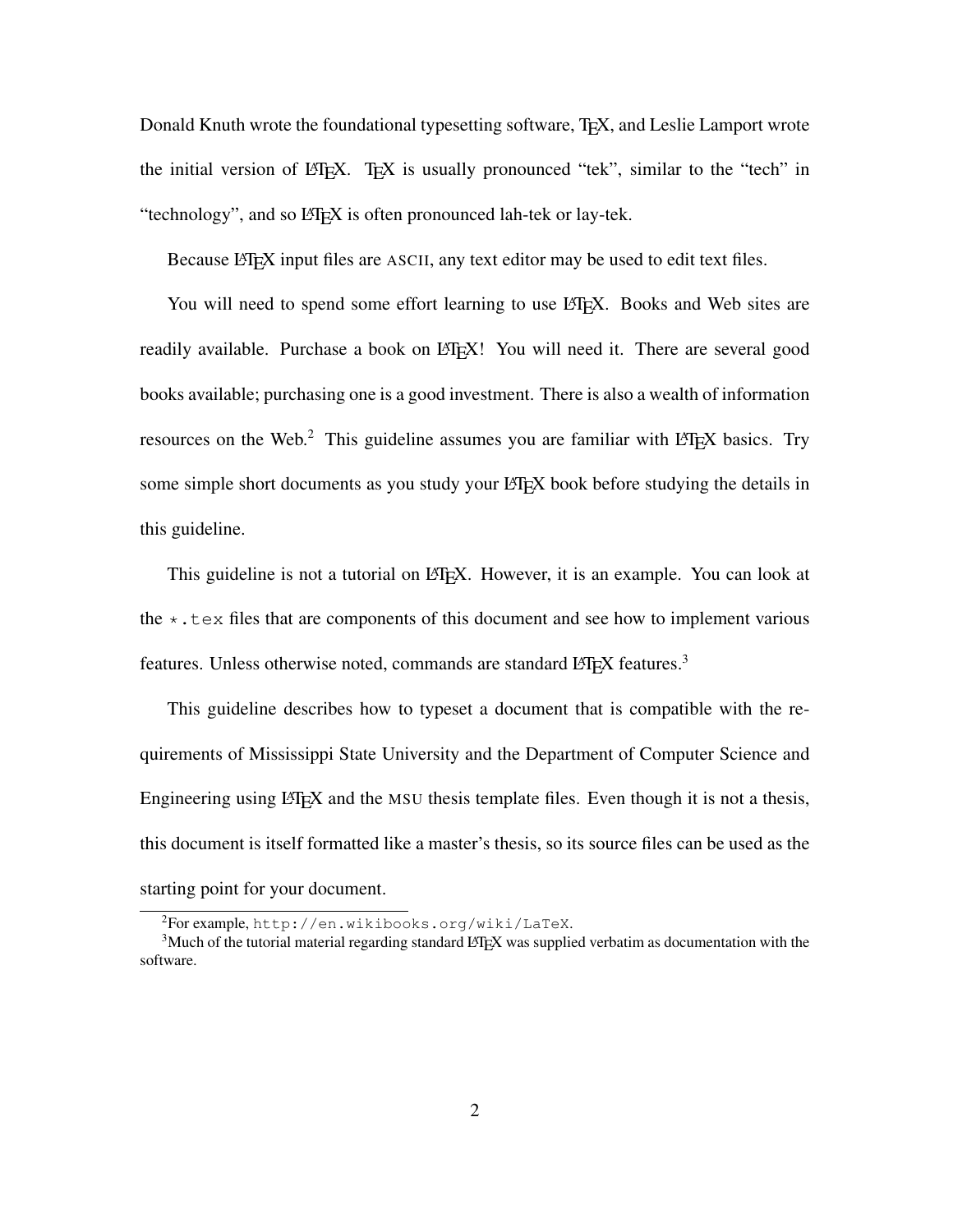Donald Knuth wrote the foundational typesetting software, TeX, and Leslie Lamport wrote the initial version of LaTeX. TeX is usually pronounced "tek", similar to the "tech" in "technology", and so LaTeX is often pronounced lah-tek or lay-tek.

Because LaTeX input files are ASCII, any text editor may be used to edit text files.

You will need to spend some effort learning to use LaTeX. Books and Web sites are readily available. Purchase a book on LaTeX! You will need it. There are several good books available; purchasing one is a good investment. There is also a wealth of information resources on the Web.[2] This guideline assumes you are familiar with LaTeX basics. Try some simple short documents as you study your LaTeX book before studying the details in this guideline.

This guideline is not a tutorial on LaTeX. However, it is an example. You can look at the `*.tex` files that are components of this document and see how to implement various features. Unless otherwise noted, commands are standard LaTeX features.[3]

This guideline describes how to typeset a document that is compatible with the requirements of Mississippi State University and the Department of Computer Science and Engineering using LaTeX and the MSU thesis template files. Even though it is not a thesis, this document is itself formatted like a master's thesis, so its source files can be used as the starting point for your document.

---

[2] For example, `http://en.wikibooks.org/wiki/LaTeX`.

[3] Much of the tutorial material regarding standard LaTeX was supplied verbatim as documentation with the software.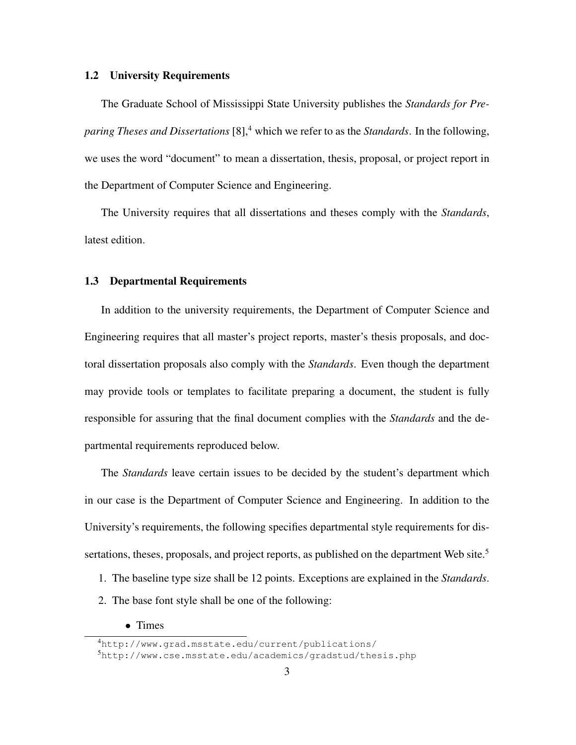### 1.2 University Requirements

The Graduate School of Mississippi State University publishes the *Standards for Preparing Theses and Dissertations* [8],[4] which we refer to as the *Standards*. In the following, we uses the word "document" to mean a dissertation, thesis, proposal, or project report in the Department of Computer Science and Engineering.

The University requires that all dissertations and theses comply with the *Standards*, latest edition.

### 1.3 Departmental Requirements

In addition to the university requirements, the Department of Computer Science and Engineering requires that all master's project reports, master's thesis proposals, and doctoral dissertation proposals also comply with the *Standards*. Even though the department may provide tools or templates to facilitate preparing a document, the student is fully responsible for assuring that the final document complies with the *Standards* and the departmental requirements reproduced below.

The *Standards* leave certain issues to be decided by the student's department which in our case is the Department of Computer Science and Engineering. In addition to the University's requirements, the following specifies departmental style requirements for dissertations, theses, proposals, and project reports, as published on the department Web site.[5]

1. The baseline type size shall be 12 points. Exceptions are explained in the *Standards*.
2. The base font style shall be one of the following:
    - Times

[4] `http://www.grad.msstate.edu/current/publications/`

[5] `http://www.cse.msstate.edu/academics/gradstud/thesis.php`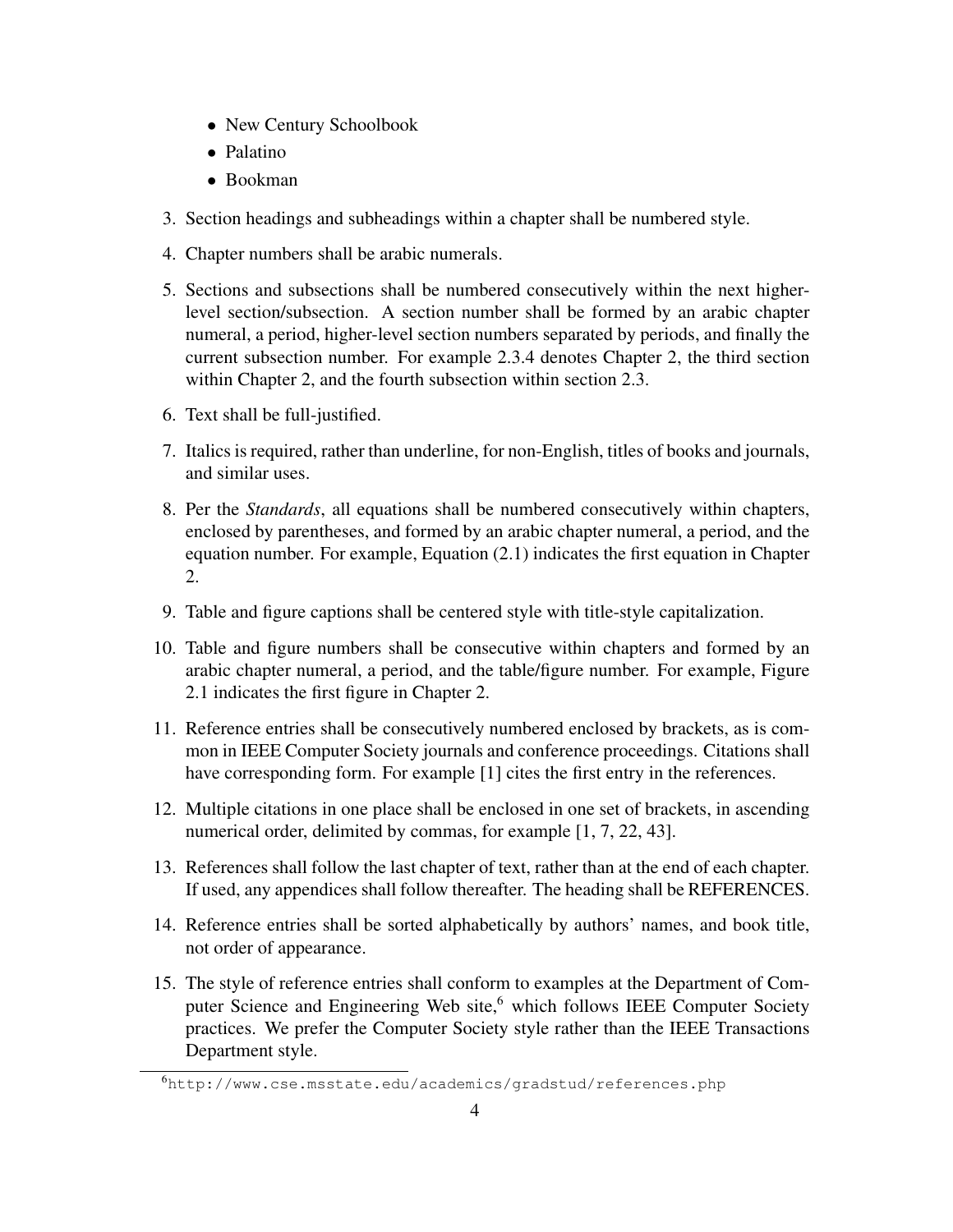- New Century Schoolbook
- Palatino
- Bookman

3. Section headings and subheadings within a chapter shall be numbered style.

4. Chapter numbers shall be arabic numerals.

5. Sections and subsections shall be numbered consecutively within the next higher-level section/subsection. A section number shall be formed by an arabic chapter numeral, a period, higher-level section numbers separated by periods, and finally the current subsection number. For example 2.3.4 denotes Chapter 2, the third section within Chapter 2, and the fourth subsection within section 2.3.

6. Text shall be full-justified.

7. Italics is required, rather than underline, for non-English, titles of books and journals, and similar uses.

8. Per the *Standards*, all equations shall be numbered consecutively within chapters, enclosed by parentheses, and formed by an arabic chapter numeral, a period, and the equation number. For example, Equation (2.1) indicates the first equation in Chapter 2.

9. Table and figure captions shall be centered style with title-style capitalization.

10. Table and figure numbers shall be consecutive within chapters and formed by an arabic chapter numeral, a period, and the table/figure number. For example, Figure 2.1 indicates the first figure in Chapter 2.

11. Reference entries shall be consecutively numbered enclosed by brackets, as is common in IEEE Computer Society journals and conference proceedings. Citations shall have corresponding form. For example [1] cites the first entry in the references.

12. Multiple citations in one place shall be enclosed in one set of brackets, in ascending numerical order, delimited by commas, for example [1, 7, 22, 43].

13. References shall follow the last chapter of text, rather than at the end of each chapter. If used, any appendices shall follow thereafter. The heading shall be REFERENCES.

14. Reference entries shall be sorted alphabetically by authors' names, and book title, not order of appearance.

15. The style of reference entries shall conform to examples at the Department of Computer Science and Engineering Web site,[6] which follows IEEE Computer Society practices. We prefer the Computer Society style rather than the IEEE Transactions Department style.

[6] http://www.cse.msstate.edu/academics/gradstud/references.php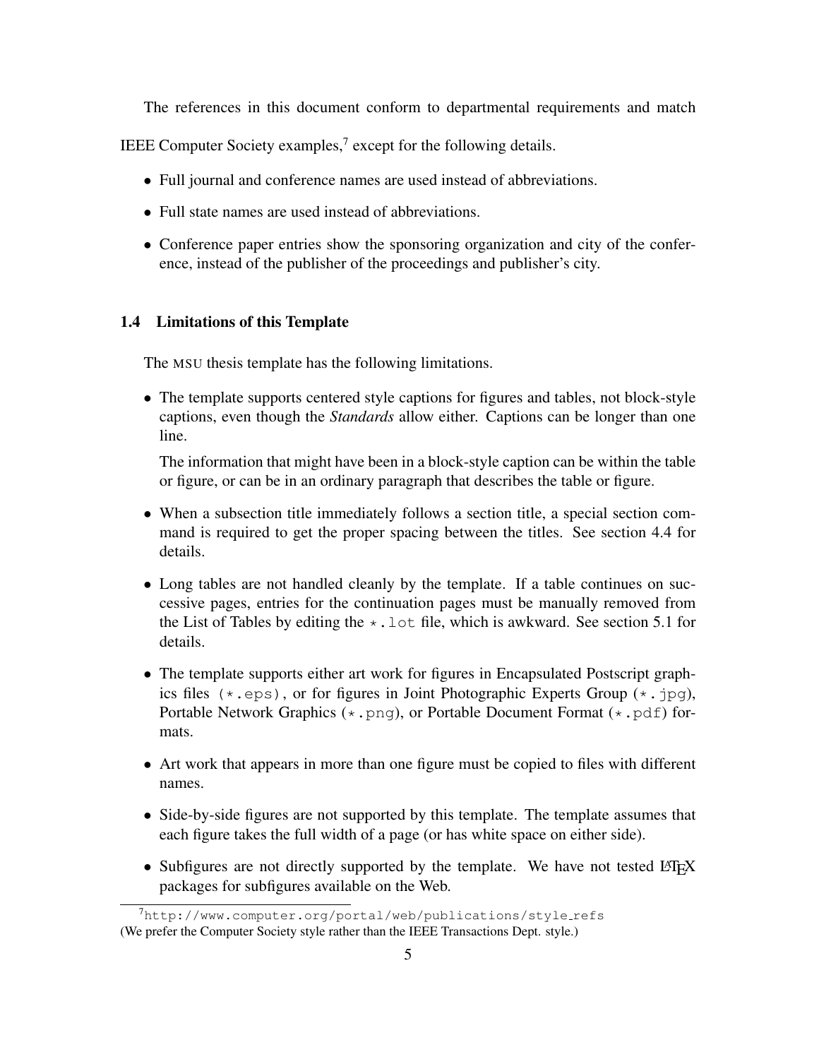The references in this document conform to departmental requirements and match IEEE Computer Society examples,[7] except for the following details.

- Full journal and conference names are used instead of abbreviations.
- Full state names are used instead of abbreviations.
- Conference paper entries show the sponsoring organization and city of the conference, instead of the publisher of the proceedings and publisher's city.

### 1.4 Limitations of this Template

The MSU thesis template has the following limitations.

- The template supports centered style captions for figures and tables, not block-style captions, even though the *Standards* allow either. Captions can be longer than one line.

  The information that might have been in a block-style caption can be within the table or figure, or can be in an ordinary paragraph that describes the table or figure.

- When a subsection title immediately follows a section title, a special section command is required to get the proper spacing between the titles. See section 4.4 for details.
- Long tables are not handled cleanly by the template. If a table continues on successive pages, entries for the continuation pages must be manually removed from the List of Tables by editing the `*.lot` file, which is awkward. See section 5.1 for details.
- The template supports either art work for figures in Encapsulated Postscript graphics files (`*.eps`), or for figures in Joint Photographic Experts Group (`*.jpg`), Portable Network Graphics (`*.png`), or Portable Document Format (`*.pdf`) formats.
- Art work that appears in more than one figure must be copied to files with different names.
- Side-by-side figures are not supported by this template. The template assumes that each figure takes the full width of a page (or has white space on either side).
- Subfigures are not directly supported by the template. We have not tested LaTeX packages for subfigures available on the Web.

[7] `http://www.computer.org/portal/web/publications/style_refs`
(We prefer the Computer Society style rather than the IEEE Transactions Dept. style.)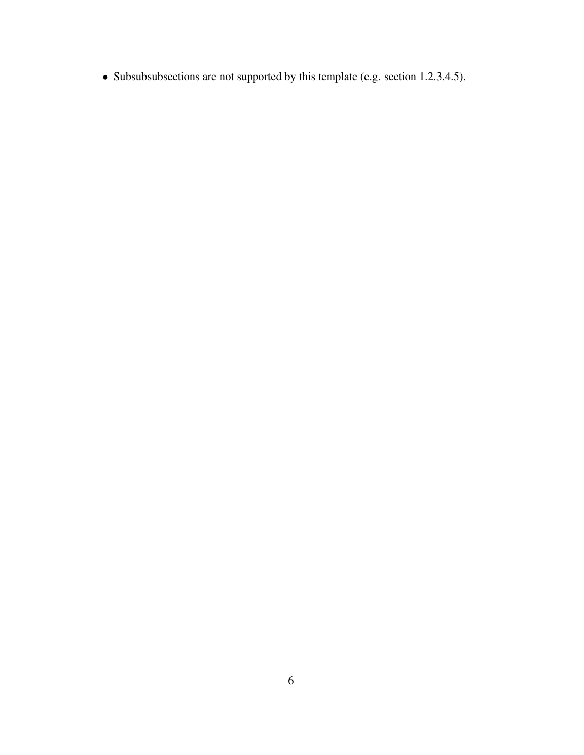- Subsubsubsections are not supported by this template (e.g. section 1.2.3.4.5).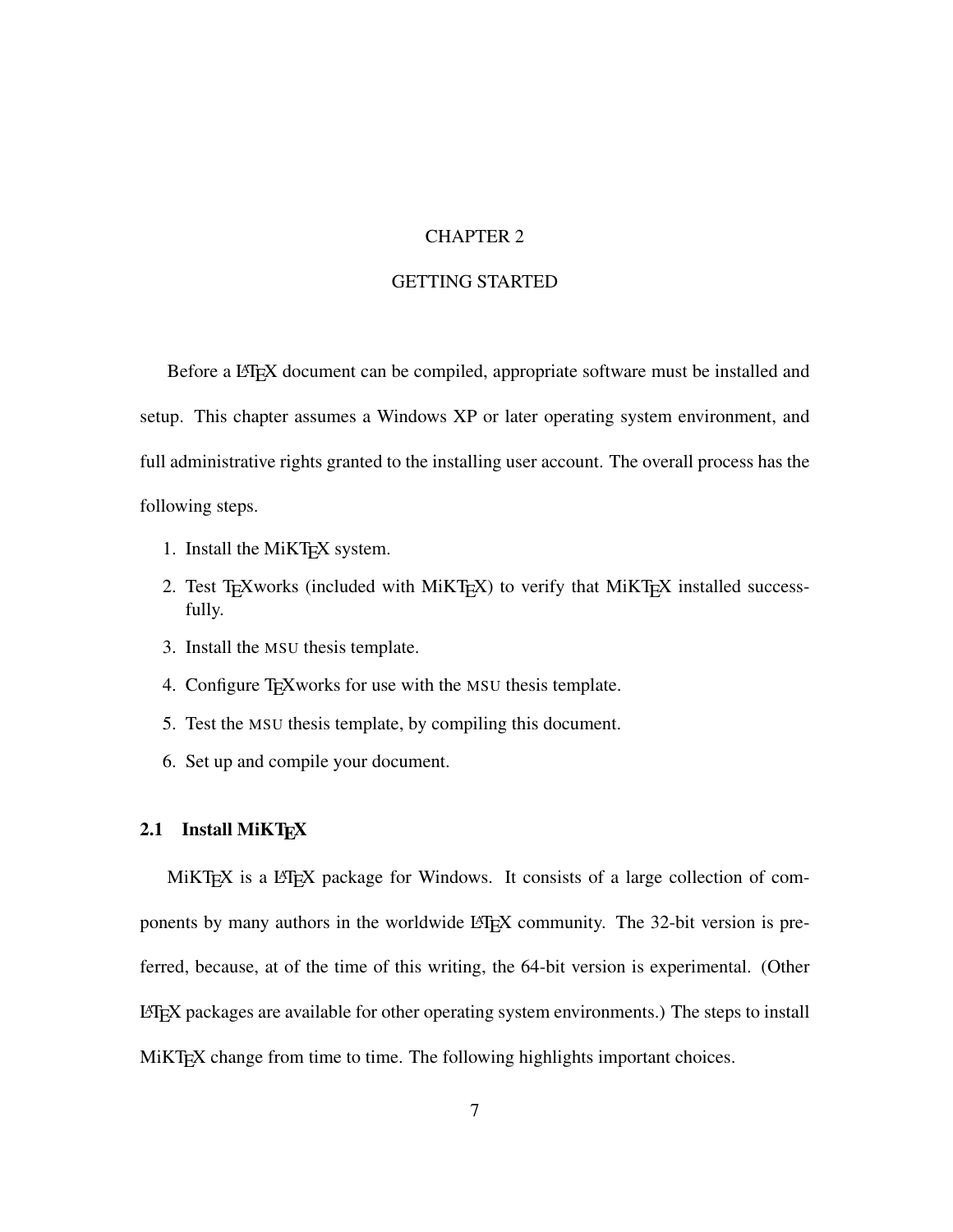# CHAPTER 2

# GETTING STARTED

Before a LaTeX document can be compiled, appropriate software must be installed and setup. This chapter assumes a Windows XP or later operating system environment, and full administrative rights granted to the installing user account. The overall process has the following steps.

1. Install the MiKTeX system.
2. Test TeXworks (included with MiKTeX) to verify that MiKTeX installed successfully.
3. Install the MSU thesis template.
4. Configure TeXworks for use with the MSU thesis template.
5. Test the MSU thesis template, by compiling this document.
6. Set up and compile your document.

## 2.1 Install MiKTeX

MiKTeX is a LaTeX package for Windows. It consists of a large collection of components by many authors in the worldwide LaTeX community. The 32-bit version is preferred, because, at of the time of this writing, the 64-bit version is experimental. (Other LaTeX packages are available for other operating system environments.) The steps to install MiKTeX change from time to time. The following highlights important choices.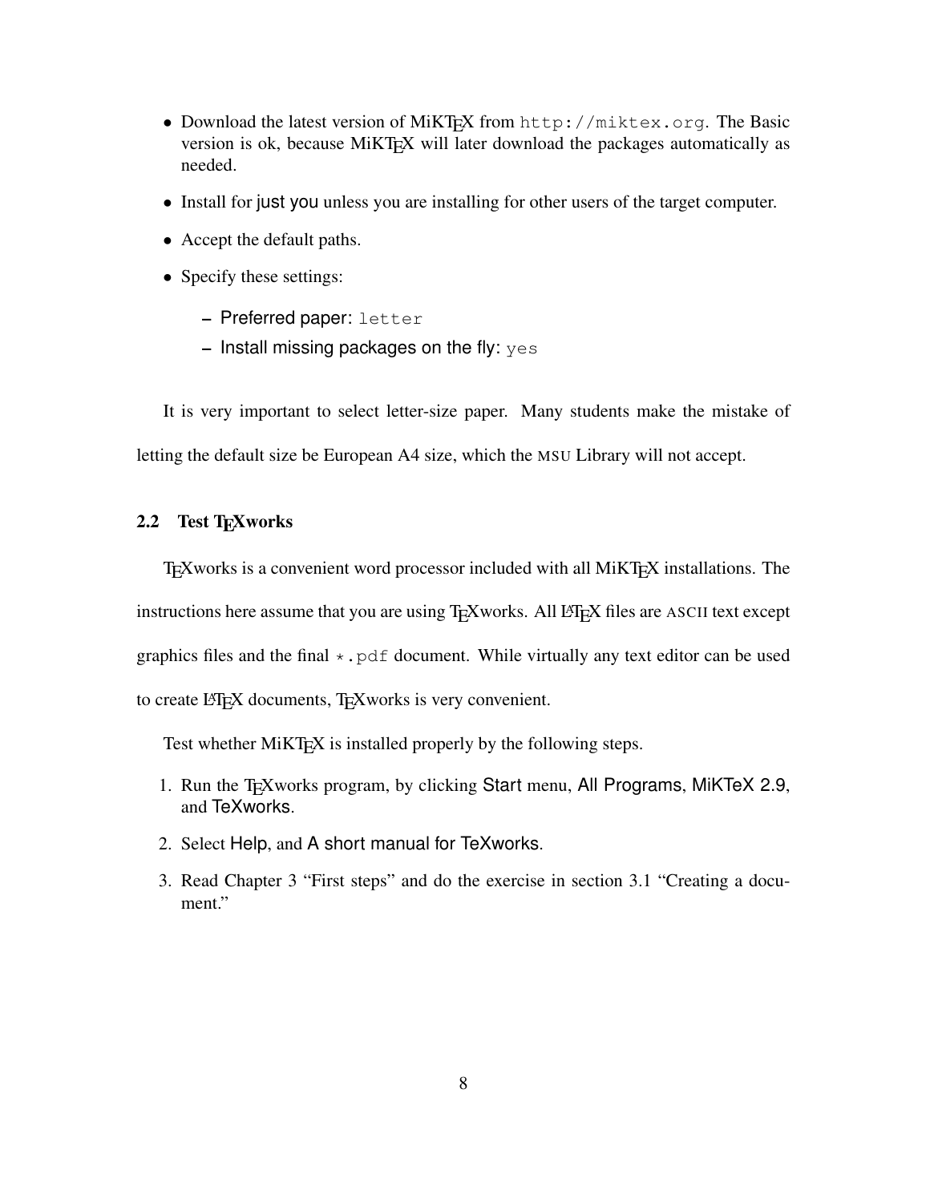- Download the latest version of MiKTeX from `http://miktex.org`. The Basic version is ok, because MiKTeX will later download the packages automatically as needed.
- Install for just you unless you are installing for other users of the target computer.
- Accept the default paths.
- Specify these settings:
  - Preferred paper: `letter`
  - Install missing packages on the fly: `yes`

It is very important to select letter-size paper. Many students make the mistake of letting the default size be European A4 size, which the MSU Library will not accept.

### 2.2 Test TeXworks

TeXworks is a convenient word processor included with all MiKTeX installations. The instructions here assume that you are using TeXworks. All LaTeX files are ASCII text except graphics files and the final `*.pdf` document. While virtually any text editor can be used to create LaTeX documents, TeXworks is very convenient.

Test whether MiKTeX is installed properly by the following steps.

1. Run the TeXworks program, by clicking Start menu, All Programs, MiKTeX 2.9, and TeXworks.
2. Select Help, and A short manual for TeXworks.
3. Read Chapter 3 "First steps" and do the exercise in section 3.1 "Creating a document."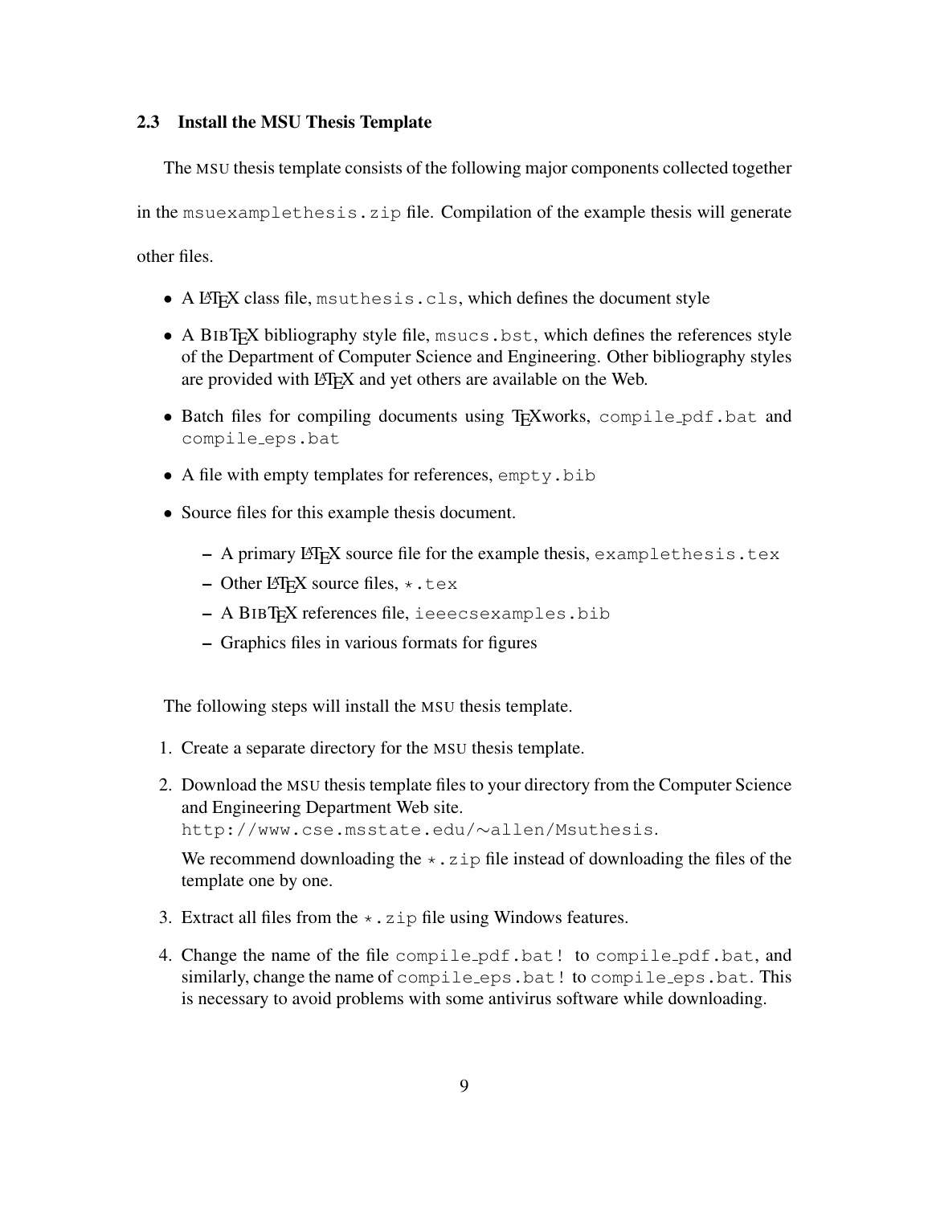### 2.3 Install the MSU Thesis Template

The MSU thesis template consists of the following major components collected together in the `msuexamplethesis.zip` file. Compilation of the example thesis will generate other files.

- A LaTeX class file, `msuthesis.cls`, which defines the document style
- A BibTeX bibliography style file, `msucs.bst`, which defines the references style of the Department of Computer Science and Engineering. Other bibliography styles are provided with LaTeX and yet others are available on the Web.
- Batch files for compiling documents using TeXworks, `compile_pdf.bat` and `compile_eps.bat`
- A file with empty templates for references, `empty.bib`
- Source files for this example thesis document.
  - A primary LaTeX source file for the example thesis, `examplethesis.tex`
  - Other LaTeX source files, `*.tex`
  - A BibTeX references file, `ieeecsexamples.bib`
  - Graphics files in various formats for figures

The following steps will install the MSU thesis template.

1. Create a separate directory for the MSU thesis template.
2. Download the MSU thesis template files to your directory from the Computer Science and Engineering Department Web site.
   `http://www.cse.msstate.edu/~allen/Msuthesis`.

   We recommend downloading the `*.zip` file instead of downloading the files of the template one by one.
3. Extract all files from the `*.zip` file using Windows features.
4. Change the name of the file `compile_pdf.bat!` to `compile_pdf.bat`, and similarly, change the name of `compile_eps.bat!` to `compile_eps.bat`. This is necessary to avoid problems with some antivirus software while downloading.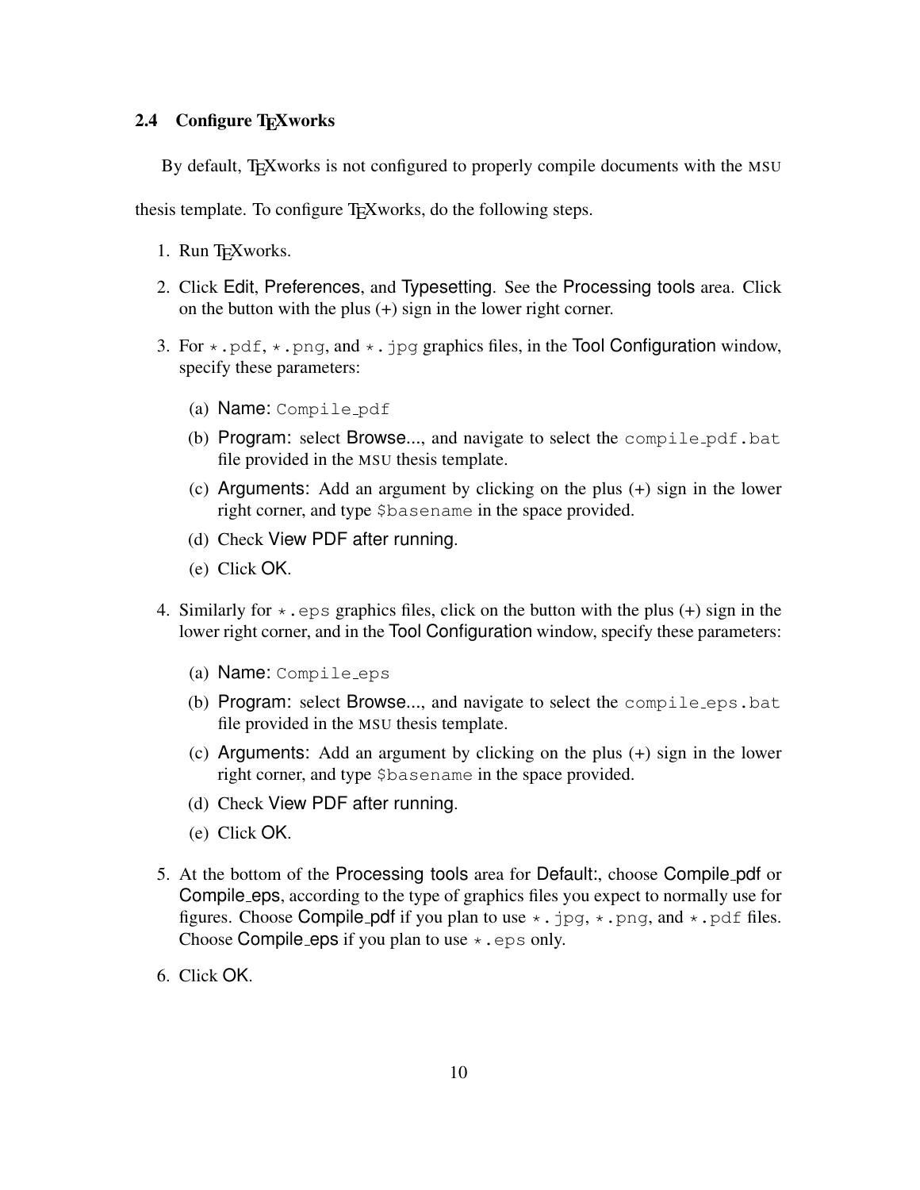### 2.4 Configure TEXworks

By default, TEXworks is not configured to properly compile documents with the MSU thesis template. To configure TEXworks, do the following steps.

1. Run TEXworks.
2. Click Edit, Preferences, and Typesetting. See the Processing tools area. Click on the button with the plus (+) sign in the lower right corner.
3. For `*.pdf`, `*.png`, and `*.jpg` graphics files, in the Tool Configuration window, specify these parameters:
    (a) Name: `Compile_pdf`
    (b) Program: select Browse..., and navigate to select the `compile_pdf.bat` file provided in the MSU thesis template.
    (c) Arguments: Add an argument by clicking on the plus (+) sign in the lower right corner, and type `$basename` in the space provided.
    (d) Check View PDF after running.
    (e) Click OK.
4. Similarly for `*.eps` graphics files, click on the button with the plus (+) sign in the lower right corner, and in the Tool Configuration window, specify these parameters:
    (a) Name: `Compile_eps`
    (b) Program: select Browse..., and navigate to select the `compile_eps.bat` file provided in the MSU thesis template.
    (c) Arguments: Add an argument by clicking on the plus (+) sign in the lower right corner, and type `$basename` in the space provided.
    (d) Check View PDF after running.
    (e) Click OK.
5. At the bottom of the Processing tools area for Default:, choose Compile_pdf or Compile_eps, according to the type of graphics files you expect to normally use for figures. Choose Compile_pdf if you plan to use `*.jpg`, `*.png`, and `*.pdf` files. Choose Compile_eps if you plan to use `*.eps` only.
6. Click OK.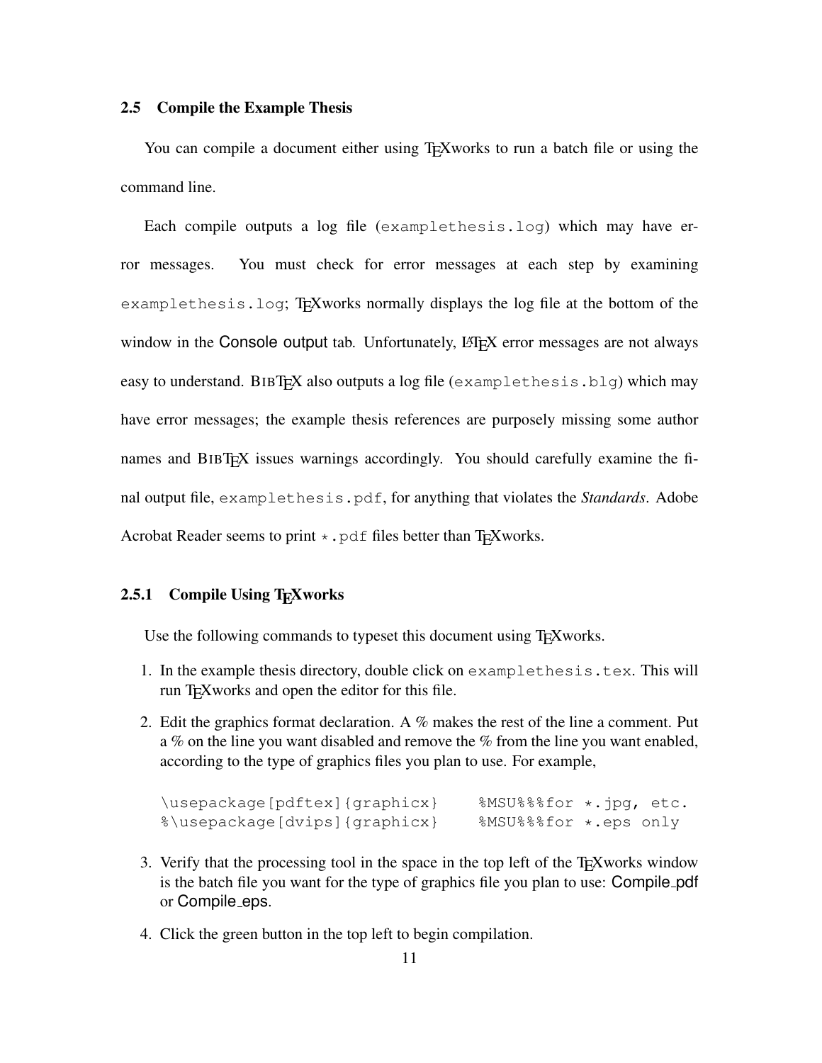## 2.5 Compile the Example Thesis

You can compile a document either using TEXworks to run a batch file or using the command line.

Each compile outputs a log file (`examplethesis.log`) which may have error messages. You must check for error messages at each step by examining `examplethesis.log`; TEXworks normally displays the log file at the bottom of the window in the Console output tab. Unfortunately, LATEX error messages are not always easy to understand. BIBTEX also outputs a log file (`examplethesis.blg`) which may have error messages; the example thesis references are purposely missing some author names and BIBTEX issues warnings accordingly. You should carefully examine the final output file, `examplethesis.pdf`, for anything that violates the *Standards*. Adobe Acrobat Reader seems to print `*.pdf` files better than TEXworks.

### 2.5.1 Compile Using TEXworks

Use the following commands to typeset this document using TEXworks.

1. In the example thesis directory, double click on `examplethesis.tex`. This will run TEXworks and open the editor for this file.
2. Edit the graphics format declaration. A % makes the rest of the line a comment. Put a % on the line you want disabled and remove the % from the line you want enabled, according to the type of graphics files you plan to use. For example,

```
\usepackage[pdftex]{graphicx}     %MSU%%%for *.jpg, etc.
%\usepackage[dvips]{graphicx}     %MSU%%%for *.eps only
```

3. Verify that the processing tool in the space in the top left of the TEXworks window is the batch file you want for the type of graphics file you plan to use: Compile_pdf or Compile_eps.
4. Click the green button in the top left to begin compilation.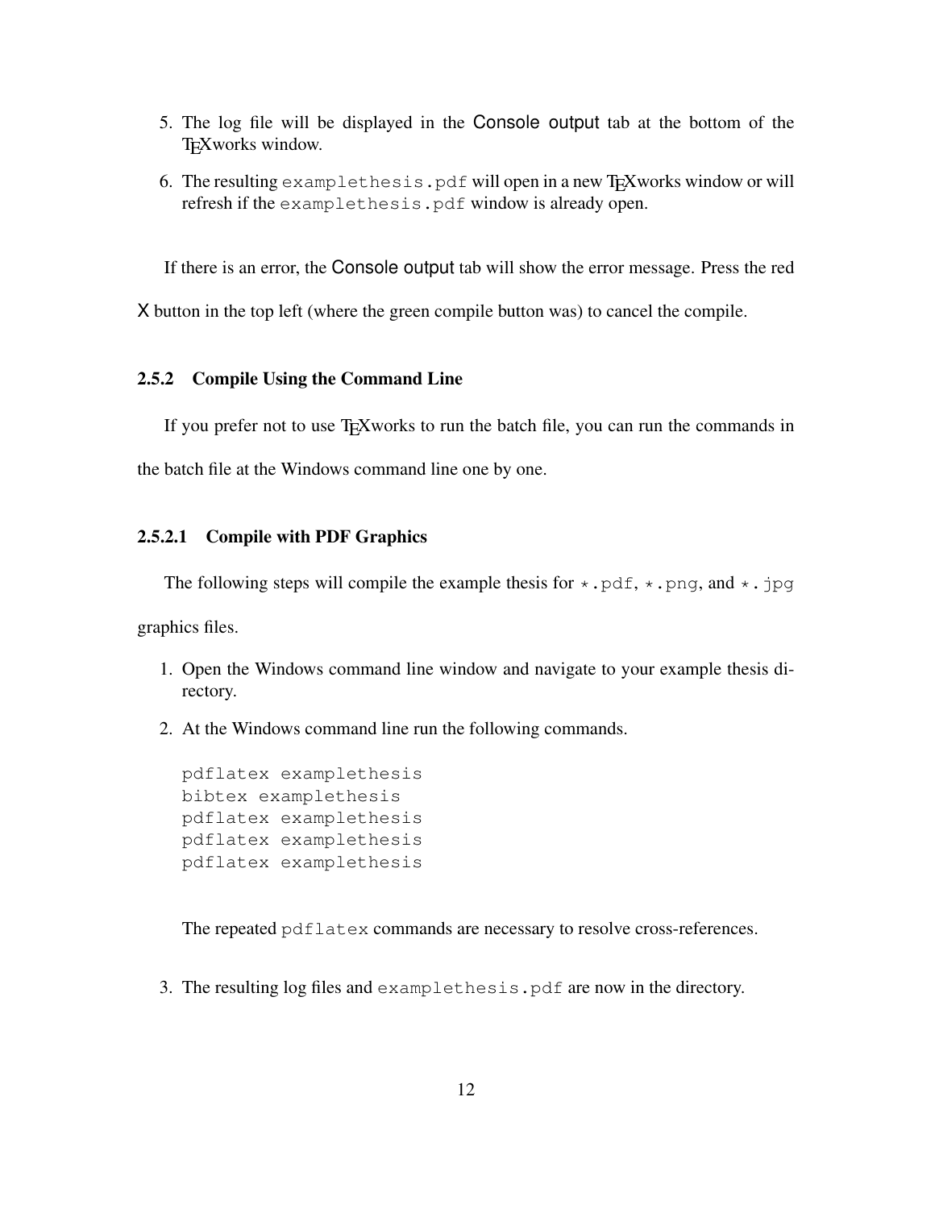5. The log file will be displayed in the Console output tab at the bottom of the TEXworks window.
6. The resulting `examplethesis.pdf` will open in a new TEXworks window or will refresh if the `examplethesis.pdf` window is already open.

If there is an error, the Console output tab will show the error message. Press the red X button in the top left (where the green compile button was) to cancel the compile.

### 2.5.2 Compile Using the Command Line

If you prefer not to use TEXworks to run the batch file, you can run the commands in the batch file at the Windows command line one by one.

#### 2.5.2.1 Compile with PDF Graphics

The following steps will compile the example thesis for `*.pdf`, `*.png`, and `*.jpg` graphics files.

1. Open the Windows command line window and navigate to your example thesis directory.
2. At the Windows command line run the following commands.

   ```
   pdflatex examplethesis
   bibtex examplethesis
   pdflatex examplethesis
   pdflatex examplethesis
   pdflatex examplethesis
   ```

   The repeated `pdflatex` commands are necessary to resolve cross-references.

3. The resulting log files and `examplethesis.pdf` are now in the directory.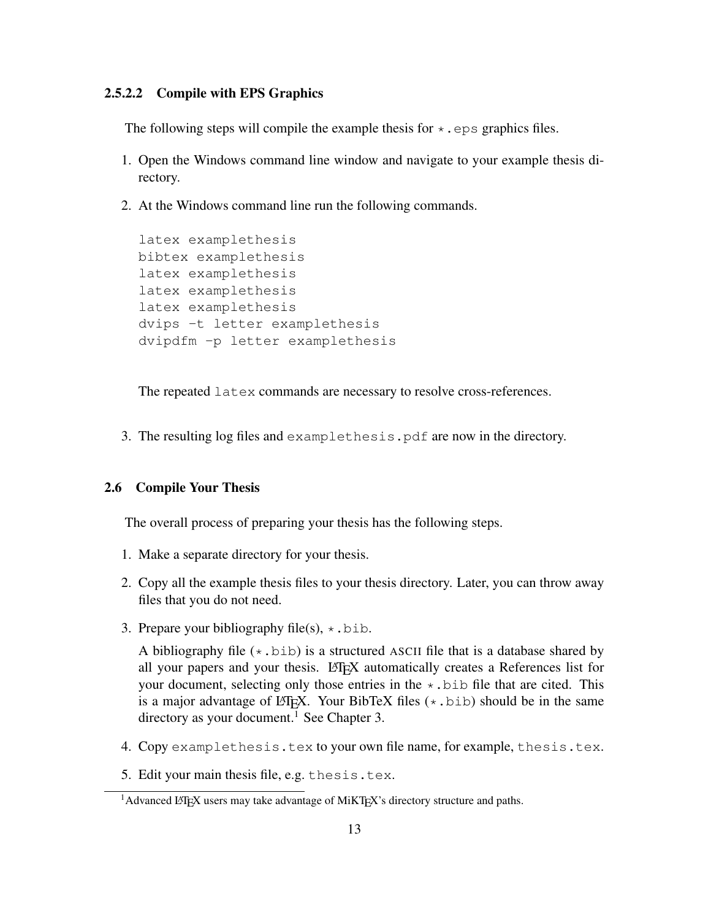#### 2.5.2.2 Compile with EPS Graphics

The following steps will compile the example thesis for `*.eps` graphics files.

1. Open the Windows command line window and navigate to your example thesis directory.

2. At the Windows command line run the following commands.

   ```
   latex examplethesis
   bibtex examplethesis
   latex examplethesis
   latex examplethesis
   latex examplethesis
   dvips -t letter examplethesis
   dvipdfm -p letter examplethesis
   ```

   The repeated `latex` commands are necessary to resolve cross-references.

3. The resulting log files and `examplethesis.pdf` are now in the directory.

### 2.6 Compile Your Thesis

The overall process of preparing your thesis has the following steps.

1. Make a separate directory for your thesis.

2. Copy all the example thesis files to your thesis directory. Later, you can throw away files that you do not need.

3. Prepare your bibliography file(s), `*.bib`.

   A bibliography file (`*.bib`) is a structured ASCII file that is a database shared by all your papers and your thesis. LaTeX automatically creates a References list for your document, selecting only those entries in the `*.bib` file that are cited. This is a major advantage of LaTeX. Your BibTeX files (`*.bib`) should be in the same directory as your document.[1] See Chapter 3.

4. Copy `examplethesis.tex` to your own file name, for example, `thesis.tex`.

5. Edit your main thesis file, e.g. `thesis.tex`.

---

[1] Advanced LaTeX users may take advantage of MiKTeX's directory structure and paths.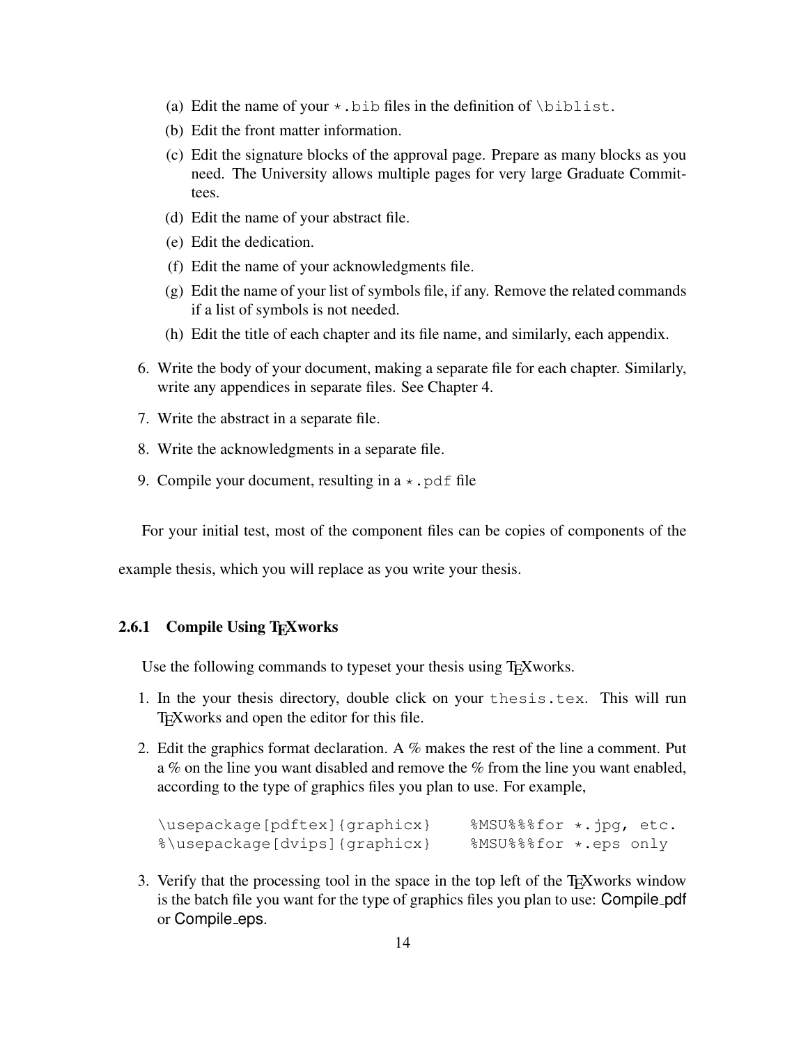(a) Edit the name of your `*.bib` files in the definition of `\biblist`.
   (b) Edit the front matter information.
   (c) Edit the signature blocks of the approval page. Prepare as many blocks as you need. The University allows multiple pages for very large Graduate Committees.
   (d) Edit the name of your abstract file.
   (e) Edit the dedication.
   (f) Edit the name of your acknowledgments file.
   (g) Edit the name of your list of symbols file, if any. Remove the related commands if a list of symbols is not needed.
   (h) Edit the title of each chapter and its file name, and similarly, each appendix.

6. Write the body of your document, making a separate file for each chapter. Similarly, write any appendices in separate files. See Chapter 4.
7. Write the abstract in a separate file.
8. Write the acknowledgments in a separate file.
9. Compile your document, resulting in a `*.pdf` file

For your initial test, most of the component files can be copies of components of the example thesis, which you will replace as you write your thesis.

### 2.6.1 Compile Using TeXworks

Use the following commands to typeset your thesis using TeXworks.

1. In the your thesis directory, double click on your `thesis.tex`. This will run TeXworks and open the editor for this file.
2. Edit the graphics format declaration. A % makes the rest of the line a comment. Put a % on the line you want disabled and remove the % from the line you want enabled, according to the type of graphics files you plan to use. For example,

   ```
   \usepackage[pdftex]{graphicx}     %MSU%%%for *.jpg, etc.
   %\usepackage[dvips]{graphicx}     %MSU%%%for *.eps only
   ```

3. Verify that the processing tool in the space in the top left of the TeXworks window is the batch file you want for the type of graphics files you plan to use: Compile_pdf or Compile_eps.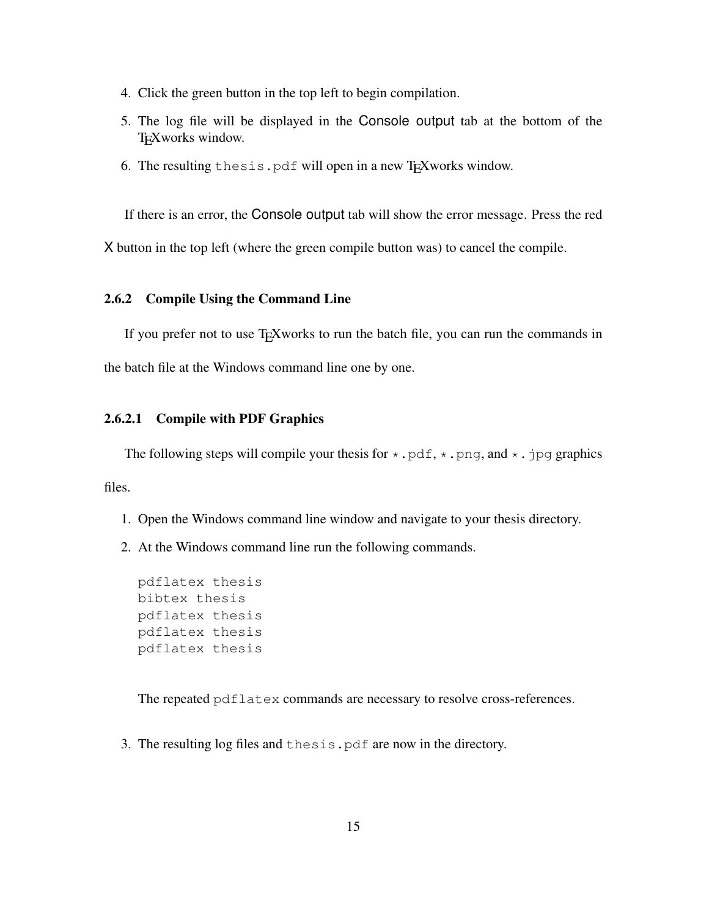4. Click the green button in the top left to begin compilation.
5. The log file will be displayed in the Console output tab at the bottom of the TEXworks window.
6. The resulting `thesis.pdf` will open in a new TEXworks window.

If there is an error, the Console output tab will show the error message. Press the red X button in the top left (where the green compile button was) to cancel the compile.

### 2.6.2 Compile Using the Command Line

If you prefer not to use TEXworks to run the batch file, you can run the commands in the batch file at the Windows command line one by one.

#### 2.6.2.1 Compile with PDF Graphics

The following steps will compile your thesis for `*.pdf`, `*.png`, and `*.jpg` graphics files.

1. Open the Windows command line window and navigate to your thesis directory.
2. At the Windows command line run the following commands.

   ```
   pdflatex thesis
   bibtex thesis
   pdflatex thesis
   pdflatex thesis
   pdflatex thesis
   ```

   The repeated `pdflatex` commands are necessary to resolve cross-references.

3. The resulting log files and `thesis.pdf` are now in the directory.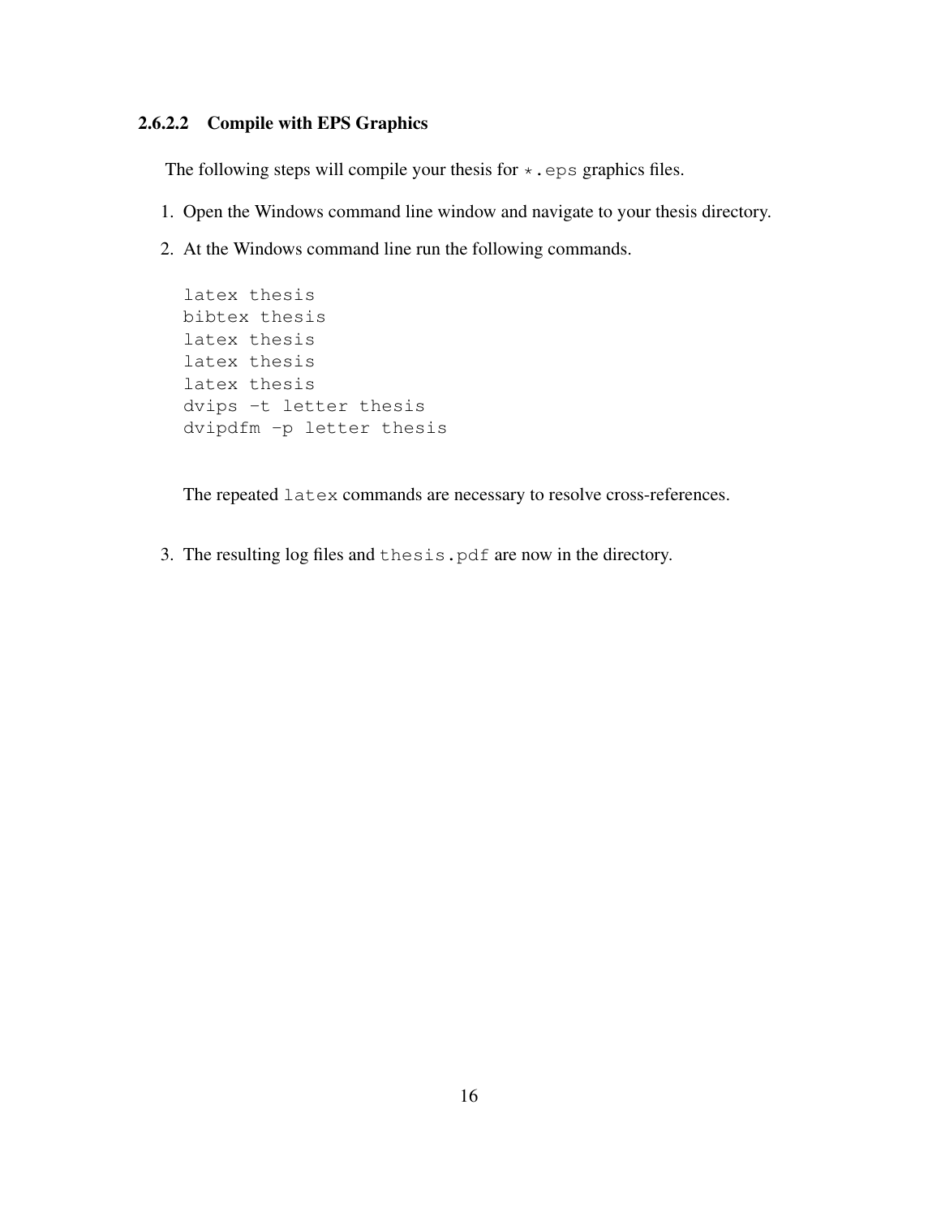#### 2.6.2.2 Compile with EPS Graphics

The following steps will compile your thesis for `*.eps` graphics files.

1. Open the Windows command line window and navigate to your thesis directory.
2. At the Windows command line run the following commands.

   ```
   latex thesis
   bibtex thesis
   latex thesis
   latex thesis
   latex thesis
   dvips -t letter thesis
   dvipdfm -p letter thesis
   ```

   The repeated `latex` commands are necessary to resolve cross-references.

3. The resulting log files and `thesis.pdf` are now in the directory.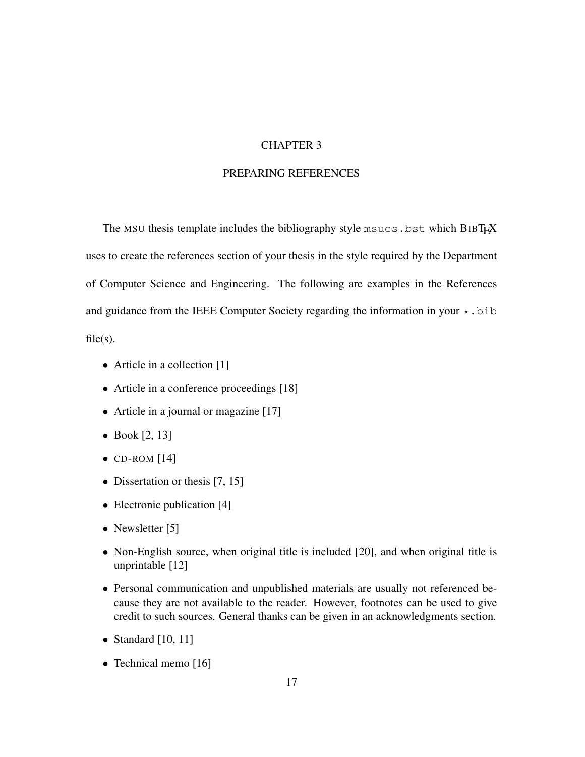# CHAPTER 3

# PREPARING REFERENCES

The MSU thesis template includes the bibliography style `msucs.bst` which BIBTEX uses to create the references section of your thesis in the style required by the Department of Computer Science and Engineering. The following are examples in the References and guidance from the IEEE Computer Society regarding the information in your `*.bib` file(s).

- Article in a collection [1]
- Article in a conference proceedings [18]
- Article in a journal or magazine [17]
- Book [2, 13]
- CD-ROM [14]
- Dissertation or thesis [7, 15]
- Electronic publication [4]
- Newsletter [5]
- Non-English source, when original title is included [20], and when original title is unprintable [12]
- Personal communication and unpublished materials are usually not referenced because they are not available to the reader. However, footnotes can be used to give credit to such sources. General thanks can be given in an acknowledgments section.
- Standard [10, 11]
- Technical memo [16]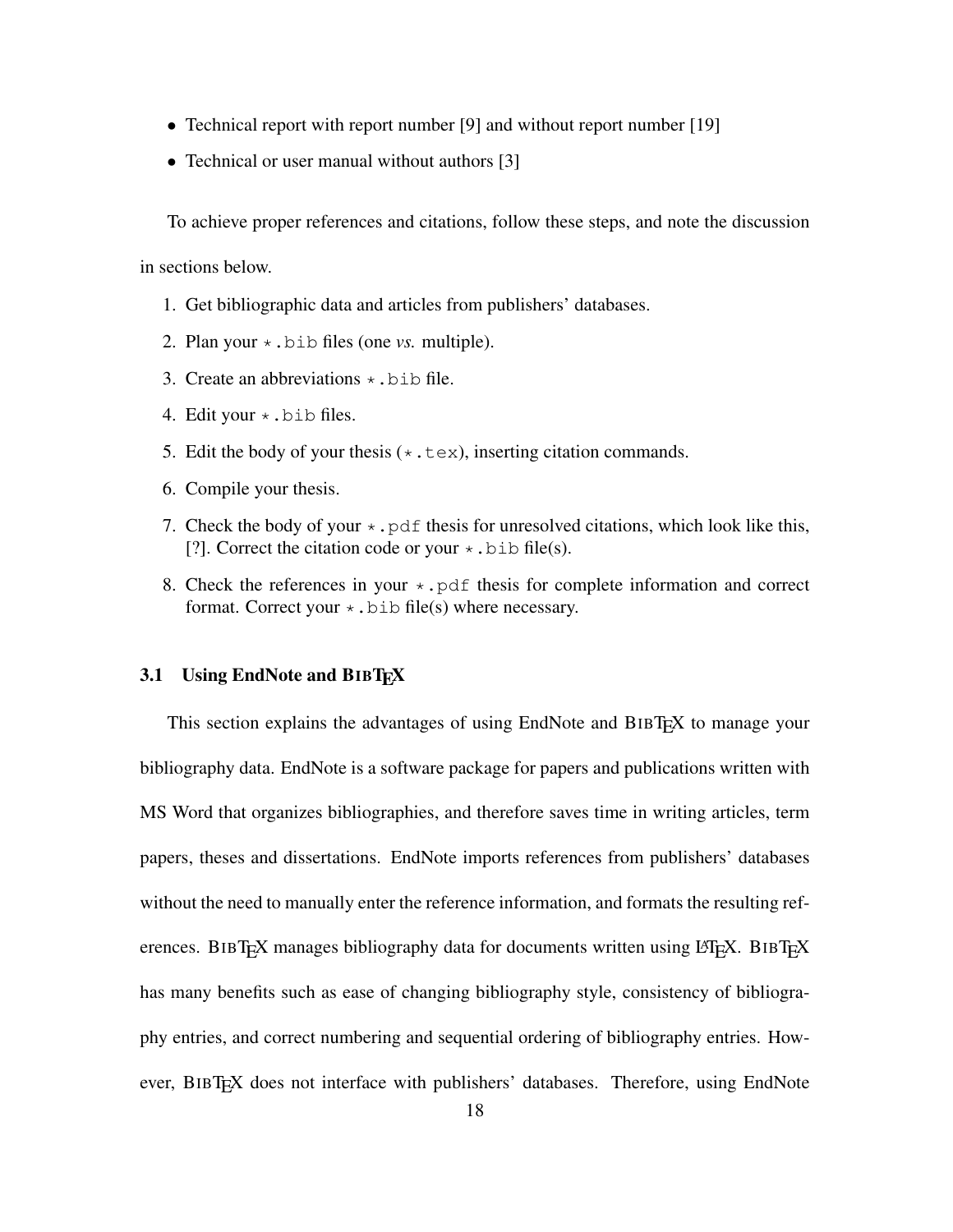- Technical report with report number [9] and without report number [19]
- Technical or user manual without authors [3]

To achieve proper references and citations, follow these steps, and note the discussion in sections below.

1. Get bibliographic data and articles from publishers' databases.
2. Plan your `*.bib` files (one *vs.* multiple).
3. Create an abbreviations `*.bib` file.
4. Edit your `*.bib` files.
5. Edit the body of your thesis (`*.tex`), inserting citation commands.
6. Compile your thesis.
7. Check the body of your `*.pdf` thesis for unresolved citations, which look like this, [?]. Correct the citation code or your `*.bib` file(s).
8. Check the references in your `*.pdf` thesis for complete information and correct format. Correct your `*.bib` file(s) where necessary.

### 3.1 Using EndNote and BIBTEX

This section explains the advantages of using EndNote and BIBTEX to manage your bibliography data. EndNote is a software package for papers and publications written with MS Word that organizes bibliographies, and therefore saves time in writing articles, term papers, theses and dissertations. EndNote imports references from publishers' databases without the need to manually enter the reference information, and formats the resulting references. BIBTEX manages bibliography data for documents written using LATEX. BIBTEX has many benefits such as ease of changing bibliography style, consistency of bibliography entries, and correct numbering and sequential ordering of bibliography entries. However, BIBTEX does not interface with publishers' databases. Therefore, using EndNote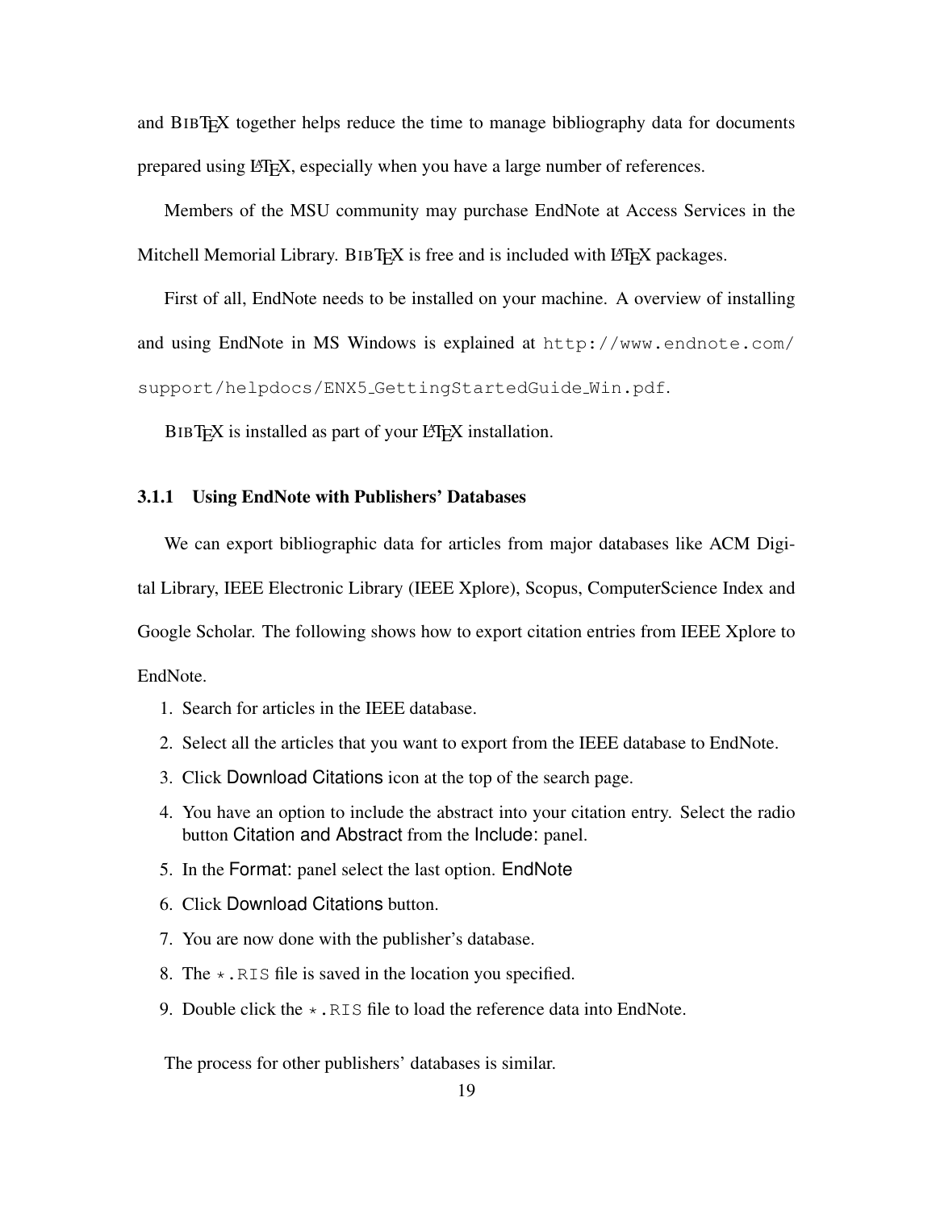and BIBTEX together helps reduce the time to manage bibliography data for documents prepared using LATEX, especially when you have a large number of references.

Members of the MSU community may purchase EndNote at Access Services in the Mitchell Memorial Library. BIBTEX is free and is included with LATEX packages.

First of all, EndNote needs to be installed on your machine. A overview of installing and using EndNote in MS Windows is explained at `http://www.endnote.com/support/helpdocs/ENX5_GettingStartedGuide_Win.pdf`.

BIBTEX is installed as part of your LATEX installation.

### 3.1.1 Using EndNote with Publishers' Databases

We can export bibliographic data for articles from major databases like ACM Digital Library, IEEE Electronic Library (IEEE Xplore), Scopus, ComputerScience Index and Google Scholar. The following shows how to export citation entries from IEEE Xplore to EndNote.

1. Search for articles in the IEEE database.
2. Select all the articles that you want to export from the IEEE database to EndNote.
3. Click Download Citations icon at the top of the search page.
4. You have an option to include the abstract into your citation entry. Select the radio button Citation and Abstract from the Include: panel.
5. In the Format: panel select the last option. EndNote
6. Click Download Citations button.
7. You are now done with the publisher's database.
8. The `*.RIS` file is saved in the location you specified.
9. Double click the `*.RIS` file to load the reference data into EndNote.

The process for other publishers' databases is similar.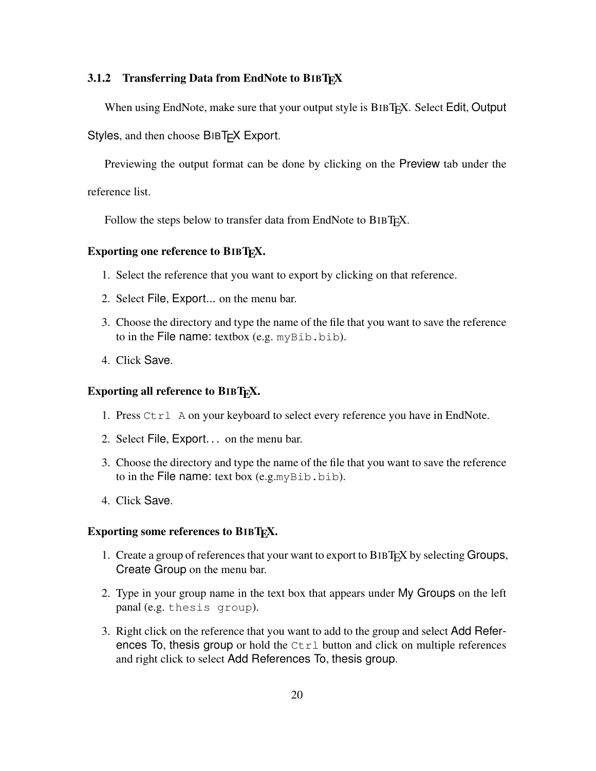### 3.1.2 Transferring Data from EndNote to BIBTEX

When using EndNote, make sure that your output style is BIBTEX. Select Edit, Output Styles, and then choose BIBTEX Export.

Previewing the output format can be done by clicking on the Preview tab under the reference list.

Follow the steps below to transfer data from EndNote to BIBTEX.

**Exporting one reference to BIBTEX.**

1. Select the reference that you want to export by clicking on that reference.
2. Select File, Export... on the menu bar.
3. Choose the directory and type the name of the file that you want to save the reference to in the File name: textbox (e.g. `myBib.bib`).
4. Click Save.

**Exporting all reference to BIBTEX.**

1. Press `Ctrl A` on your keyboard to select every reference you have in EndNote.
2. Select File, Export. . . on the menu bar.
3. Choose the directory and type the name of the file that you want to save the reference to in the File name: text box (e.g.`myBib.bib`).
4. Click Save.

**Exporting some references to BIBTEX.**

1. Create a group of references that your want to export to BIBTEX by selecting Groups, Create Group on the menu bar.
2. Type in your group name in the text box that appears under My Groups on the left panal (e.g. `thesis group`).
3. Right click on the reference that you want to add to the group and select Add References To, thesis group or hold the `Ctrl` button and click on multiple references and right click to select Add References To, thesis group.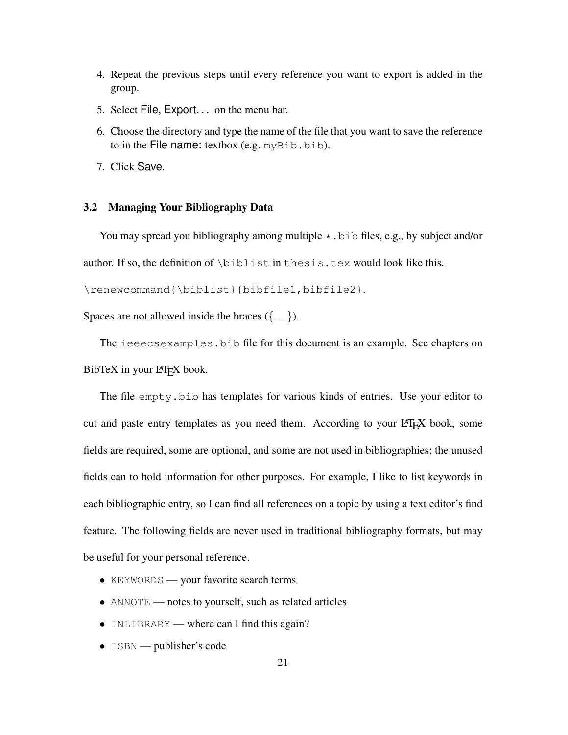4. Repeat the previous steps until every reference you want to export is added in the group.
5. Select File, Export... on the menu bar.
6. Choose the directory and type the name of the file that you want to save the reference to in the File name: textbox (e.g. `myBib.bib`).
7. Click Save.

### 3.2 Managing Your Bibliography Data

You may spread you bibliography among multiple `*.bib` files, e.g., by subject and/or author. If so, the definition of `\biblist` in `thesis.tex` would look like this.

`\renewcommand{\biblist}{bibfile1,bibfile2}`.

Spaces are not allowed inside the braces ({...}).

The `ieeecsexamples.bib` file for this document is an example. See chapters on BibTeX in your LaTeX book.

The file `empty.bib` has templates for various kinds of entries. Use your editor to cut and paste entry templates as you need them. According to your LaTeX book, some fields are required, some are optional, and some are not used in bibliographies; the unused fields can to hold information for other purposes. For example, I like to list keywords in each bibliographic entry, so I can find all references on a topic by using a text editor's find feature. The following fields are never used in traditional bibliography formats, but may be useful for your personal reference.

- `KEYWORDS` — your favorite search terms
- `ANNOTE` — notes to yourself, such as related articles
- `INLIBRARY` — where can I find this again?
- `ISBN` — publisher's code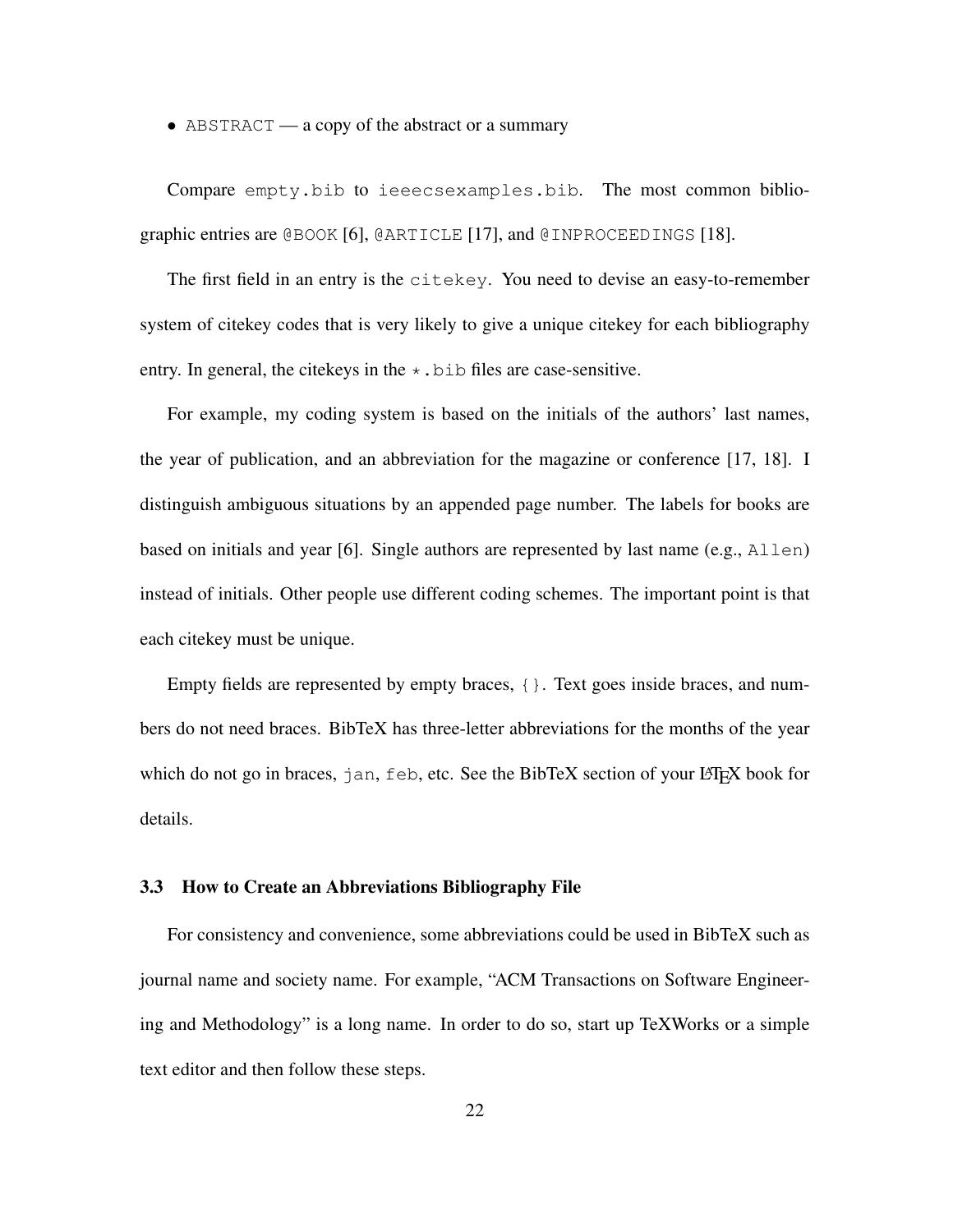- `ABSTRACT` — a copy of the abstract or a summary

Compare `empty.bib` to `ieeecsexamples.bib`. The most common bibliographic entries are `@BOOK` [6], `@ARTICLE` [17], and `@INPROCEEDINGS` [18].

The first field in an entry is the `citekey`. You need to devise an easy-to-remember system of citekey codes that is very likely to give a unique citekey for each bibliography entry. In general, the citekeys in the `*.bib` files are case-sensitive.

For example, my coding system is based on the initials of the authors' last names, the year of publication, and an abbreviation for the magazine or conference [17, 18]. I distinguish ambiguous situations by an appended page number. The labels for books are based on initials and year [6]. Single authors are represented by last name (e.g., `Allen`) instead of initials. Other people use different coding schemes. The important point is that each citekey must be unique.

Empty fields are represented by empty braces, `{}`. Text goes inside braces, and numbers do not need braces. BibTeX has three-letter abbreviations for the months of the year which do not go in braces, `jan`, `feb`, etc. See the BibTeX section of your LaTeX book for details.

### 3.3 How to Create an Abbreviations Bibliography File

For consistency and convenience, some abbreviations could be used in BibTeX such as journal name and society name. For example, "ACM Transactions on Software Engineering and Methodology" is a long name. In order to do so, start up TeXWorks or a simple text editor and then follow these steps.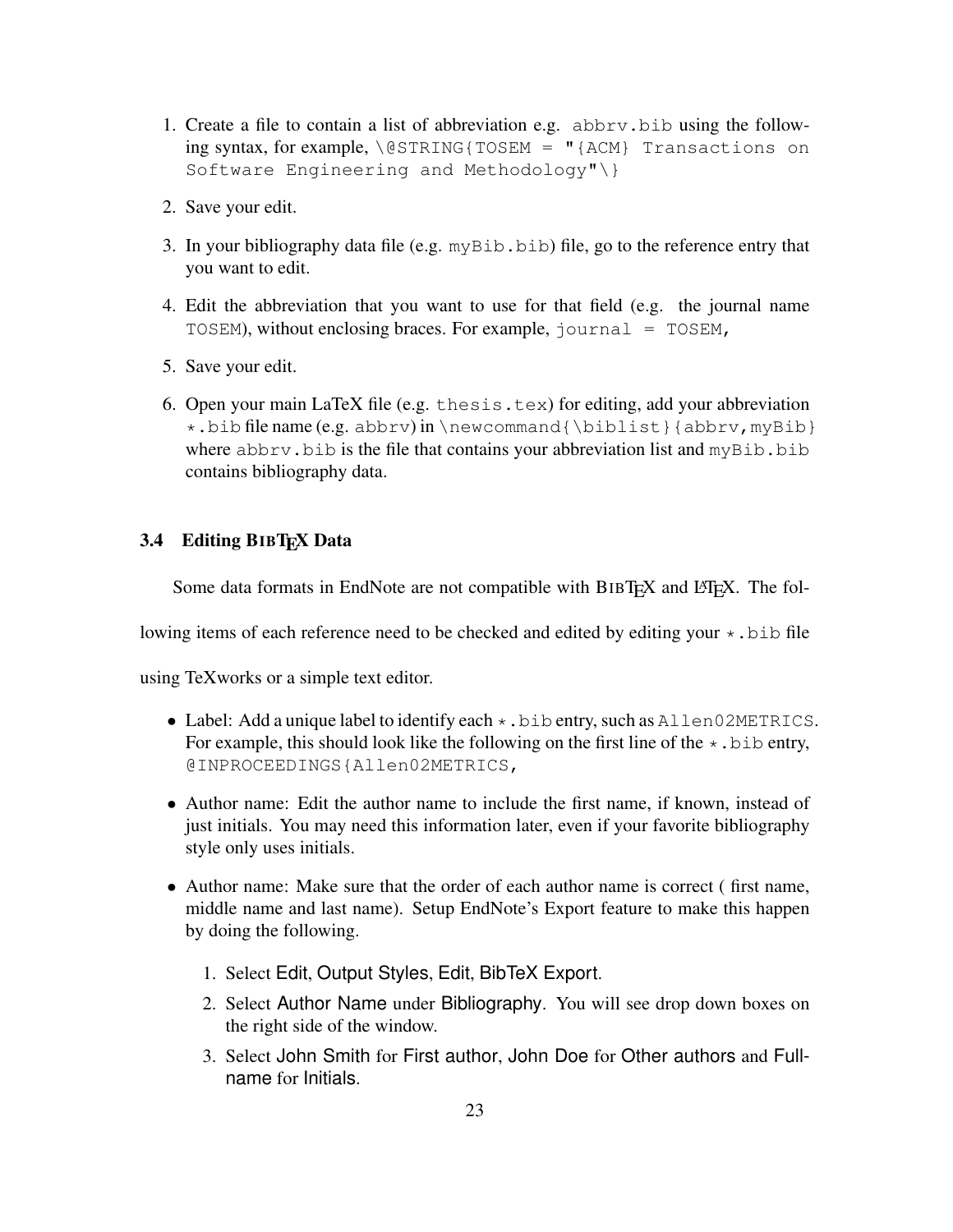1. Create a file to contain a list of abbreviation e.g. `abbrv.bib` using the following syntax, for example, `\@STRING{TOSEM = "{ACM} Transactions on Software Engineering and Methodology"\}`

2. Save your edit.

3. In your bibliography data file (e.g. `myBib.bib`) file, go to the reference entry that you want to edit.

4. Edit the abbreviation that you want to use for that field (e.g. the journal name `TOSEM`), without enclosing braces. For example, `journal = TOSEM,`

5. Save your edit.

6. Open your main LaTeX file (e.g. `thesis.tex`) for editing, add your abbreviation `*.bib` file name (e.g. `abbrv`) in `\newcommand{\biblist}{abbrv,myBib}` where `abbrv.bib` is the file that contains your abbreviation list and `myBib.bib` contains bibliography data.

### 3.4 Editing BIBTEX Data

Some data formats in EndNote are not compatible with BIBTEX and LATEX. The following items of each reference need to be checked and edited by editing your `*.bib` file using TeXworks or a simple text editor.

- Label: Add a unique label to identify each `*.bib` entry, such as `Allen02METRICS`. For example, this should look like the following on the first line of the `*.bib` entry, `@INPROCEEDINGS{Allen02METRICS,`

- Author name: Edit the author name to include the first name, if known, instead of just initials. You may need this information later, even if your favorite bibliography style only uses initials.

- Author name: Make sure that the order of each author name is correct ( first name, middle name and last name). Setup EndNote's Export feature to make this happen by doing the following.

  1. Select Edit, Output Styles, Edit, BibTeX Export.
  2. Select Author Name under Bibliography. You will see drop down boxes on the right side of the window.
  3. Select John Smith for First author, John Doe for Other authors and Fullname for Initials.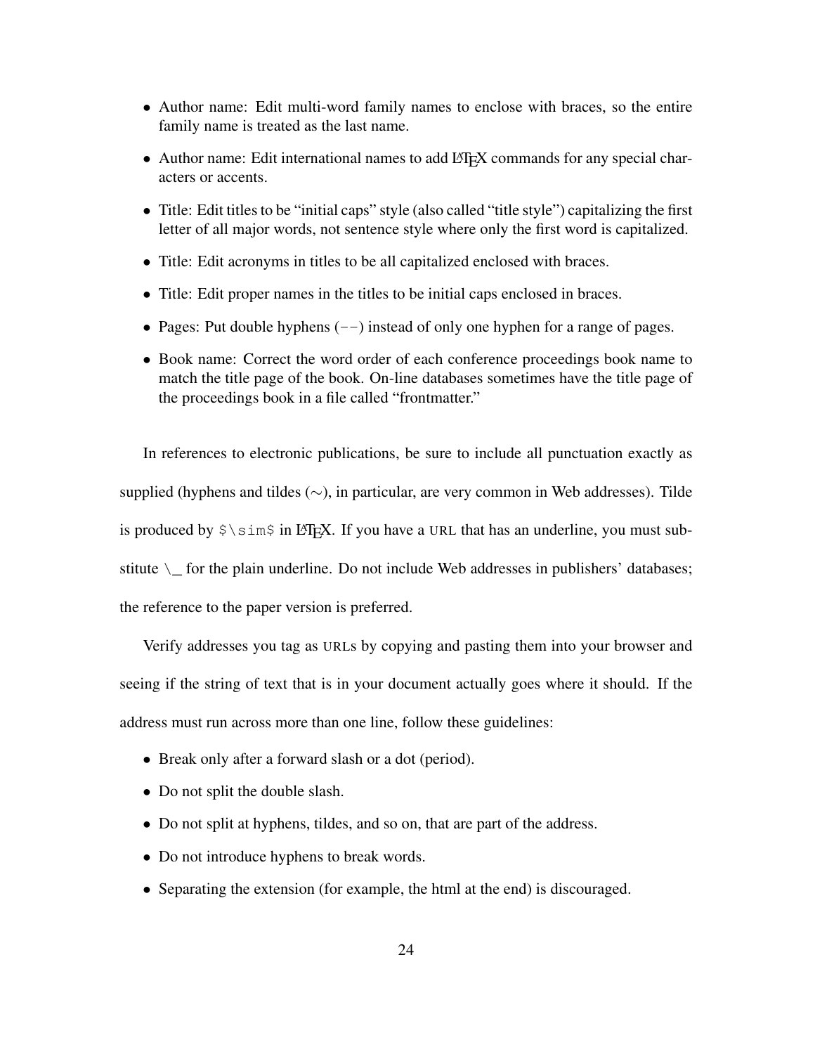- Author name: Edit multi-word family names to enclose with braces, so the entire family name is treated as the last name.
- Author name: Edit international names to add LaTeX commands for any special characters or accents.
- Title: Edit titles to be "initial caps" style (also called "title style") capitalizing the first letter of all major words, not sentence style where only the first word is capitalized.
- Title: Edit acronyms in titles to be all capitalized enclosed with braces.
- Title: Edit proper names in the titles to be initial caps enclosed in braces.
- Pages: Put double hyphens (`--`) instead of only one hyphen for a range of pages.
- Book name: Correct the word order of each conference proceedings book name to match the title page of the book. On-line databases sometimes have the title page of the proceedings book in a file called "frontmatter."

In references to electronic publications, be sure to include all punctuation exactly as supplied (hyphens and tildes ($\sim$), in particular, are very common in Web addresses). Tilde is produced by `$\sim$` in LaTeX. If you have a URL that has an underline, you must substitute `\_` for the plain underline. Do not include Web addresses in publishers' databases; the reference to the paper version is preferred.

Verify addresses you tag as URLs by copying and pasting them into your browser and seeing if the string of text that is in your document actually goes where it should. If the address must run across more than one line, follow these guidelines:

- Break only after a forward slash or a dot (period).
- Do not split the double slash.
- Do not split at hyphens, tildes, and so on, that are part of the address.
- Do not introduce hyphens to break words.
- Separating the extension (for example, the html at the end) is discouraged.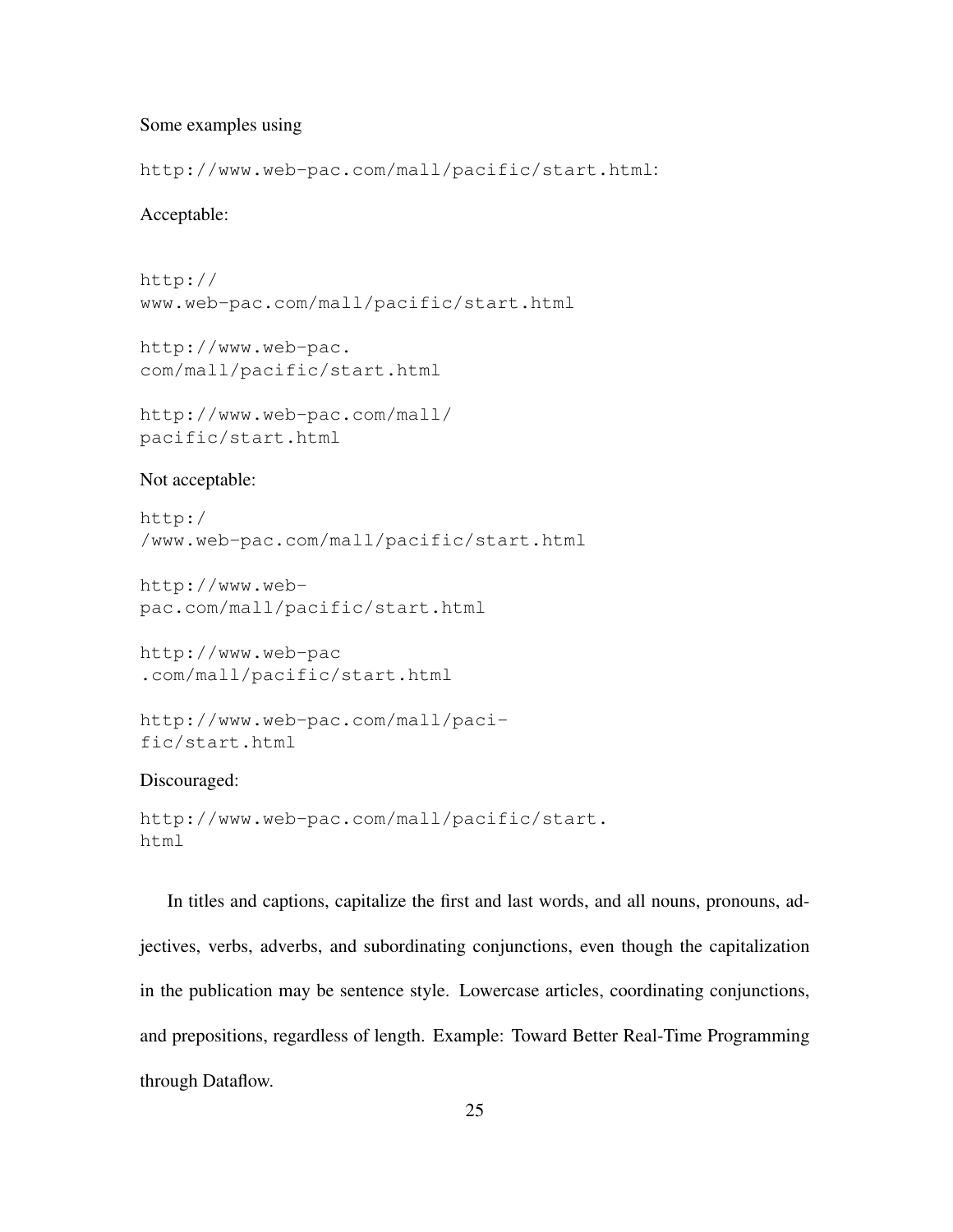Some examples using

`http://www.web-pac.com/mall/pacific/start.html`:

Acceptable:

```
http://
www.web-pac.com/mall/pacific/start.html
```

```
http://www.web-pac.
com/mall/pacific/start.html
```

```
http://www.web-pac.com/mall/
pacific/start.html
```

Not acceptable:

```
http:/
/www.web-pac.com/mall/pacific/start.html
```

```
http://www.web-
pac.com/mall/pacific/start.html
```

```
http://www.web-pac
.com/mall/pacific/start.html
```

```
http://www.web-pac.com/mall/paci-
fic/start.html
```

Discouraged:

```
http://www.web-pac.com/mall/pacific/start.
html
```

In titles and captions, capitalize the first and last words, and all nouns, pronouns, adjectives, verbs, adverbs, and subordinating conjunctions, even though the capitalization in the publication may be sentence style. Lowercase articles, coordinating conjunctions, and prepositions, regardless of length. Example: Toward Better Real-Time Programming through Dataflow.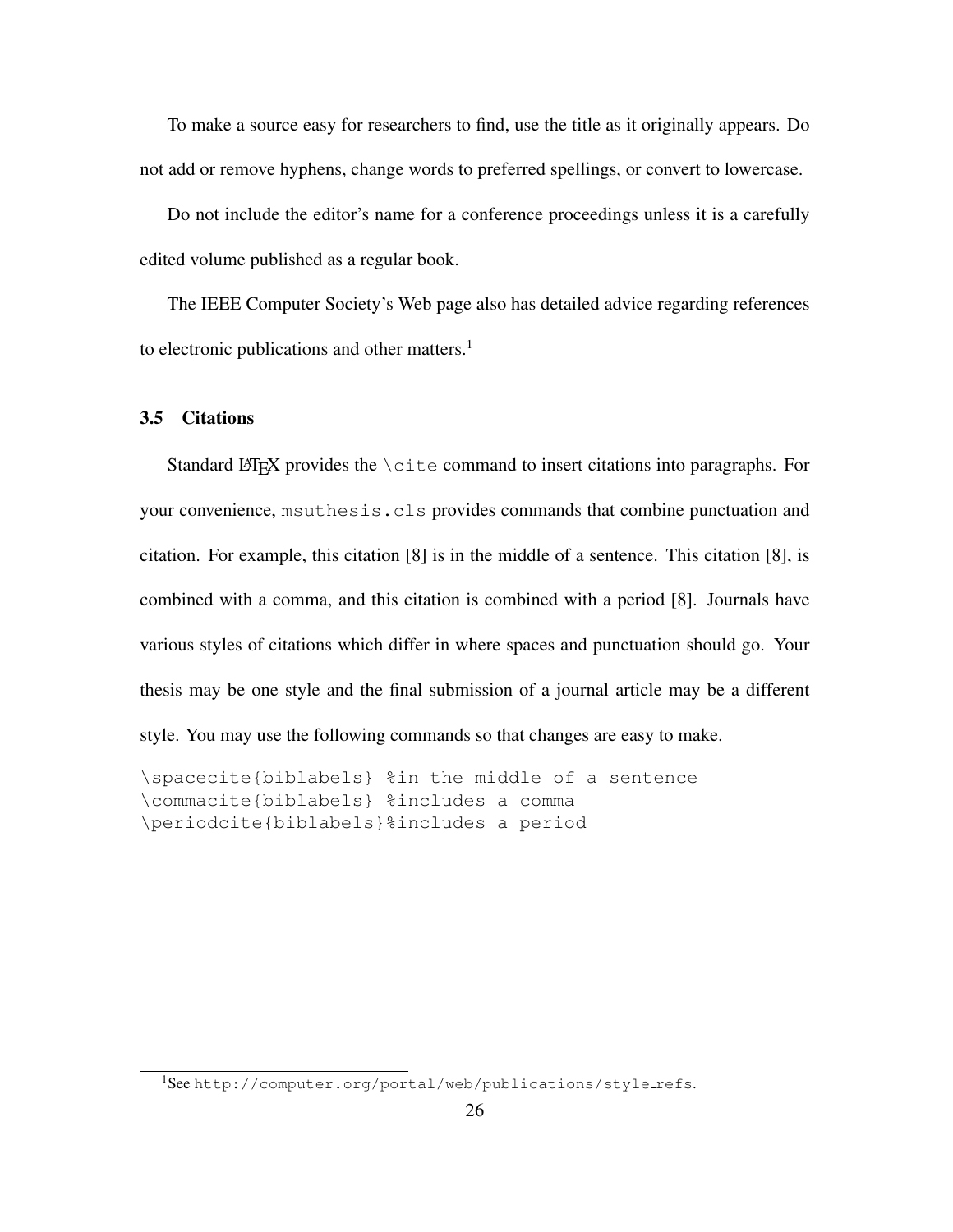To make a source easy for researchers to find, use the title as it originally appears. Do not add or remove hyphens, change words to preferred spellings, or convert to lowercase.

Do not include the editor's name for a conference proceedings unless it is a carefully edited volume published as a regular book.

The IEEE Computer Society's Web page also has detailed advice regarding references to electronic publications and other matters.[1]

### 3.5 Citations

Standard LaTeX provides the `\cite` command to insert citations into paragraphs. For your convenience, `msuthesis.cls` provides commands that combine punctuation and citation. For example, this citation [8] is in the middle of a sentence. This citation [8], is combined with a comma, and this citation is combined with a period [8]. Journals have various styles of citations which differ in where spaces and punctuation should go. Your thesis may be one style and the final submission of a journal article may be a different style. You may use the following commands so that changes are easy to make.

```
\spacecite{biblabels} %in the middle of a sentence
\commacite{biblabels} %includes a comma
\periodcite{biblabels}%includes a period
```

[1] See `http://computer.org/portal/web/publications/style_refs`.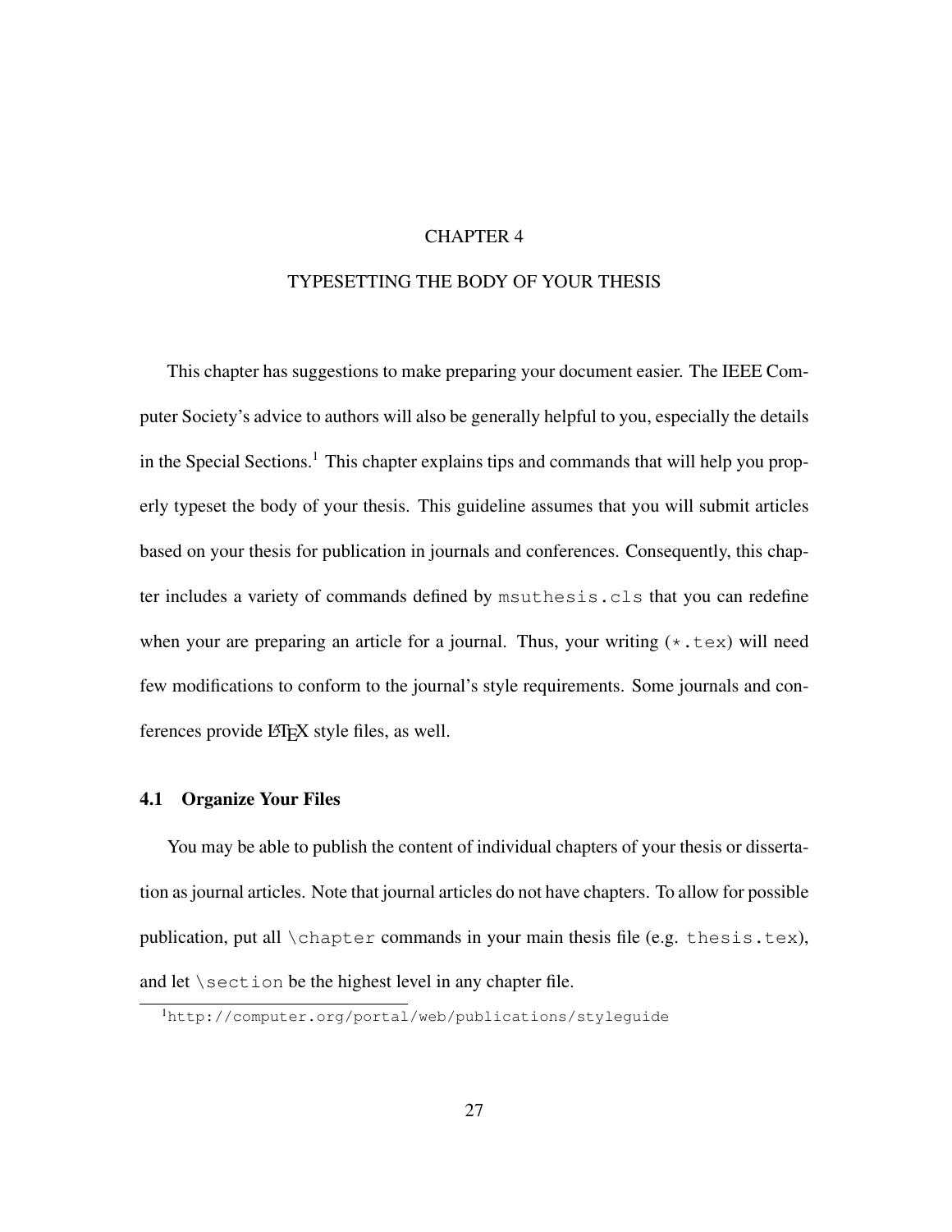# CHAPTER 4

# TYPESETTING THE BODY OF YOUR THESIS

This chapter has suggestions to make preparing your document easier. The IEEE Computer Society's advice to authors will also be generally helpful to you, especially the details in the Special Sections.[1] This chapter explains tips and commands that will help you properly typeset the body of your thesis. This guideline assumes that you will submit articles based on your thesis for publication in journals and conferences. Consequently, this chapter includes a variety of commands defined by `msuthesis.cls` that you can redefine when your are preparing an article for a journal. Thus, your writing (`*.tex`) will need few modifications to conform to the journal's style requirements. Some journals and conferences provide LaTeX style files, as well.

## 4.1 Organize Your Files

You may be able to publish the content of individual chapters of your thesis or dissertation as journal articles. Note that journal articles do not have chapters. To allow for possible publication, put all `\chapter` commands in your main thesis file (e.g. `thesis.tex`), and let `\section` be the highest level in any chapter file.

[1] `http://computer.org/portal/web/publications/styleguide`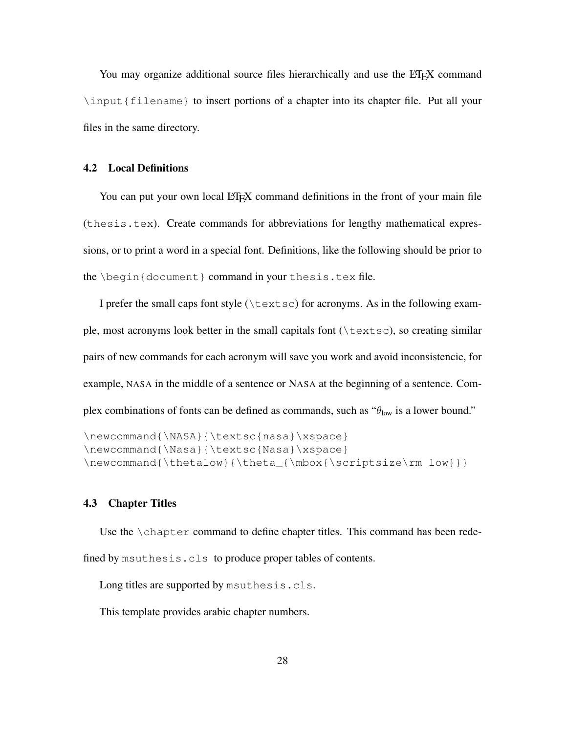You may organize additional source files hierarchically and use the LaTeX command `\input{filename}` to insert portions of a chapter into its chapter file. Put all your files in the same directory.

### 4.2 Local Definitions

You can put your own local LaTeX command definitions in the front of your main file (`thesis.tex`). Create commands for abbreviations for lengthy mathematical expressions, or to print a word in a special font. Definitions, like the following should be prior to the `\begin{document}` command in your `thesis.tex` file.

I prefer the small caps font style (`\textsc`) for acronyms. As in the following example, most acronyms look better in the small capitals font (`\textsc`), so creating similar pairs of new commands for each acronym will save you work and avoid inconsistencie, for example, NASA in the middle of a sentence or NASA at the beginning of a sentence. Complex combinations of fonts can be defined as commands, such as "$\theta_{\text{low}}$ is a lower bound."

```
\newcommand{\NASA}{\textsc{nasa}\xspace}
\newcommand{\Nasa}{\textsc{Nasa}\xspace}
\newcommand{\thetalow}{\theta_{\mbox{\scriptsize\rm low}}}
```

### 4.3 Chapter Titles

Use the `\chapter` command to define chapter titles. This command has been redefined by `msuthesis.cls` to produce proper tables of contents.

Long titles are supported by `msuthesis.cls`.

This template provides arabic chapter numbers.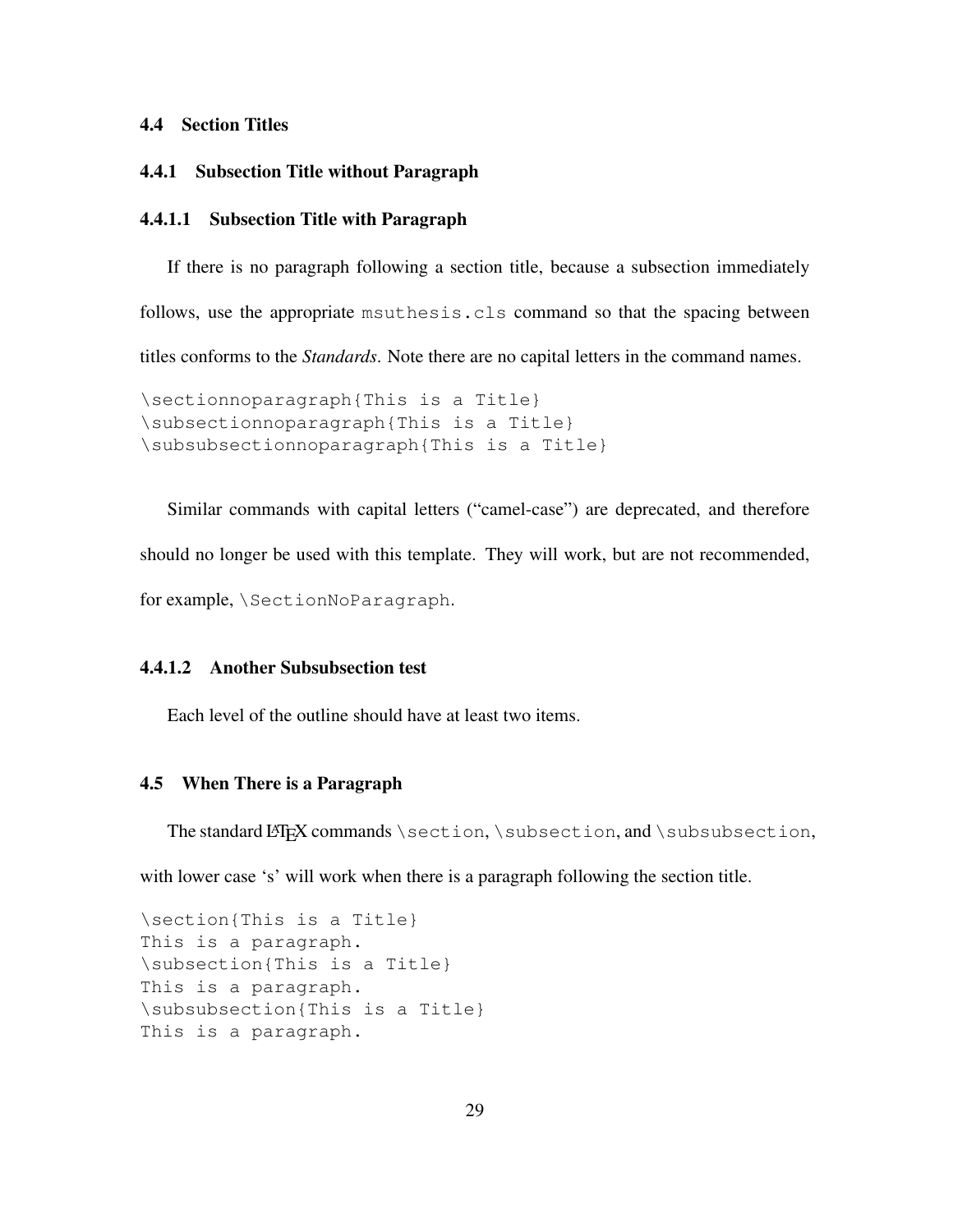## 4.4 Section Titles

### 4.4.1 Subsection Title without Paragraph

#### 4.4.1.1 Subsection Title with Paragraph

If there is no paragraph following a section title, because a subsection immediately follows, use the appropriate `msuthesis.cls` command so that the spacing between titles conforms to the *Standards*. Note there are no capital letters in the command names.

```
\sectionnoparagraph{This is a Title}
\subsectionnoparagraph{This is a Title}
\subsubsectionnoparagraph{This is a Title}
```

Similar commands with capital letters ("camel-case") are deprecated, and therefore should no longer be used with this template. They will work, but are not recommended, for example, `\SectionNoParagraph`.

#### 4.4.1.2 Another Subsubsection test

Each level of the outline should have at least two items.

## 4.5 When There is a Paragraph

The standard LaTeX commands `\section`, `\subsection`, and `\subsubsection`, with lower case 's' will work when there is a paragraph following the section title.

```
\section{This is a Title}
This is a paragraph.
\subsection{This is a Title}
This is a paragraph.
\subsubsection{This is a Title}
This is a paragraph.
```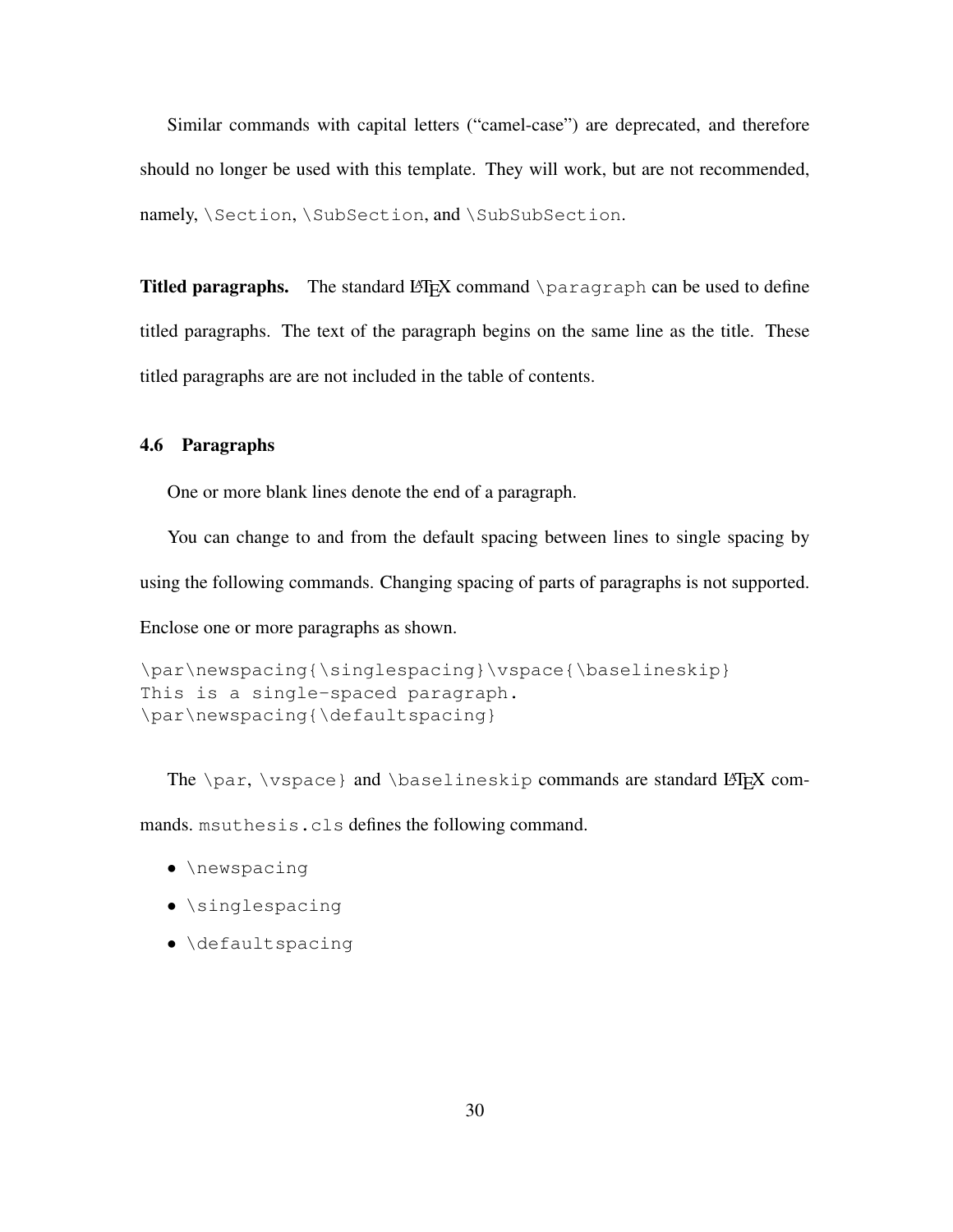Similar commands with capital letters ("camel-case") are deprecated, and therefore should no longer be used with this template. They will work, but are not recommended, namely, `\Section`, `\SubSection`, and `\SubSubSection`.

**Titled paragraphs.** The standard LaTeX command `\paragraph` can be used to define titled paragraphs. The text of the paragraph begins on the same line as the title. These titled paragraphs are are not included in the table of contents.

### 4.6 Paragraphs

One or more blank lines denote the end of a paragraph.

You can change to and from the default spacing between lines to single spacing by using the following commands. Changing spacing of parts of paragraphs is not supported. Enclose one or more paragraphs as shown.

```
\par\newspacing{\singlespacing}\vspace{\baselineskip}
This is a single-spaced paragraph.
\par\newspacing{\defaultspacing}
```

The `\par`, `\vspace}` and `\baselineskip` commands are standard LaTeX commands. `msuthesis.cls` defines the following command.

- `\newspacing`
- `\singlespacing`
- `\defaultspacing`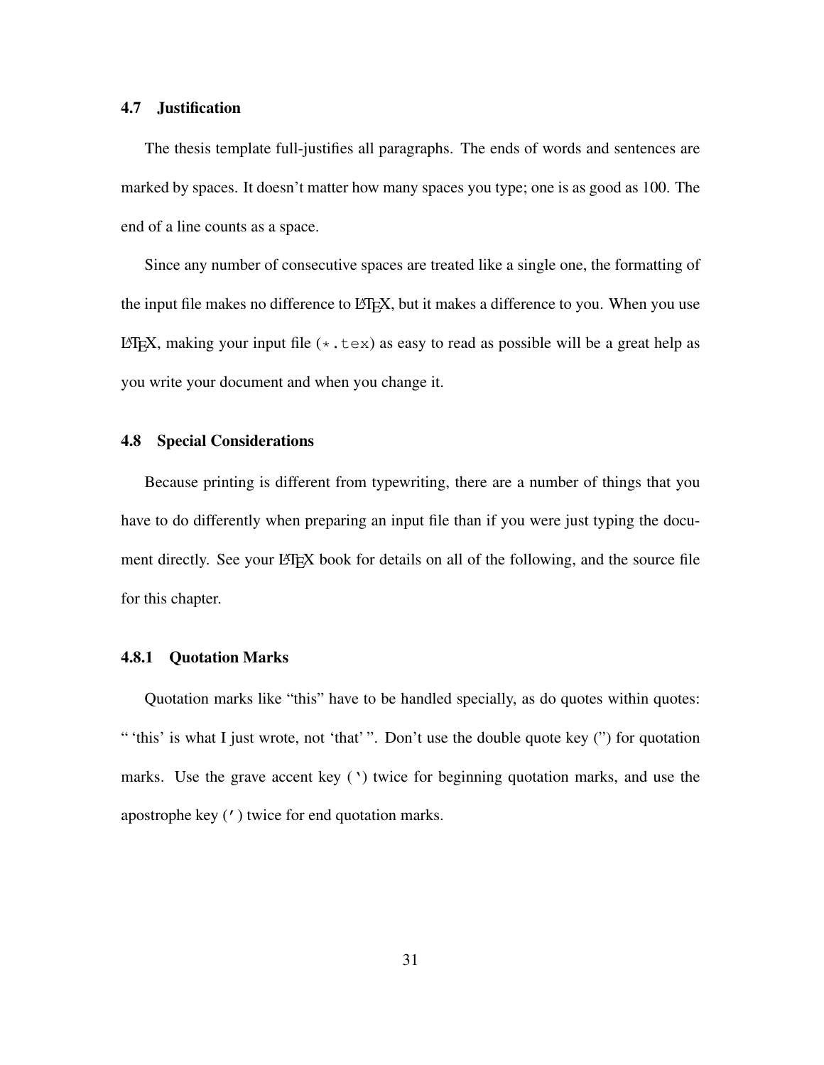### 4.7 Justification

The thesis template full-justifies all paragraphs. The ends of words and sentences are marked by spaces. It doesn't matter how many spaces you type; one is as good as 100. The end of a line counts as a space.

Since any number of consecutive spaces are treated like a single one, the formatting of the input file makes no difference to LaTeX, but it makes a difference to you. When you use LaTeX, making your input file (`*.tex`) as easy to read as possible will be a great help as you write your document and when you change it.

### 4.8 Special Considerations

Because printing is different from typewriting, there are a number of things that you have to do differently when preparing an input file than if you were just typing the document directly. See your LaTeX book for details on all of the following, and the source file for this chapter.

#### 4.8.1 Quotation Marks

Quotation marks like “this” have to be handled specially, as do quotes within quotes: “ ‘this’ is what I just wrote, not ‘that’ ”. Don't use the double quote key (") for quotation marks. Use the grave accent key (`` ` ``) twice for beginning quotation marks, and use the apostrophe key (`'`) twice for end quotation marks.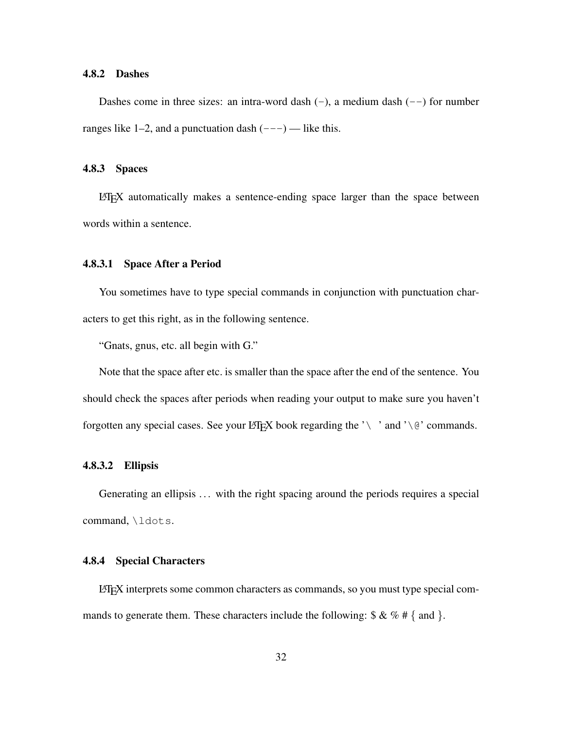### 4.8.2 Dashes

Dashes come in three sizes: an intra-word dash (`-`), a medium dash (`--`) for number ranges like 1–2, and a punctuation dash (`---`) — like this.

### 4.8.3 Spaces

LaTeX automatically makes a sentence-ending space larger than the space between words within a sentence.

#### 4.8.3.1 Space After a Period

You sometimes have to type special commands in conjunction with punctuation characters to get this right, as in the following sentence.

"Gnats, gnus, etc. all begin with G."

Note that the space after etc. is smaller than the space after the end of the sentence. You should check the spaces after periods when reading your output to make sure you haven't forgotten any special cases. See your LaTeX book regarding the '`\ `' and '`\@`' commands.

#### 4.8.3.2 Ellipsis

Generating an ellipsis … with the right spacing around the periods requires a special command, `\ldots`.

### 4.8.4 Special Characters

LaTeX interprets some common characters as commands, so you must type special commands to generate them. These characters include the following: $ & % # { and }.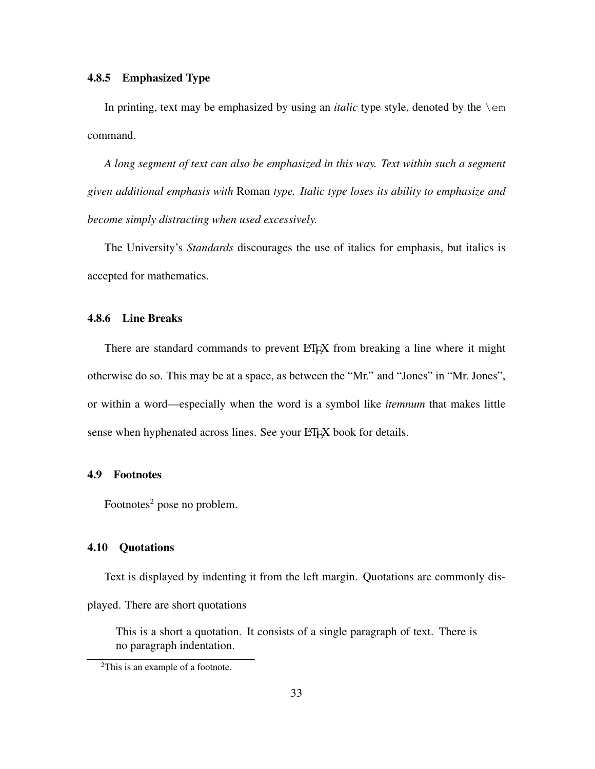### 4.8.5 Emphasized Type

In printing, text may be emphasized by using an *italic* type style, denoted by the `\em` command.

*A long segment of text can also be emphasized in this way. Text within such a segment given additional emphasis with* Roman *type. Italic type loses its ability to emphasize and become simply distracting when used excessively.*

The University's *Standards* discourages the use of italics for emphasis, but italics is accepted for mathematics.

### 4.8.6 Line Breaks

There are standard commands to prevent LaTeX from breaking a line where it might otherwise do so. This may be at a space, as between the "Mr." and "Jones" in "Mr. Jones", or within a word—especially when the word is a symbol like *itemnum* that makes little sense when hyphenated across lines. See your LaTeX book for details.

## 4.9 Footnotes

Footnotes[2] pose no problem.

## 4.10 Quotations

Text is displayed by indenting it from the left margin. Quotations are commonly displayed. There are short quotations

> This is a short a quotation. It consists of a single paragraph of text. There is no paragraph indentation.

[2]This is an example of a footnote.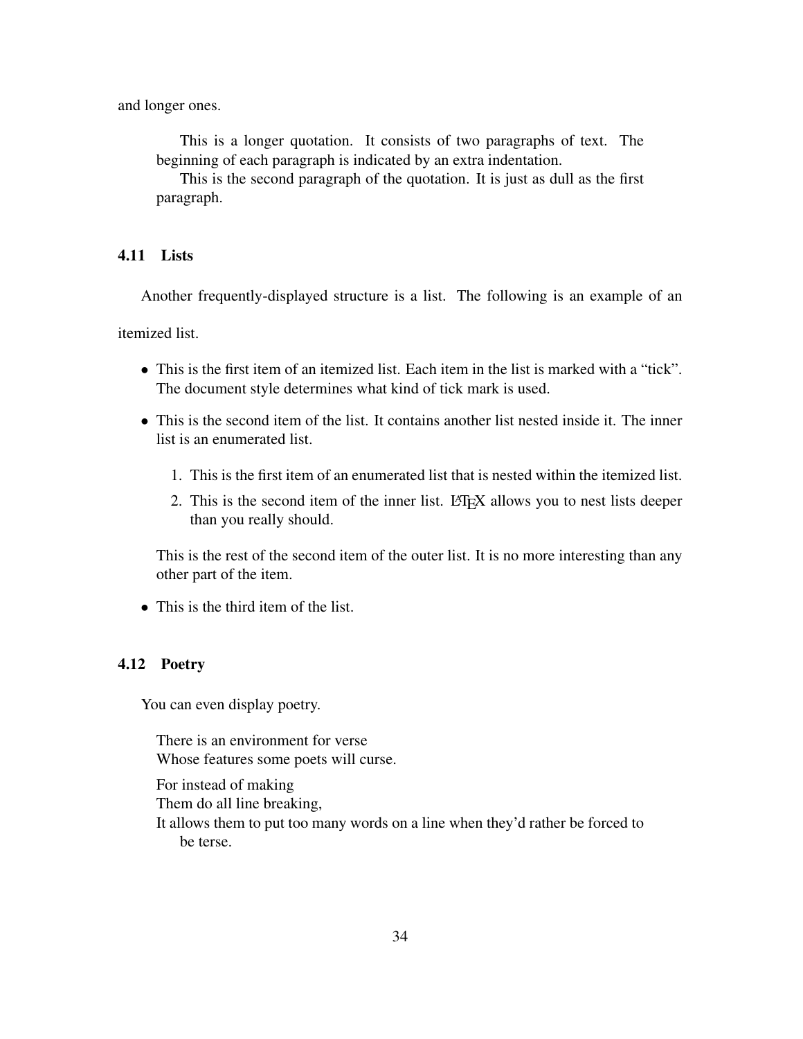and longer ones.

> This is a longer quotation. It consists of two paragraphs of text. The beginning of each paragraph is indicated by an extra indentation.
>
> This is the second paragraph of the quotation. It is just as dull as the first paragraph.

### 4.11 Lists

Another frequently-displayed structure is a list. The following is an example of an itemized list.

- This is the first item of an itemized list. Each item in the list is marked with a "tick". The document style determines what kind of tick mark is used.
- This is the second item of the list. It contains another list nested inside it. The inner list is an enumerated list.

  1. This is the first item of an enumerated list that is nested within the itemized list.
  2. This is the second item of the inner list. LaTeX allows you to nest lists deeper than you really should.

  This is the rest of the second item of the outer list. It is no more interesting than any other part of the item.

- This is the third item of the list.

### 4.12 Poetry

You can even display poetry.

> There is an environment for verse
> Whose features some poets will curse.
>
> For instead of making
> Them do all line breaking,
> It allows them to put too many words on a line when they'd rather be forced to be terse.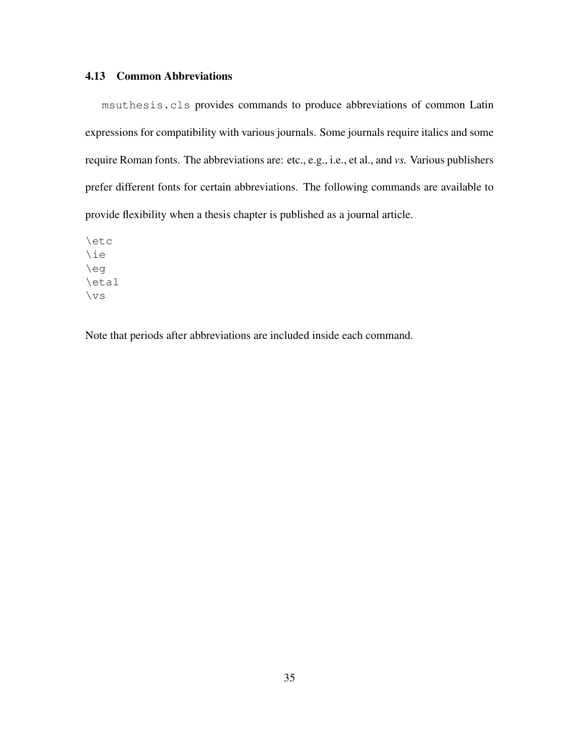### 4.13 Common Abbreviations

`msuthesis.cls` provides commands to produce abbreviations of common Latin expressions for compatibility with various journals. Some journals require italics and some require Roman fonts. The abbreviations are: etc., e.g., i.e., et al., and *vs.* Various publishers prefer different fonts for certain abbreviations. The following commands are available to provide flexibility when a thesis chapter is published as a journal article.

```
\etc
\ie
\eg
\etal
\vs
```

Note that periods after abbreviations are included inside each command.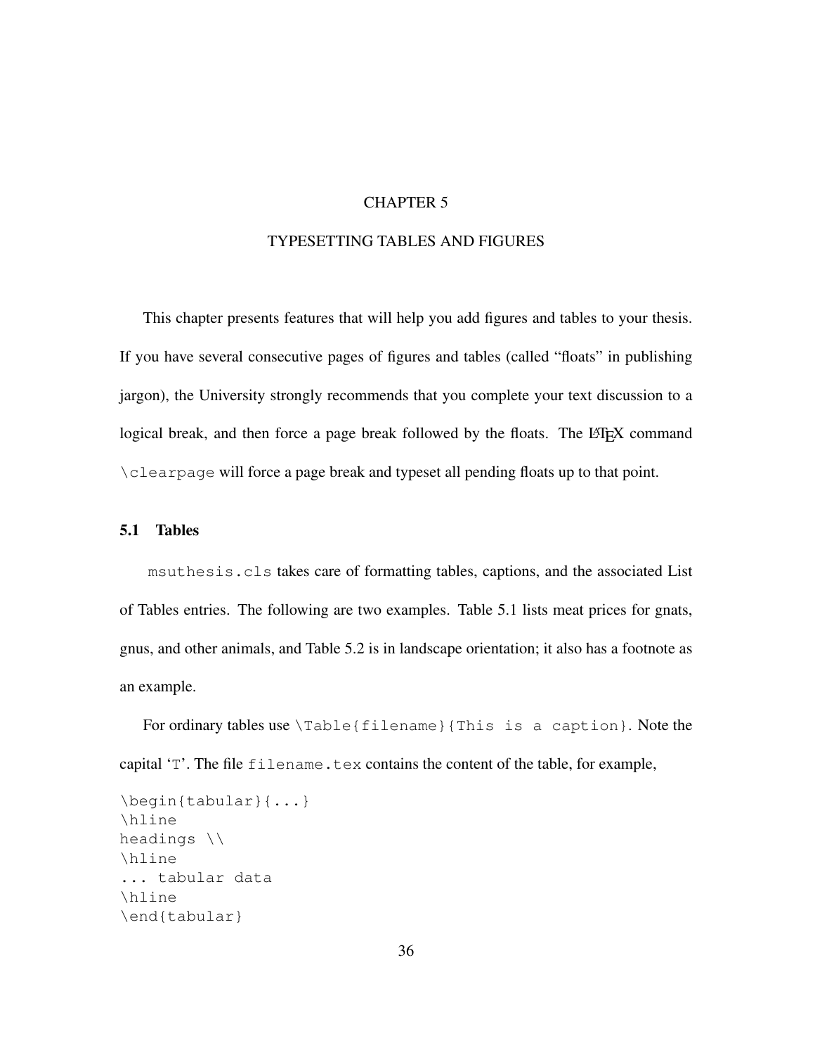# CHAPTER 5

# TYPESETTING TABLES AND FIGURES

This chapter presents features that will help you add figures and tables to your thesis. If you have several consecutive pages of figures and tables (called "floats" in publishing jargon), the University strongly recommends that you complete your text discussion to a logical break, and then force a page break followed by the floats. The LaTeX command `\clearpage` will force a page break and typeset all pending floats up to that point.

## 5.1 Tables

`msuthesis.cls` takes care of formatting tables, captions, and the associated List of Tables entries. The following are two examples. Table 5.1 lists meat prices for gnats, gnus, and other animals, and Table 5.2 is in landscape orientation; it also has a footnote as an example.

For ordinary tables use `\Table{filename}{This is a caption}`. Note the capital '`T`'. The file `filename.tex` contains the content of the table, for example,

```
\begin{tabular}{...}
\hline
headings \\
\hline
... tabular data
\hline
\end{tabular}
```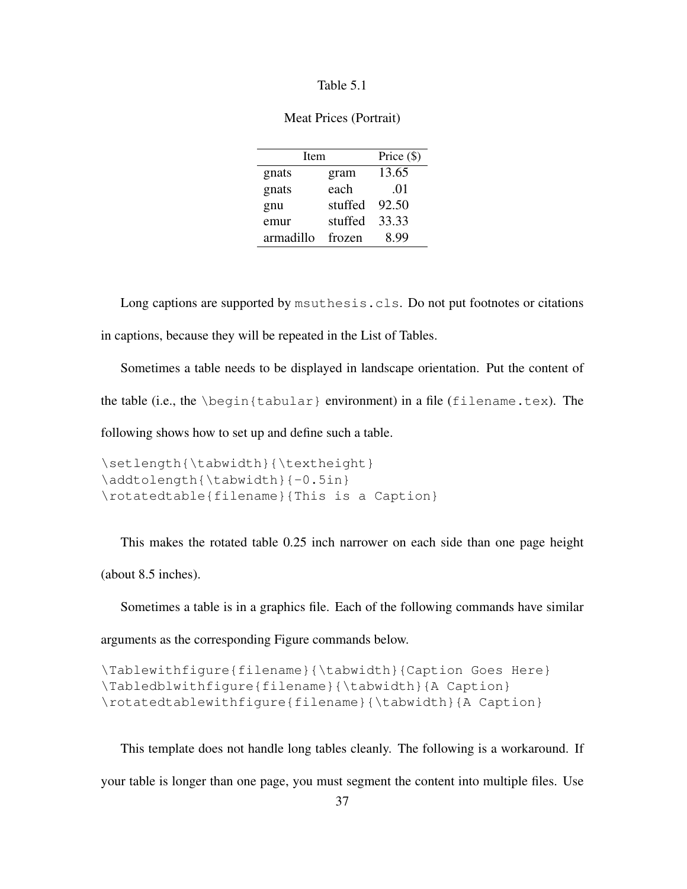Table 5.1

Meat Prices (Portrait)

| Item | | Price ($) |
|---|---|---|
| gnats | gram | 13.65 |
| gnats | each | .01 |
| gnu | stuffed | 92.50 |
| emur | stuffed | 33.33 |
| armadillo | frozen | 8.99 |

Long captions are supported by `msuthesis.cls`. Do not put footnotes or citations in captions, because they will be repeated in the List of Tables.

Sometimes a table needs to be displayed in landscape orientation. Put the content of the table (i.e., the `\begin{tabular}` environment) in a file (`filename.tex`). The following shows how to set up and define such a table.

```
\setlength{\tabwidth}{\textheight}
\addtolength{\tabwidth}{-0.5in}
\rotatedtable{filename}{This is a Caption}
```

This makes the rotated table 0.25 inch narrower on each side than one page height (about 8.5 inches).

Sometimes a table is in a graphics file. Each of the following commands have similar arguments as the corresponding Figure commands below.

```
\Tablewithfigure{filename}{\tabwidth}{Caption Goes Here}
\Tabledblwithfigure{filename}{\tabwidth}{A Caption}
\rotatedtablewithfigure{filename}{\tabwidth}{A Caption}
```

This template does not handle long tables cleanly. The following is a workaround. If your table is longer than one page, you must segment the content into multiple files. Use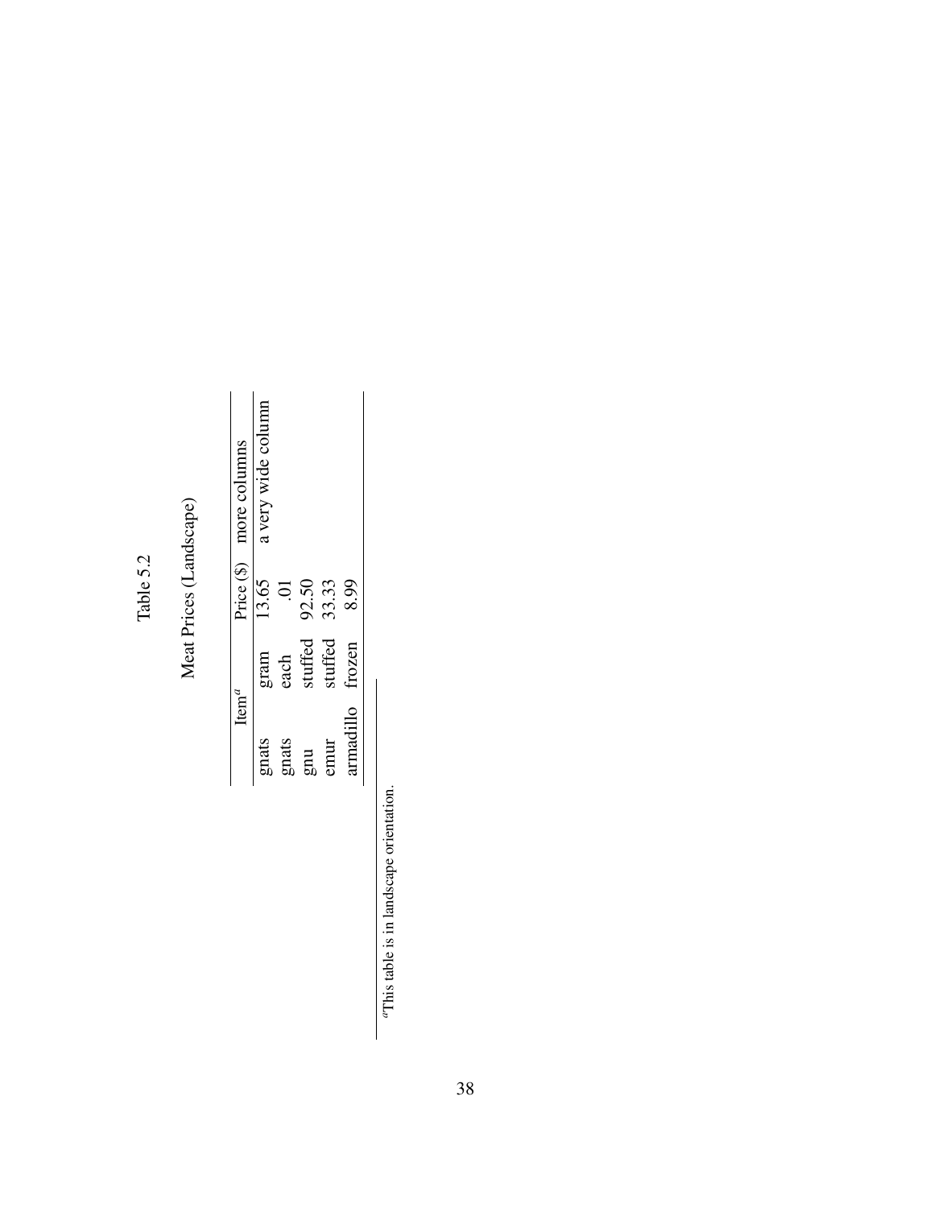Table 5.2

Meat Prices (Landscape)

| Item[a] | | Price ($) | more columns |
|---|---|---|---|
| gnats | gram | 13.65 | a very wide column |
| gnats | each | .01 | |
| gnu | stuffed | 92.50 | |
| emur | stuffed | 33.33 | |
| armadillo | frozen | 8.99 | |

[a]This table is in landscape orientation.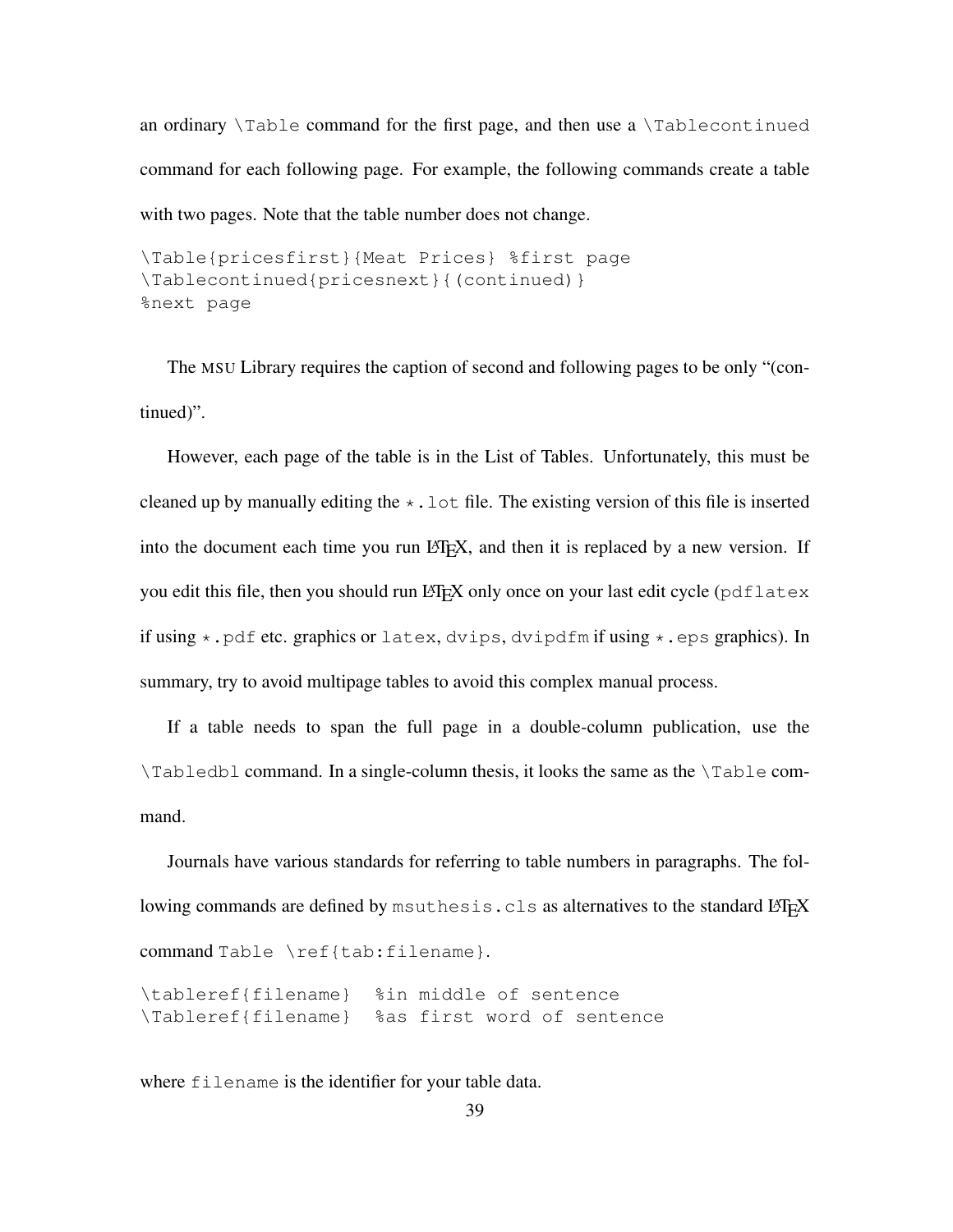an ordinary `\Table` command for the first page, and then use a `\Tablecontinued` command for each following page. For example, the following commands create a table with two pages. Note that the table number does not change.

```
\Table{pricesfirst}{Meat Prices} %first page
\Tablecontinued{pricesnext}{(continued)}
%next page
```

The MSU Library requires the caption of second and following pages to be only "(continued)".

However, each page of the table is in the List of Tables. Unfortunately, this must be cleaned up by manually editing the `*.lot` file. The existing version of this file is inserted into the document each time you run LaTeX, and then it is replaced by a new version. If you edit this file, then you should run LaTeX only once on your last edit cycle (`pdflatex` if using `*.pdf` etc. graphics or `latex`, `dvips`, `dvipdfm` if using `*.eps` graphics). In summary, try to avoid multipage tables to avoid this complex manual process.

If a table needs to span the full page in a double-column publication, use the `\Tabledbl` command. In a single-column thesis, it looks the same as the `\Table` command.

Journals have various standards for referring to table numbers in paragraphs. The following commands are defined by `msuthesis.cls` as alternatives to the standard LaTeX command `Table \ref{tab:filename}`.

```
\tableref{filename}  %in middle of sentence
\Tableref{filename}  %as first word of sentence
```

where `filename` is the identifier for your table data.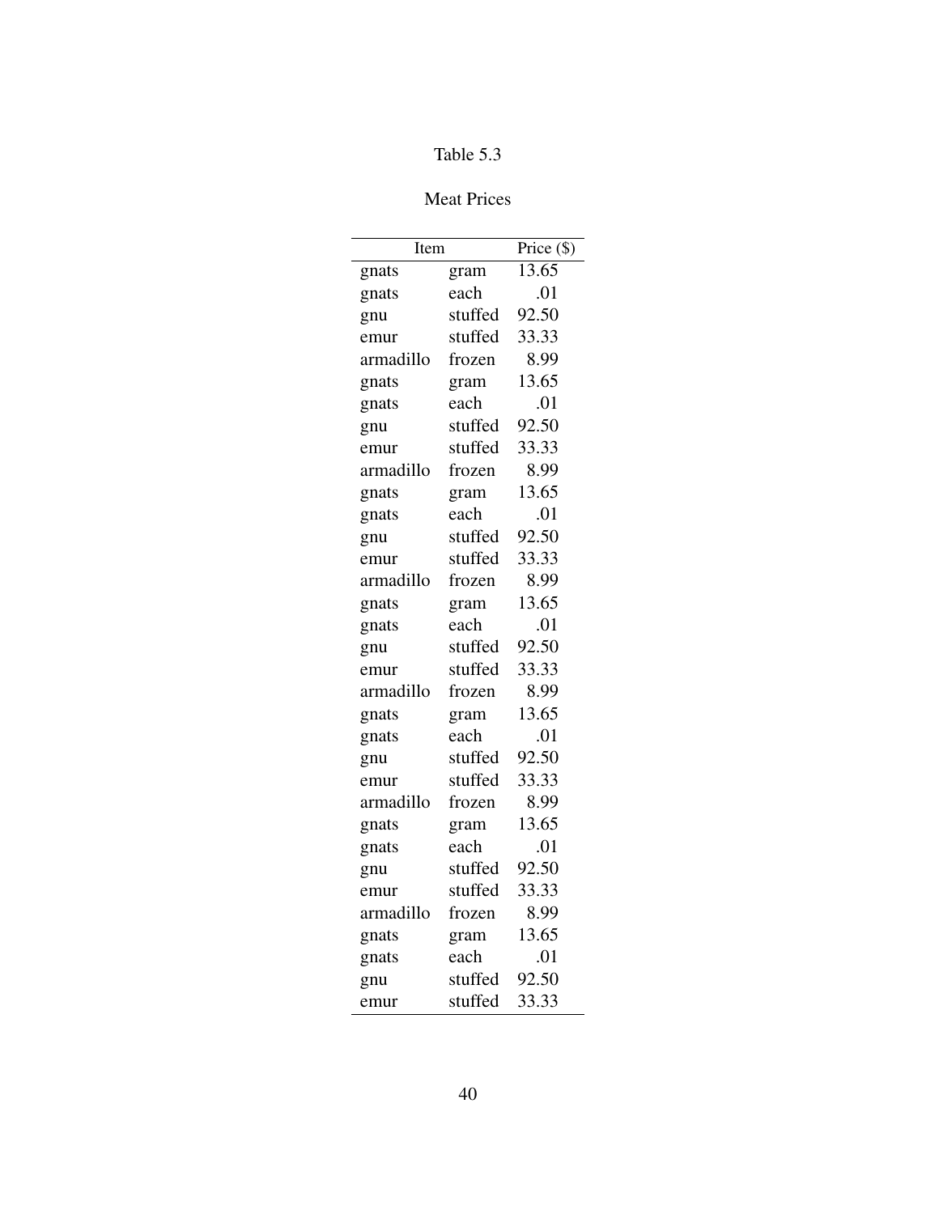Table 5.3

Meat Prices

| Item | | Price ($) |
|---|---|---|
| gnats | gram | 13.65 |
| gnats | each | .01 |
| gnu | stuffed | 92.50 |
| emur | stuffed | 33.33 |
| armadillo | frozen | 8.99 |
| gnats | gram | 13.65 |
| gnats | each | .01 |
| gnu | stuffed | 92.50 |
| emur | stuffed | 33.33 |
| armadillo | frozen | 8.99 |
| gnats | gram | 13.65 |
| gnats | each | .01 |
| gnu | stuffed | 92.50 |
| emur | stuffed | 33.33 |
| armadillo | frozen | 8.99 |
| gnats | gram | 13.65 |
| gnats | each | .01 |
| gnu | stuffed | 92.50 |
| emur | stuffed | 33.33 |
| armadillo | frozen | 8.99 |
| gnats | gram | 13.65 |
| gnats | each | .01 |
| gnu | stuffed | 92.50 |
| emur | stuffed | 33.33 |
| armadillo | frozen | 8.99 |
| gnats | gram | 13.65 |
| gnats | each | .01 |
| gnu | stuffed | 92.50 |
| emur | stuffed | 33.33 |
| armadillo | frozen | 8.99 |
| gnats | gram | 13.65 |
| gnats | each | .01 |
| gnu | stuffed | 92.50 |
| emur | stuffed | 33.33 |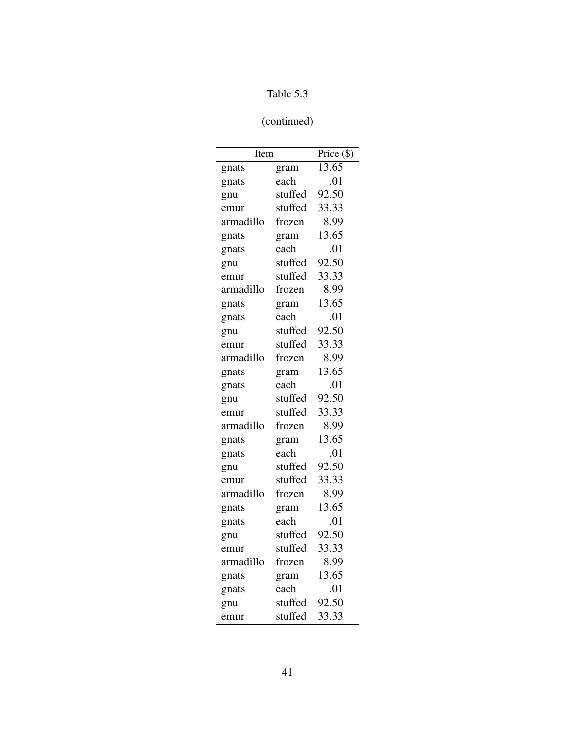Table 5.3

(continued)

| Item | | Price ($) |
|---|---|---|
| gnats | gram | 13.65 |
| gnats | each | .01 |
| gnu | stuffed | 92.50 |
| emur | stuffed | 33.33 |
| armadillo | frozen | 8.99 |
| gnats | gram | 13.65 |
| gnats | each | .01 |
| gnu | stuffed | 92.50 |
| emur | stuffed | 33.33 |
| armadillo | frozen | 8.99 |
| gnats | gram | 13.65 |
| gnats | each | .01 |
| gnu | stuffed | 92.50 |
| emur | stuffed | 33.33 |
| armadillo | frozen | 8.99 |
| gnats | gram | 13.65 |
| gnats | each | .01 |
| gnu | stuffed | 92.50 |
| emur | stuffed | 33.33 |
| armadillo | frozen | 8.99 |
| gnats | gram | 13.65 |
| gnats | each | .01 |
| gnu | stuffed | 92.50 |
| emur | stuffed | 33.33 |
| armadillo | frozen | 8.99 |
| gnats | gram | 13.65 |
| gnats | each | .01 |
| gnu | stuffed | 92.50 |
| emur | stuffed | 33.33 |
| armadillo | frozen | 8.99 |
| gnats | gram | 13.65 |
| gnats | each | .01 |
| gnu | stuffed | 92.50 |
| emur | stuffed | 33.33 |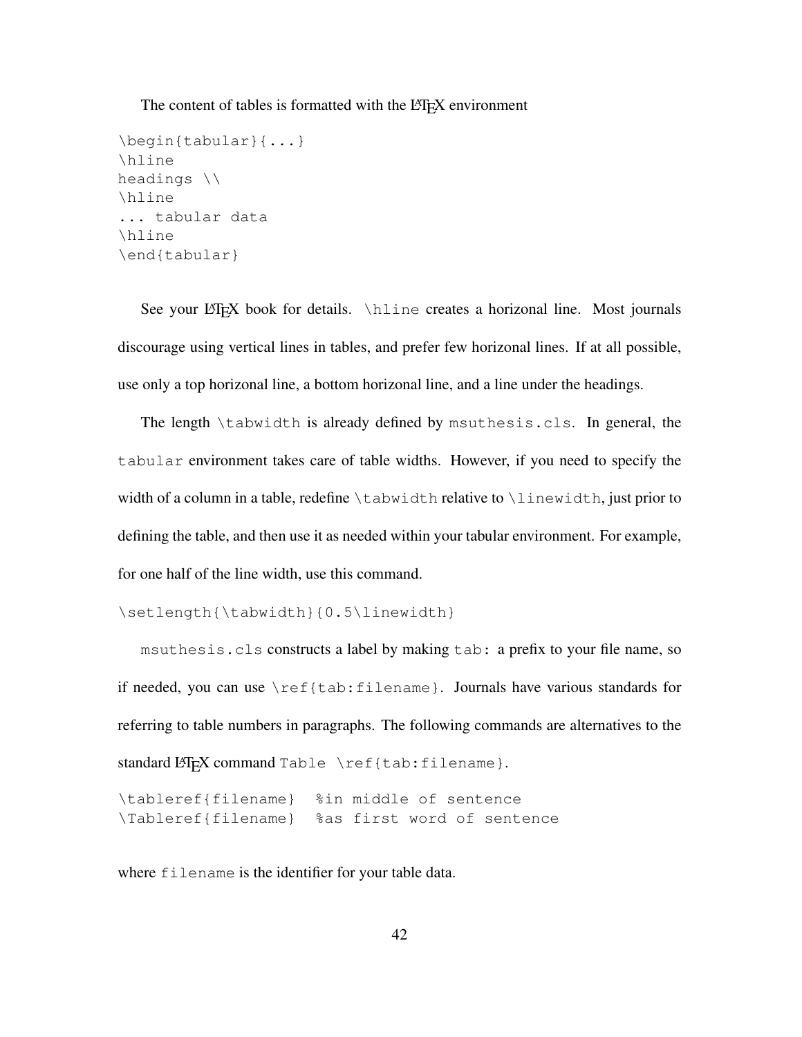The content of tables is formatted with the LaTeX environment

```
\begin{tabular}{...}
\hline
headings \\
\hline
... tabular data
\hline
\end{tabular}
```

See your LaTeX book for details. `\hline` creates a horizonal line. Most journals discourage using vertical lines in tables, and prefer few horizonal lines. If at all possible, use only a top horizonal line, a bottom horizonal line, and a line under the headings.

The length `\tabwidth` is already defined by `msuthesis.cls`. In general, the `tabular` environment takes care of table widths. However, if you need to specify the width of a column in a table, redefine `\tabwidth` relative to `\linewidth`, just prior to defining the table, and then use it as needed within your tabular environment. For example, for one half of the line width, use this command.

```
\setlength{\tabwidth}{0.5\linewidth}
```

`msuthesis.cls` constructs a label by making `tab:` a prefix to your file name, so if needed, you can use `\ref{tab:filename}`. Journals have various standards for referring to table numbers in paragraphs. The following commands are alternatives to the standard LaTeX command `Table \ref{tab:filename}`.

```
\tableref{filename}  %in middle of sentence
\Tableref{filename}  %as first word of sentence
```

where `filename` is the identifier for your table data.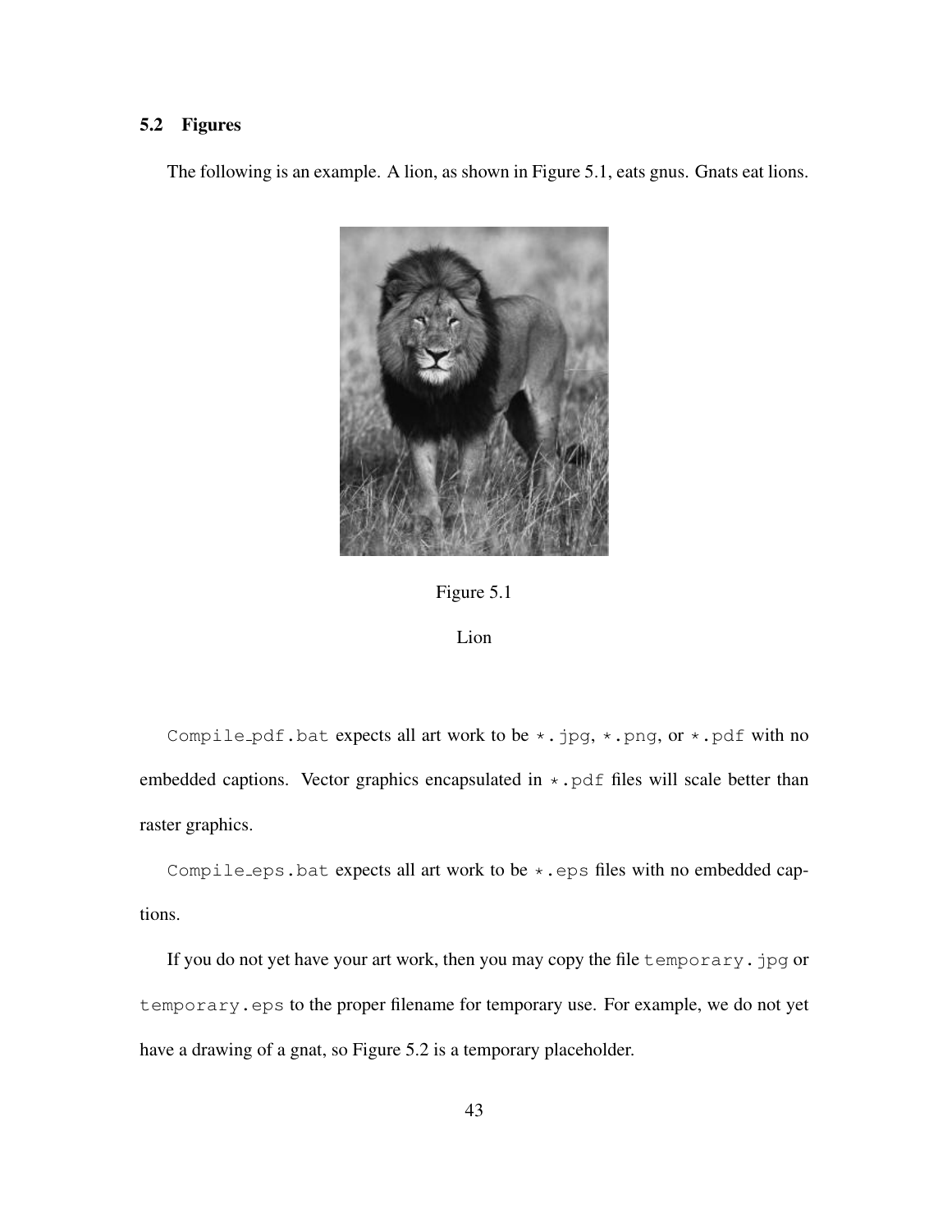## 5.2 Figures

The following is an example. A lion, as shown in Figure 5.1, eats gnus. Gnats eat lions.

Figure 5.1

Lion

`Compile_pdf.bat` expects all art work to be `*.jpg`, `*.png`, or `*.pdf` with no embedded captions. Vector graphics encapsulated in `*.pdf` files will scale better than raster graphics.

`Compile_eps.bat` expects all art work to be `*.eps` files with no embedded captions.

If you do not yet have your art work, then you may copy the file `temporary.jpg` or `temporary.eps` to the proper filename for temporary use. For example, we do not yet have a drawing of a gnat, so Figure 5.2 is a temporary placeholder.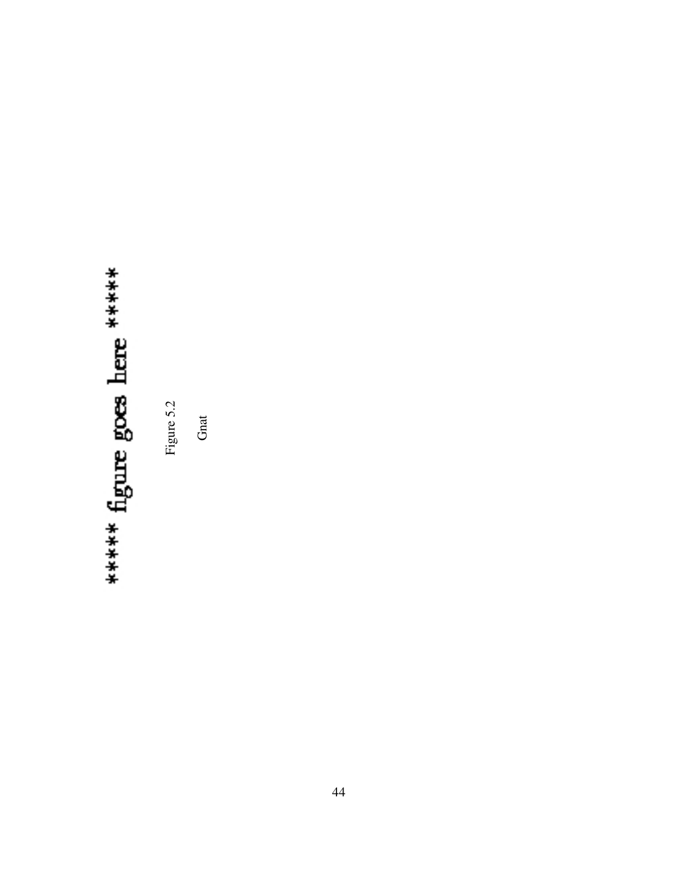***** figure goes here *****

Figure 5.2

Gnat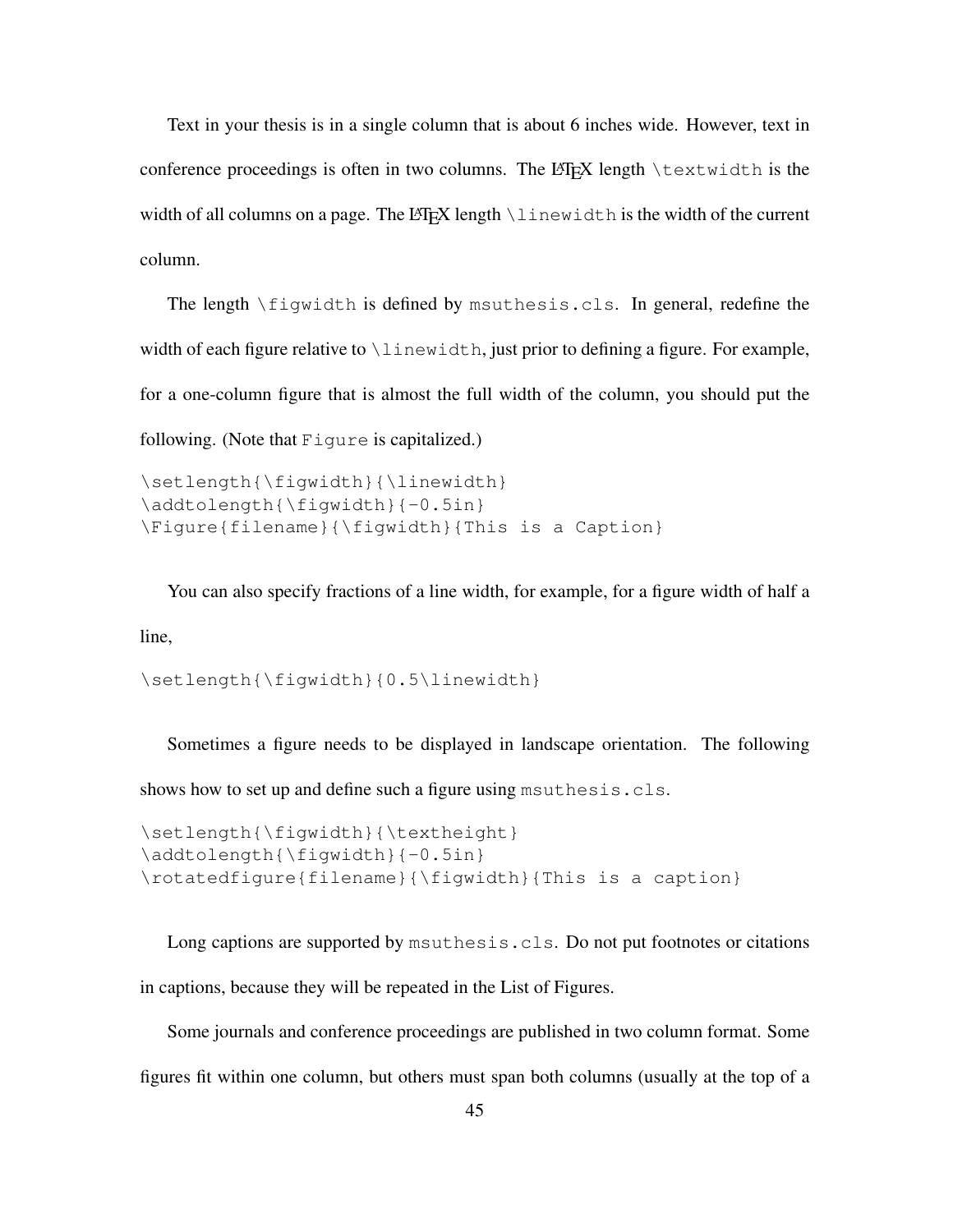Text in your thesis is in a single column that is about 6 inches wide. However, text in conference proceedings is often in two columns. The LaTeX length `\textwidth` is the width of all columns on a page. The LaTeX length `\linewidth` is the width of the current column.

The length `\figwidth` is defined by `msuthesis.cls`. In general, redefine the width of each figure relative to `\linewidth`, just prior to defining a figure. For example, for a one-column figure that is almost the full width of the column, you should put the following. (Note that `Figure` is capitalized.)

```
\setlength{\figwidth}{\linewidth}
\addtolength{\figwidth}{-0.5in}
\Figure{filename}{\figwidth}{This is a Caption}
```

You can also specify fractions of a line width, for example, for a figure width of half a line,

```
\setlength{\figwidth}{0.5\linewidth}
```

Sometimes a figure needs to be displayed in landscape orientation. The following shows how to set up and define such a figure using `msuthesis.cls`.

```
\setlength{\figwidth}{\textheight}
\addtolength{\figwidth}{-0.5in}
\rotatedfigure{filename}{\figwidth}{This is a caption}
```

Long captions are supported by `msuthesis.cls`. Do not put footnotes or citations in captions, because they will be repeated in the List of Figures.

Some journals and conference proceedings are published in two column format. Some figures fit within one column, but others must span both columns (usually at the top of a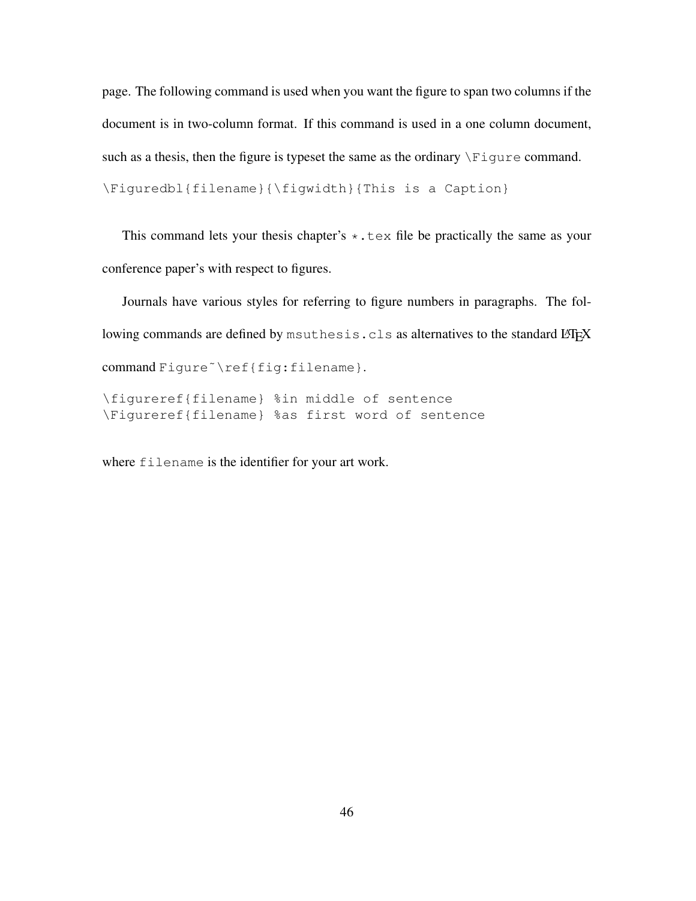page. The following command is used when you want the figure to span two columns if the document is in two-column format. If this command is used in a one column document, such as a thesis, then the figure is typeset the same as the ordinary `\Figure` command.

```
\Figuredbl{filename}{\figwidth}{This is a Caption}
```

This command lets your thesis chapter's `*.tex` file be practically the same as your conference paper's with respect to figures.

Journals have various styles for referring to figure numbers in paragraphs. The following commands are defined by `msuthesis.cls` as alternatives to the standard LaTeX command `Figure~\ref{fig:filename}`.

```
\figureref{filename} %in middle of sentence
\Figureref{filename} %as first word of sentence
```

where `filename` is the identifier for your art work.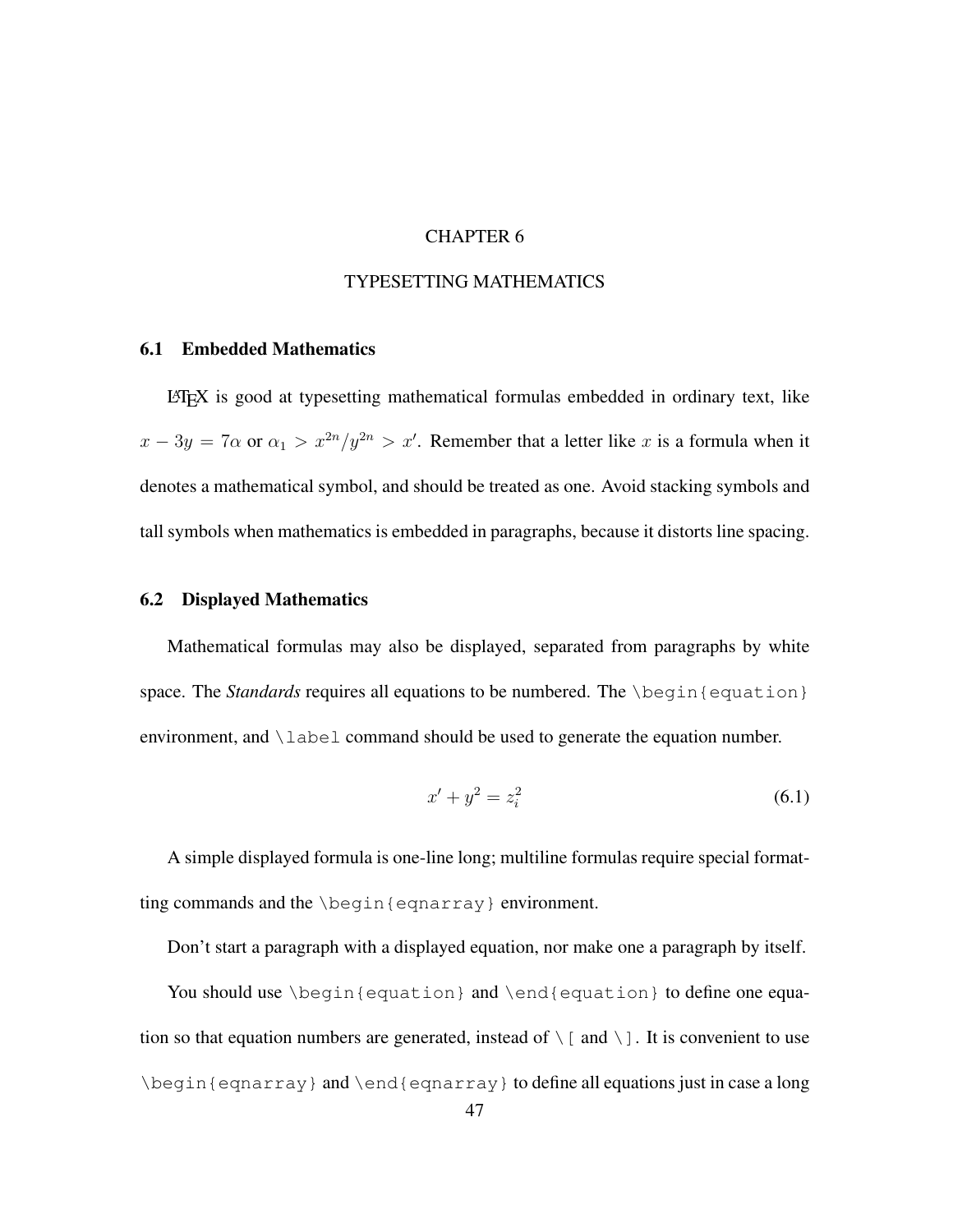# CHAPTER 6

# TYPESETTING MATHEMATICS

## 6.1 Embedded Mathematics

LaTeX is good at typesetting mathematical formulas embedded in ordinary text, like $x - 3y = 7\alpha$ or $\alpha_1 > x^{2n}/y^{2n} > x'$. Remember that a letter like $x$ is a formula when it denotes a mathematical symbol, and should be treated as one. Avoid stacking symbols and tall symbols when mathematics is embedded in paragraphs, because it distorts line spacing.

## 6.2 Displayed Mathematics

Mathematical formulas may also be displayed, separated from paragraphs by white space. The *Standards* requires all equations to be numbered. The `\begin{equation}` environment, and `\label` command should be used to generate the equation number.

$$x' + y^2 = z_i^2 \tag{6.1}$$

A simple displayed formula is one-line long; multiline formulas require special formatting commands and the `\begin{eqnarray}` environment.

Don't start a paragraph with a displayed equation, nor make one a paragraph by itself.

You should use `\begin{equation}` and `\end{equation}` to define one equation so that equation numbers are generated, instead of `\[` and `\]`. It is convenient to use `\begin{eqnarray}` and `\end{eqnarray}` to define all equations just in case a long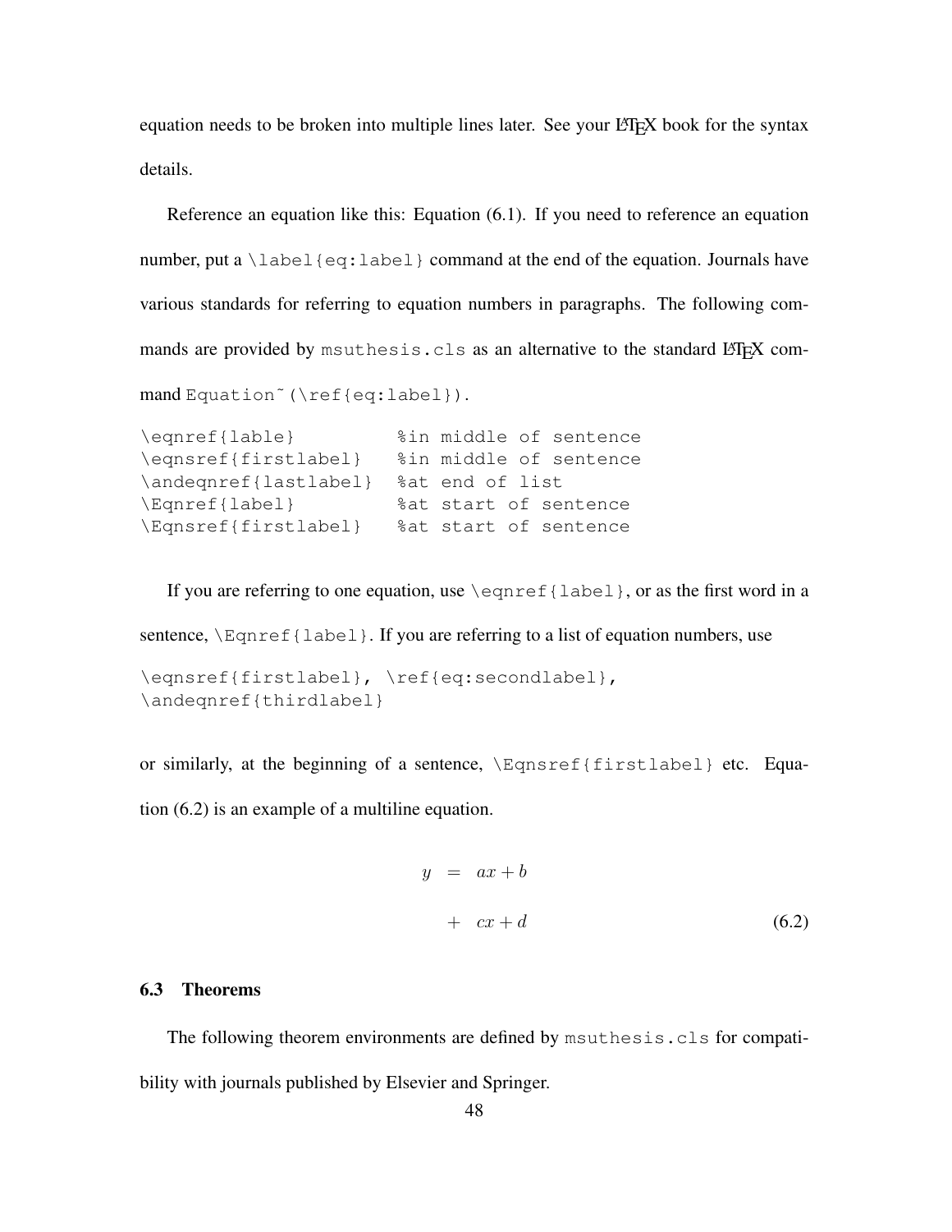equation needs to be broken into multiple lines later. See your LaTeX book for the syntax details.

Reference an equation like this: Equation (6.1). If you need to reference an equation number, put a `\label{eq:label}` command at the end of the equation. Journals have various standards for referring to equation numbers in paragraphs. The following commands are provided by `msuthesis.cls` as an alternative to the standard LaTeX command `Equation~(\ref{eq:label})`.

```
\eqnref{lable}          %in middle of sentence
\eqnsref{firstlabel}    %in middle of sentence
\andeqnref{lastlabel}  %at end of list
\Eqnref{label}          %at start of sentence
\Eqnsref{firstlabel}    %at start of sentence
```

If you are referring to one equation, use `\eqnref{label}`, or as the first word in a sentence, `\Eqnref{label}`. If you are referring to a list of equation numbers, use

```
\eqnsref{firstlabel}, \ref{eq:secondlabel},
\andeqnref{thirdlabel}
```

or similarly, at the beginning of a sentence, `\Eqnsref{firstlabel}` etc. Equation (6.2) is an example of a multiline equation.

$$
\begin{aligned}
y &= ax + b \\
&+ cx + d \qquad (6.2)
\end{aligned}
$$

### 6.3 Theorems

The following theorem environments are defined by `msuthesis.cls` for compatibility with journals published by Elsevier and Springer.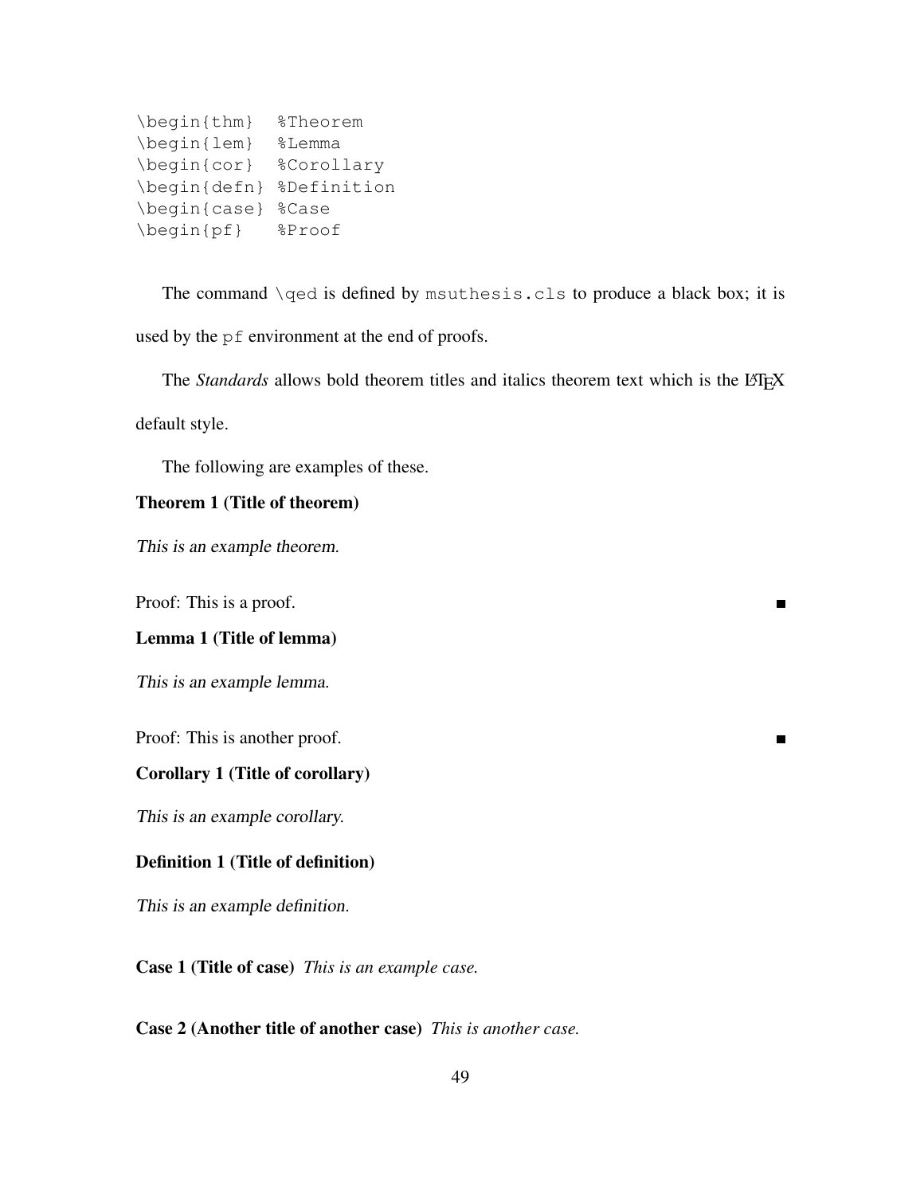```
\begin{thm}  %Theorem
\begin{lem}  %Lemma
\begin{cor}  %Corollary
\begin{defn} %Definition
\begin{case} %Case
\begin{pf}   %Proof
```

The command `\qed` is defined by `msuthesis.cls` to produce a black box; it is used by the `pf` environment at the end of proofs.

The *Standards* allows bold theorem titles and italics theorem text which is the LaTeX default style.

The following are examples of these.

**Theorem 1 (Title of theorem)**

*This is an example theorem.*

Proof: This is a proof. ■

**Lemma 1 (Title of lemma)**

*This is an example lemma.*

Proof: This is another proof. ■

**Corollary 1 (Title of corollary)**

*This is an example corollary.*

**Definition 1 (Title of definition)**

*This is an example definition.*

**Case 1 (Title of case)** *This is an example case.*

**Case 2 (Another title of another case)** *This is another case.*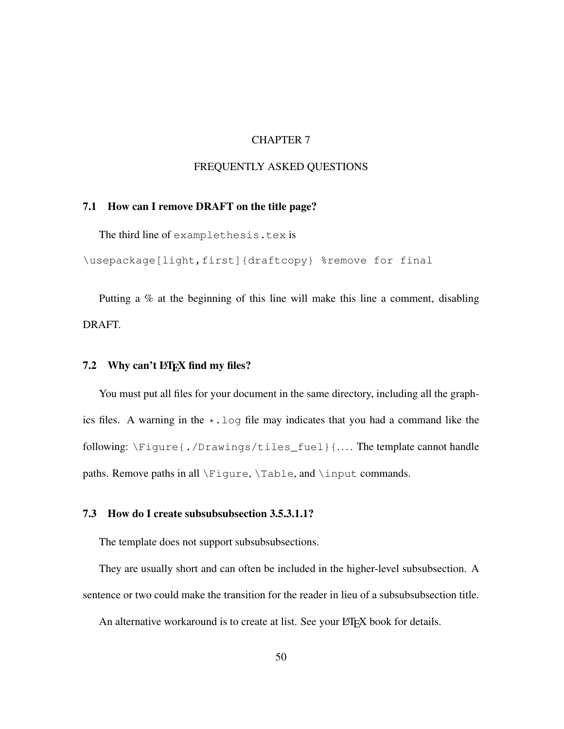# CHAPTER 7

# FREQUENTLY ASKED QUESTIONS

## 7.1 How can I remove DRAFT on the title page?

The third line of `examplethesis.tex` is

```
\usepackage[light,first]{draftcopy} %remove for final
```

Putting a % at the beginning of this line will make this line a comment, disabling DRAFT.

## 7.2 Why can't LaTeX find my files?

You must put all files for your document in the same directory, including all the graphics files. A warning in the `*.log` file may indicates that you had a command like the following: `\Figure{./Drawings/tiles_fuel}{...`. The template cannot handle paths. Remove paths in all `\Figure`, `\Table`, and `\input` commands.

## 7.3 How do I create subsubsubsection 3.5.3.1.1?

The template does not support subsubsubsections.

They are usually short and can often be included in the higher-level subsubsection. A sentence or two could make the transition for the reader in lieu of a subsubsubsection title.

An alternative workaround is to create at list. See your LaTeX book for details.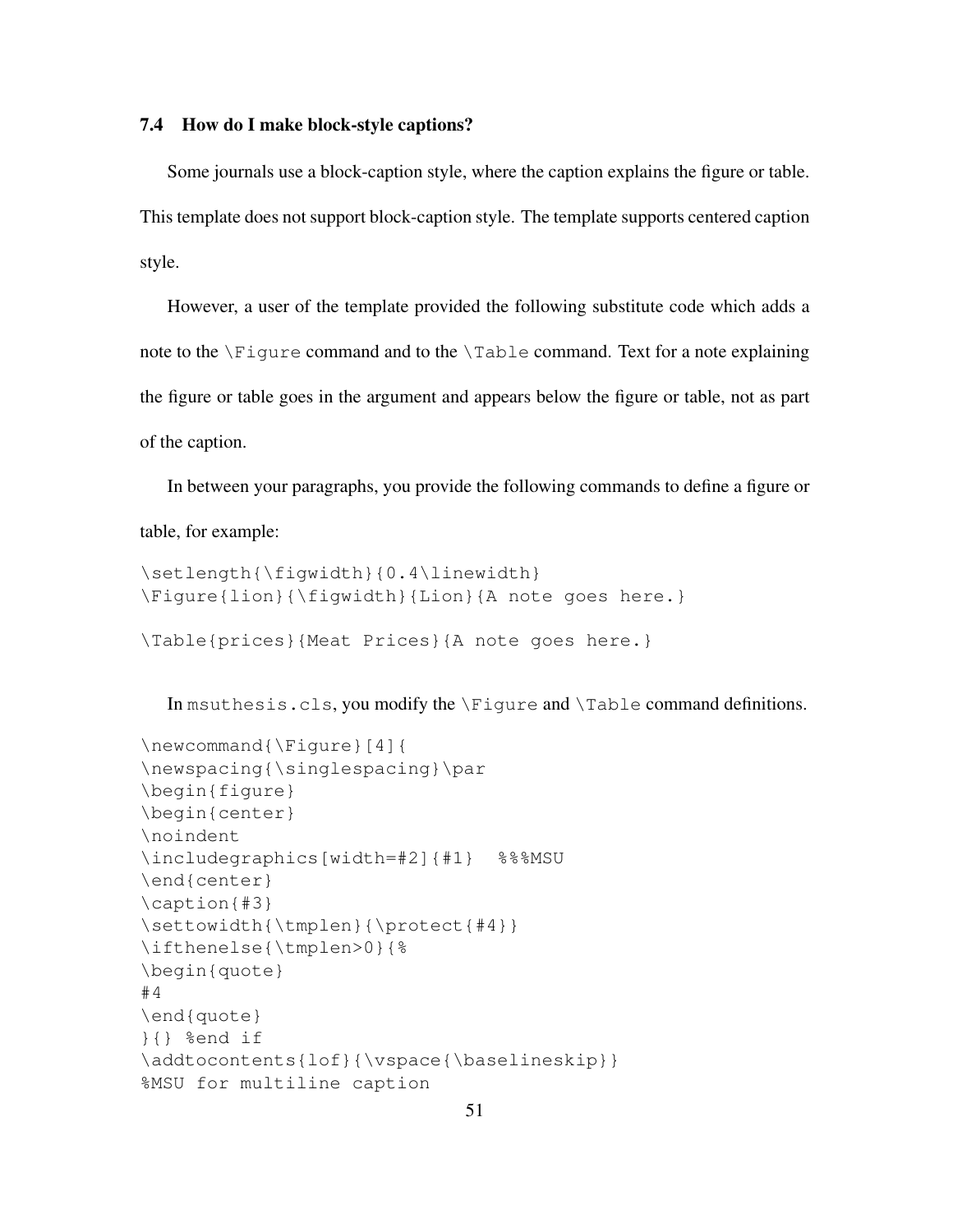### 7.4 How do I make block-style captions?

Some journals use a block-caption style, where the caption explains the figure or table. This template does not support block-caption style. The template supports centered caption style.

However, a user of the template provided the following substitute code which adds a note to the `\Figure` command and to the `\Table` command. Text for a note explaining the figure or table goes in the argument and appears below the figure or table, not as part of the caption.

In between your paragraphs, you provide the following commands to define a figure or table, for example:

```
\setlength{\figwidth}{0.4\linewidth}
\Figure{lion}{\figwidth}{Lion}{A note goes here.}

\Table{prices}{Meat Prices}{A note goes here.}
```

In `msuthesis.cls`, you modify the `\Figure` and `\Table` command definitions.

```
\newcommand{\Figure}[4]{
\newspacing{\singlespacing}\par
\begin{figure}
\begin{center}
\noindent
\includegraphics[width=#2]{#1}  %%%MSU
\end{center}
\caption{#3}
\settowidth{\tmplen}{\protect{#4}}
\ifthenelse{\tmplen>0}{%
\begin{quote}
#4
\end{quote}
}{} %end if
\addtocontents{lof}{\vspace{\baselineskip}}
%MSU for multiline caption
```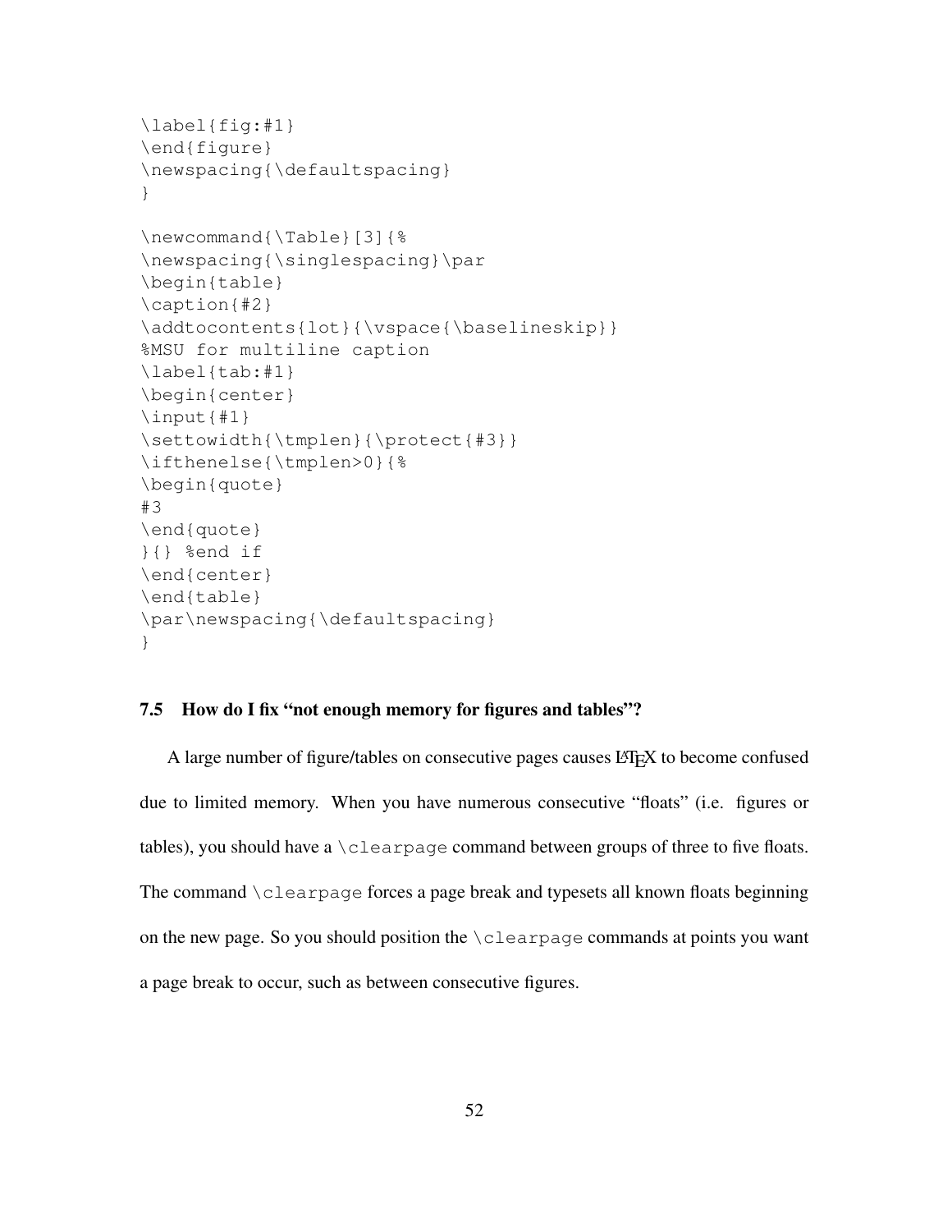```
\label{fig:#1}
\end{figure}
\newspacing{\defaultspacing}
}

\newcommand{\Table}[3]{%
\newspacing{\singlespacing}\par
\begin{table}
\caption{#2}
\addtocontents{lot}{\vspace{\baselineskip}}
%MSU for multiline caption
\label{tab:#1}
\begin{center}
\input{#1}
\settowidth{\tmplen}{\protect{#3}}
\ifthenelse{\tmplen>0}{%
\begin{quote}
#3
\end{quote}
}{} %end if
\end{center}
\end{table}
\par\newspacing{\defaultspacing}
}
```

### 7.5 How do I fix "not enough memory for figures and tables"?

A large number of figure/tables on consecutive pages causes LaTeX to become confused due to limited memory. When you have numerous consecutive "floats" (i.e. figures or tables), you should have a `\clearpage` command between groups of three to five floats. The command `\clearpage` forces a page break and typesets all known floats beginning on the new page. So you should position the `\clearpage` commands at points you want a page break to occur, such as between consecutive figures.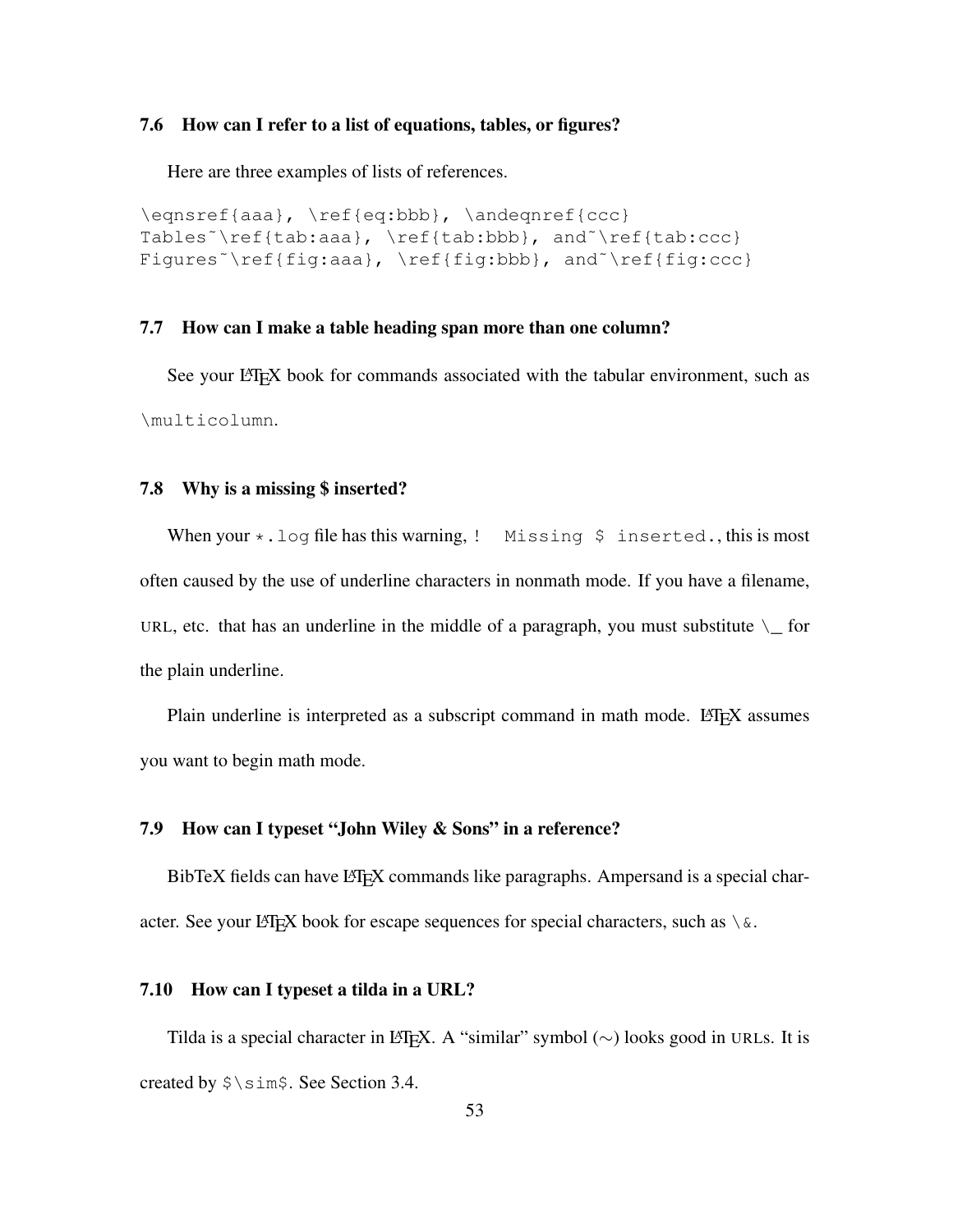### 7.6 How can I refer to a list of equations, tables, or figures?

Here are three examples of lists of references.

```
\eqnsref{aaa}, \ref{eq:bbb}, \andeqnref{ccc}
Tables~\ref{tab:aaa}, \ref{tab:bbb}, and~\ref{tab:ccc}
Figures~\ref{fig:aaa}, \ref{fig:bbb}, and~\ref{fig:ccc}
```

### 7.7 How can I make a table heading span more than one column?

See your LaTeX book for commands associated with the tabular environment, such as `\multicolumn`.

### 7.8 Why is a missing $ inserted?

When your `*.log` file has this warning, `! Missing $ inserted.`, this is most often caused by the use of underline characters in nonmath mode. If you have a filename, URL, etc. that has an underline in the middle of a paragraph, you must substitute `\_` for the plain underline.

Plain underline is interpreted as a subscript command in math mode. LaTeX assumes you want to begin math mode.

### 7.9 How can I typeset "John Wiley & Sons" in a reference?

BibTeX fields can have LaTeX commands like paragraphs. Ampersand is a special character. See your LaTeX book for escape sequences for special characters, such as `\&`.

### 7.10 How can I typeset a tilda in a URL?

Tilda is a special character in LaTeX. A "similar" symbol ($\sim$) looks good in URLs. It is created by `$\sim$`. See Section 3.4.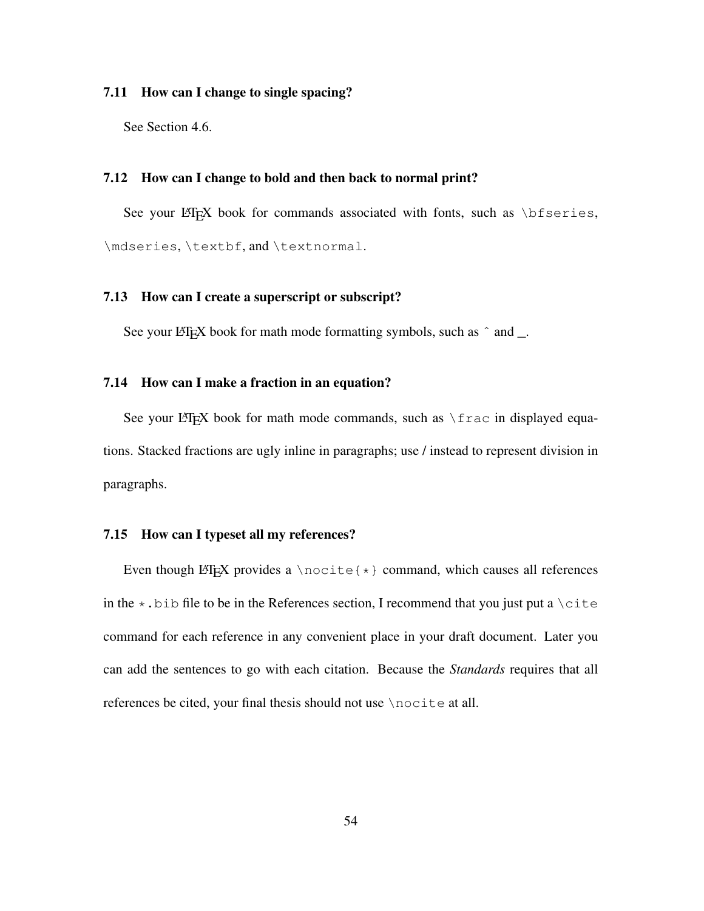### 7.11 How can I change to single spacing?

See Section 4.6.

### 7.12 How can I change to bold and then back to normal print?

See your LaTeX book for commands associated with fonts, such as `\bfseries`, `\mdseries`, `\textbf`, and `\textnormal`.

### 7.13 How can I create a superscript or subscript?

See your LaTeX book for math mode formatting symbols, such as ˆ and _.

### 7.14 How can I make a fraction in an equation?

See your LaTeX book for math mode commands, such as `\frac` in displayed equations. Stacked fractions are ugly inline in paragraphs; use / instead to represent division in paragraphs.

### 7.15 How can I typeset all my references?

Even though LaTeX provides a `\nocite{*}` command, which causes all references in the `*.bib` file to be in the References section, I recommend that you just put a `\cite` command for each reference in any convenient place in your draft document. Later you can add the sentences to go with each citation. Because the *Standards* requires that all references be cited, your final thesis should not use `\nocite` at all.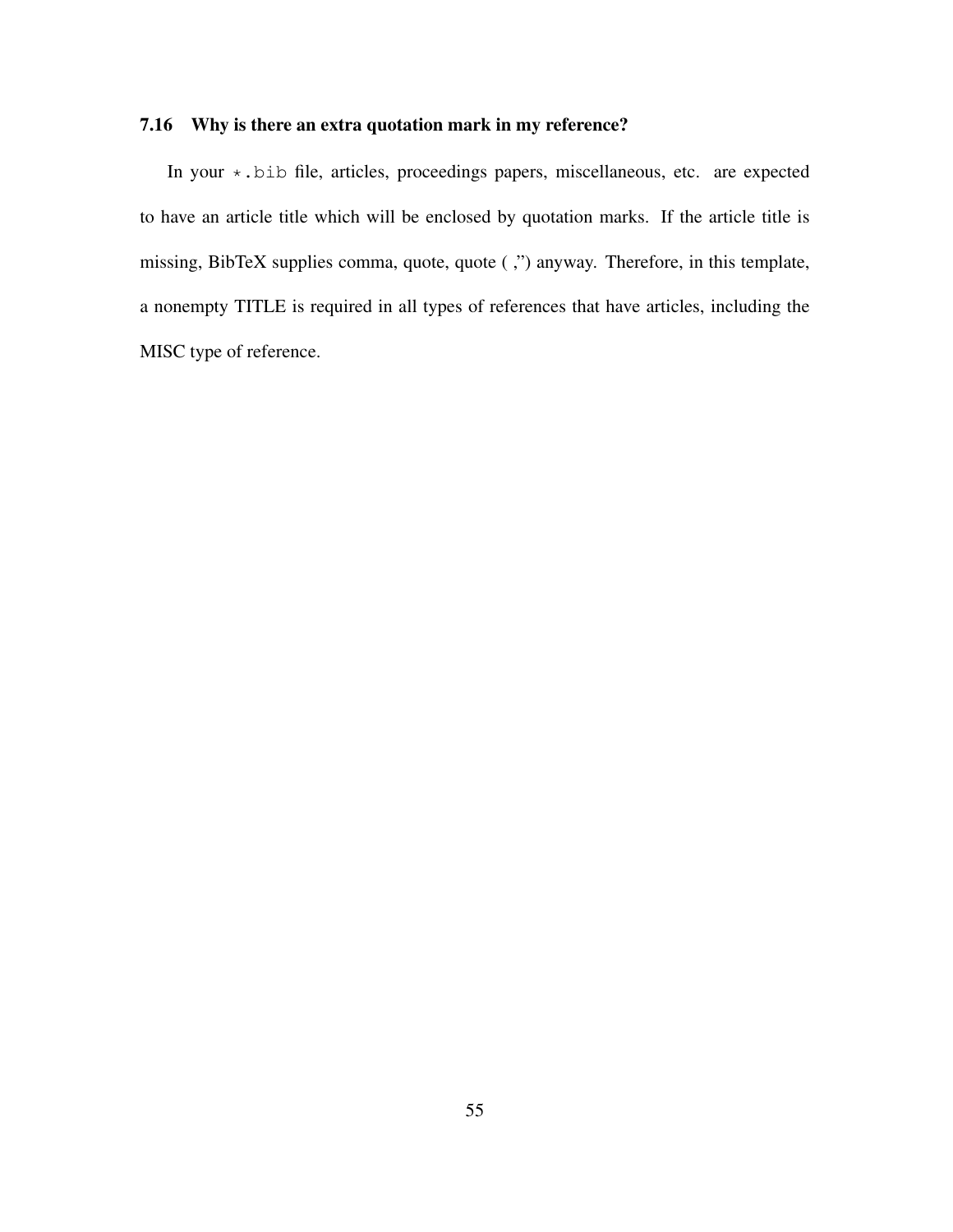### 7.16 Why is there an extra quotation mark in my reference?

In your `*.bib` file, articles, proceedings papers, miscellaneous, etc. are expected to have an article title which will be enclosed by quotation marks. If the article title is missing, BibTeX supplies comma, quote, quote ( ,") anyway. Therefore, in this template, a nonempty TITLE is required in all types of references that have articles, including the MISC type of reference.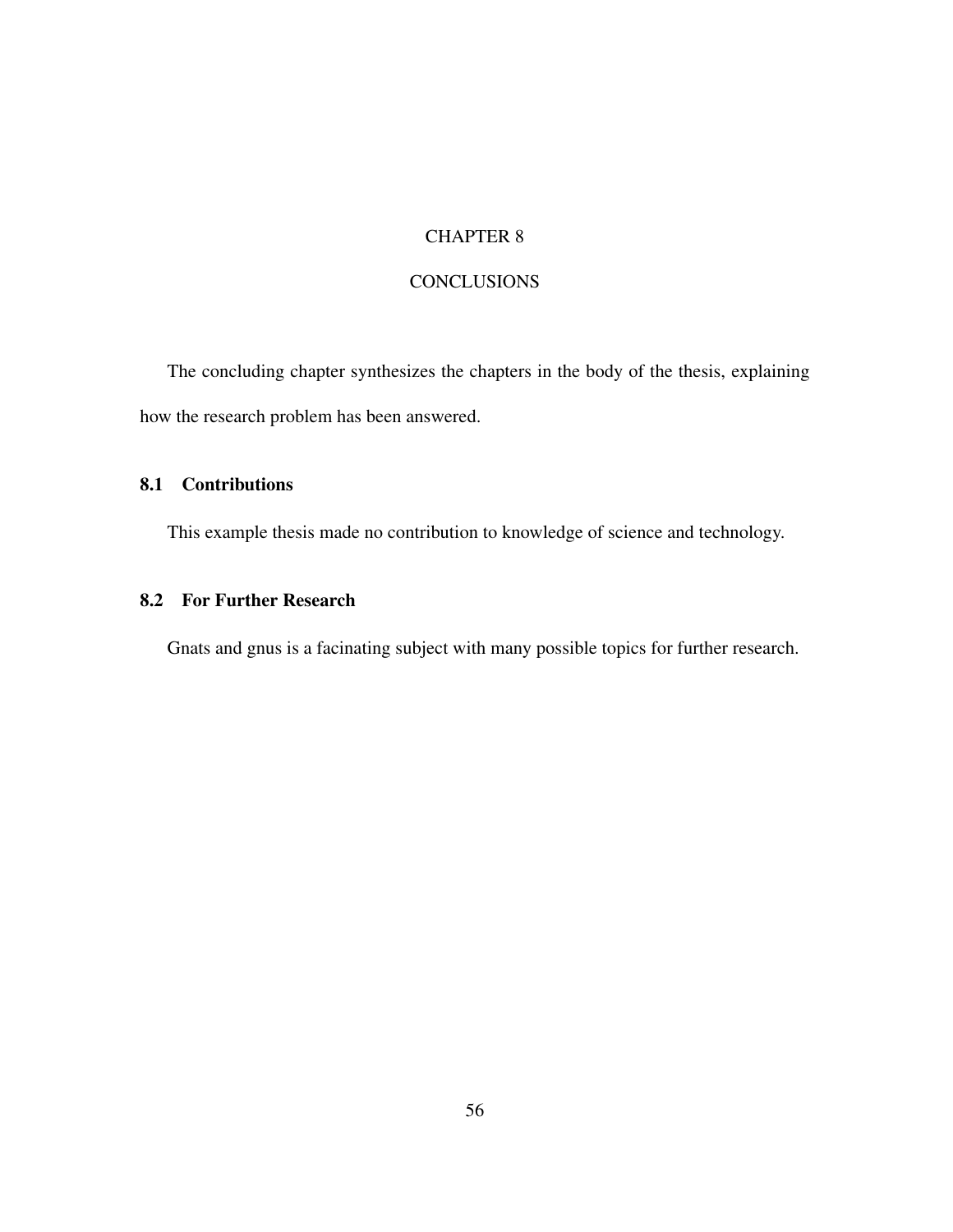# CHAPTER 8

# CONCLUSIONS

The concluding chapter synthesizes the chapters in the body of the thesis, explaining how the research problem has been answered.

## 8.1 Contributions

This example thesis made no contribution to knowledge of science and technology.

## 8.2 For Further Research

Gnats and gnus is a facinating subject with many possible topics for further research.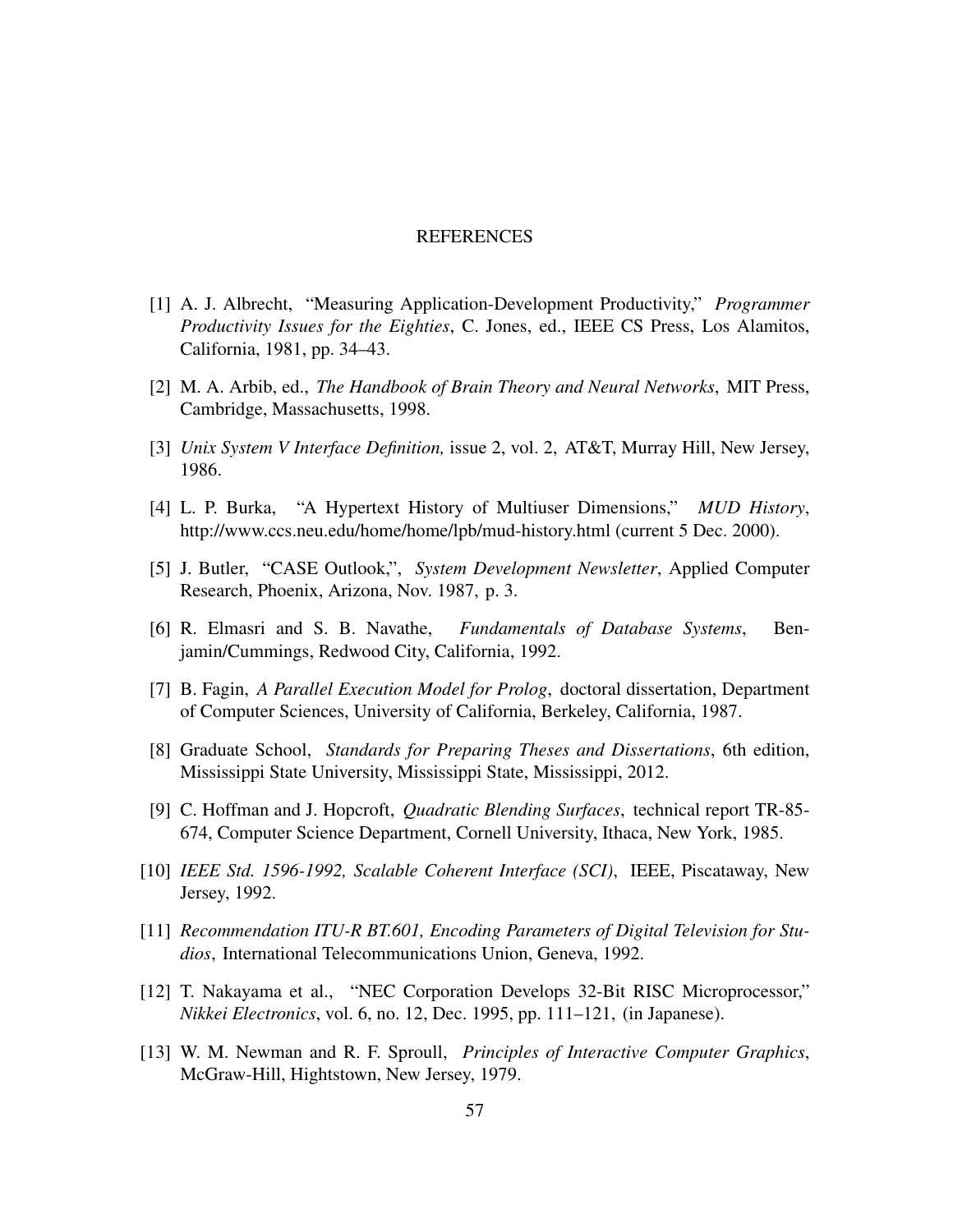# REFERENCES

[1] A. J. Albrecht, "Measuring Application-Development Productivity," *Programmer Productivity Issues for the Eighties*, C. Jones, ed., IEEE CS Press, Los Alamitos, California, 1981, pp. 34–43.

[2] M. A. Arbib, ed., *The Handbook of Brain Theory and Neural Networks*, MIT Press, Cambridge, Massachusetts, 1998.

[3] *Unix System V Interface Definition,* issue 2, vol. 2, AT&T, Murray Hill, New Jersey, 1986.

[4] L. P. Burka, "A Hypertext History of Multiuser Dimensions," *MUD History*, http://www.ccs.neu.edu/home/home/lpb/mud-history.html (current 5 Dec. 2000).

[5] J. Butler, "CASE Outlook,", *System Development Newsletter*, Applied Computer Research, Phoenix, Arizona, Nov. 1987, p. 3.

[6] R. Elmasri and S. B. Navathe, *Fundamentals of Database Systems*, Benjamin/Cummings, Redwood City, California, 1992.

[7] B. Fagin, *A Parallel Execution Model for Prolog*, doctoral dissertation, Department of Computer Sciences, University of California, Berkeley, California, 1987.

[8] Graduate School, *Standards for Preparing Theses and Dissertations*, 6th edition, Mississippi State University, Mississippi State, Mississippi, 2012.

[9] C. Hoffman and J. Hopcroft, *Quadratic Blending Surfaces*, technical report TR-85-674, Computer Science Department, Cornell University, Ithaca, New York, 1985.

[10] *IEEE Std. 1596-1992, Scalable Coherent Interface (SCI)*, IEEE, Piscataway, New Jersey, 1992.

[11] *Recommendation ITU-R BT.601, Encoding Parameters of Digital Television for Studios*, International Telecommunications Union, Geneva, 1992.

[12] T. Nakayama et al., "NEC Corporation Develops 32-Bit RISC Microprocessor," *Nikkei Electronics*, vol. 6, no. 12, Dec. 1995, pp. 111–121, (in Japanese).

[13] W. M. Newman and R. F. Sproull, *Principles of Interactive Computer Graphics*, McGraw-Hill, Hightstown, New Jersey, 1979.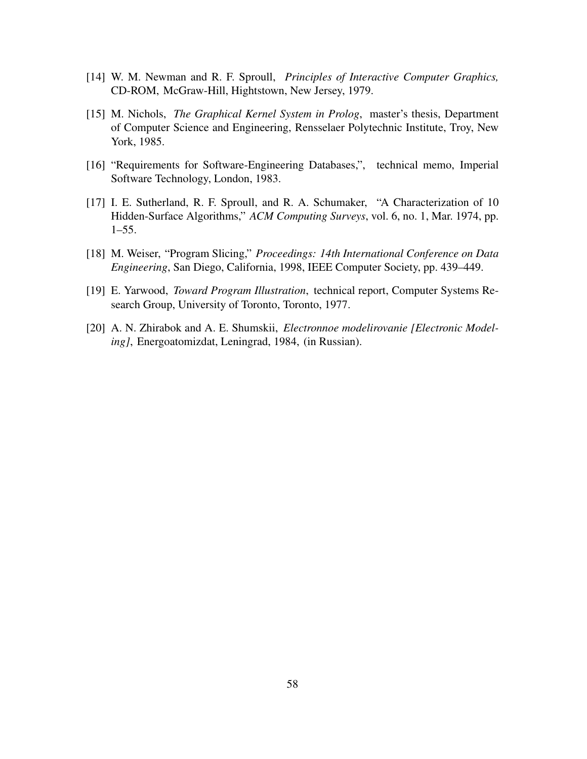[14] W. M. Newman and R. F. Sproull, *Principles of Interactive Computer Graphics,* CD-ROM, McGraw-Hill, Hightstown, New Jersey, 1979.

[15] M. Nichols, *The Graphical Kernel System in Prolog*, master's thesis, Department of Computer Science and Engineering, Rensselaer Polytechnic Institute, Troy, New York, 1985.

[16] "Requirements for Software-Engineering Databases,", technical memo, Imperial Software Technology, London, 1983.

[17] I. E. Sutherland, R. F. Sproull, and R. A. Schumaker, "A Characterization of 10 Hidden-Surface Algorithms," *ACM Computing Surveys*, vol. 6, no. 1, Mar. 1974, pp. 1–55.

[18] M. Weiser, "Program Slicing," *Proceedings: 14th International Conference on Data Engineering*, San Diego, California, 1998, IEEE Computer Society, pp. 439–449.

[19] E. Yarwood, *Toward Program Illustration*, technical report, Computer Systems Research Group, University of Toronto, Toronto, 1977.

[20] A. N. Zhirabok and A. E. Shumskii, *Electronnoe modelirovanie [Electronic Modeling]*, Energoatomizdat, Leningrad, 1984, (in Russian).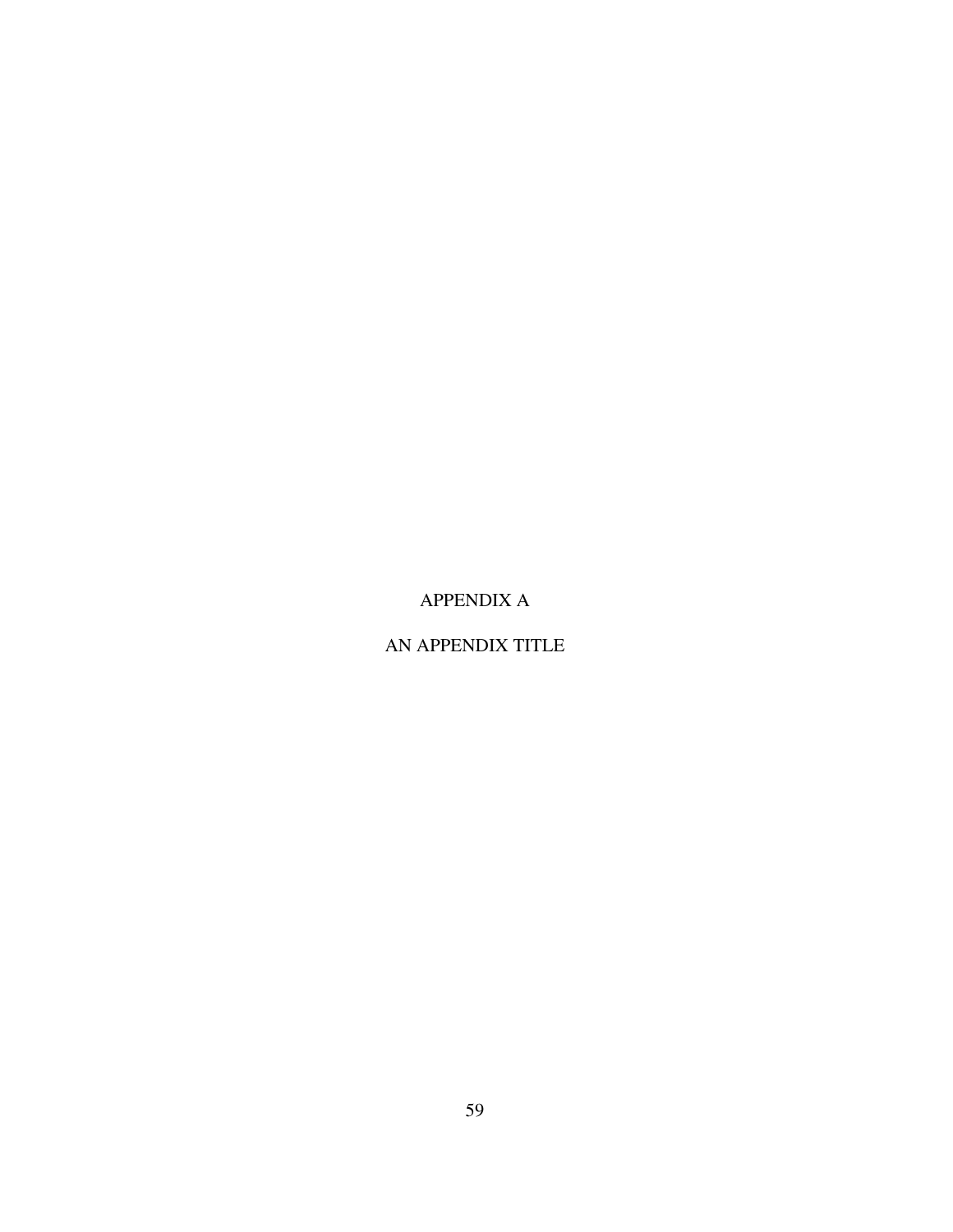# APPENDIX A

# AN APPENDIX TITLE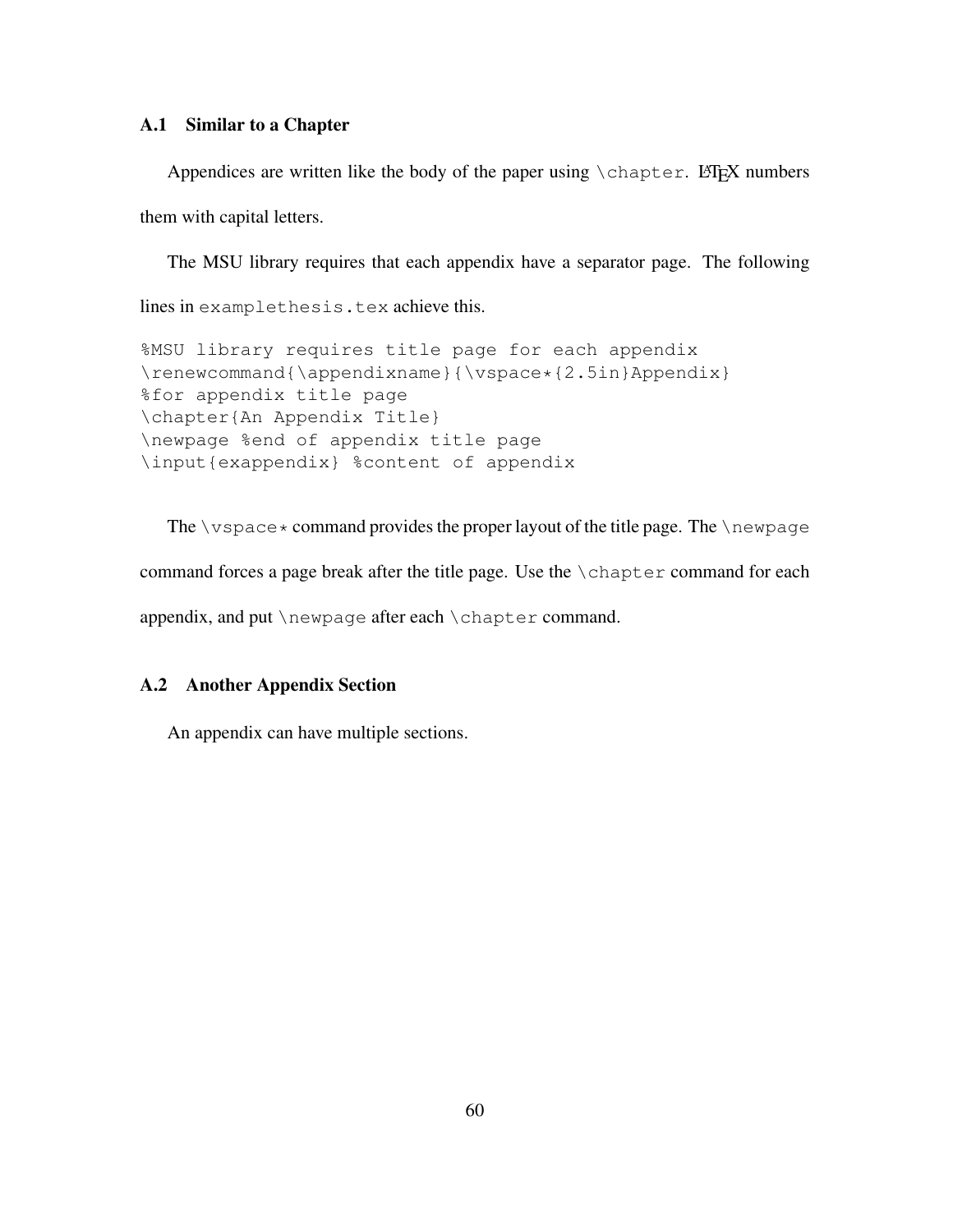## A.1 Similar to a Chapter

Appendices are written like the body of the paper using `\chapter`. LaTeX numbers them with capital letters.

The MSU library requires that each appendix have a separator page. The following lines in `examplethesis.tex` achieve this.

```
%MSU library requires title page for each appendix
\renewcommand{\appendixname}{\vspace*{2.5in}Appendix}
%for appendix title page
\chapter{An Appendix Title}
\newpage %end of appendix title page
\input{exappendix} %content of appendix
```

The `\vspace*` command provides the proper layout of the title page. The `\newpage` command forces a page break after the title page. Use the `\chapter` command for each appendix, and put `\newpage` after each `\chapter` command.

## A.2 Another Appendix Section

An appendix can have multiple sections.